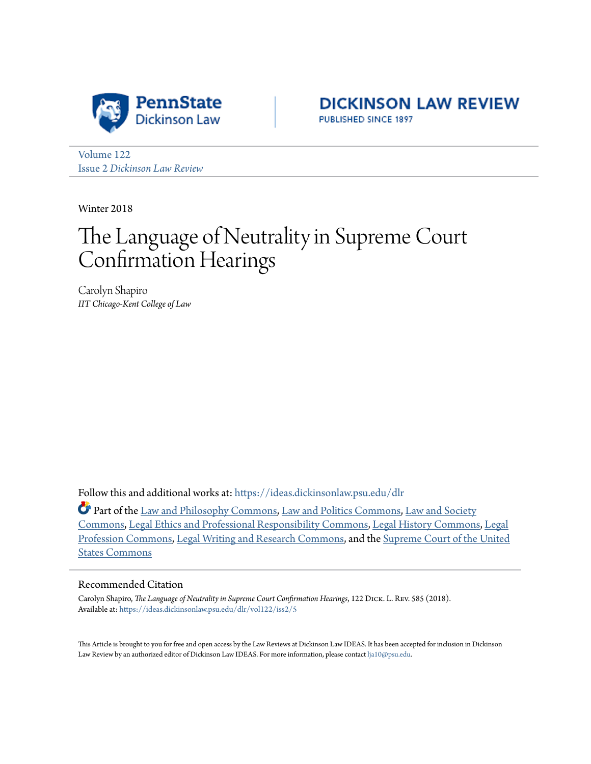PennState Dickinson Law

DICKINSON LAW REVIEW
PUBLISHED SINCE 1897

Volume 122
Issue 2 *Dickinson Law Review*

Winter 2018

# The Language of Neutrality in Supreme Court Confirmation Hearings

Carolyn Shapiro
*IIT Chicago-Kent College of Law*

Follow this and additional works at: https://ideas.dickinsonlaw.psu.edu/dlr

Part of the Law and Philosophy Commons, Law and Politics Commons, Law and Society Commons, Legal Ethics and Professional Responsibility Commons, Legal History Commons, Legal Profession Commons, Legal Writing and Research Commons, and the Supreme Court of the United States Commons

## Recommended Citation

Carolyn Shapiro, *The Language of Neutrality in Supreme Court Confirmation Hearings*, 122 DICK. L. REV. 585 (2018).
Available at: https://ideas.dickinsonlaw.psu.edu/dlr/vol122/iss2/5

This Article is brought to you for free and open access by the Law Reviews at Dickinson Law IDEAS. It has been accepted for inclusion in Dickinson Law Review by an authorized editor of Dickinson Law IDEAS. For more information, please contact lja10@psu.edu.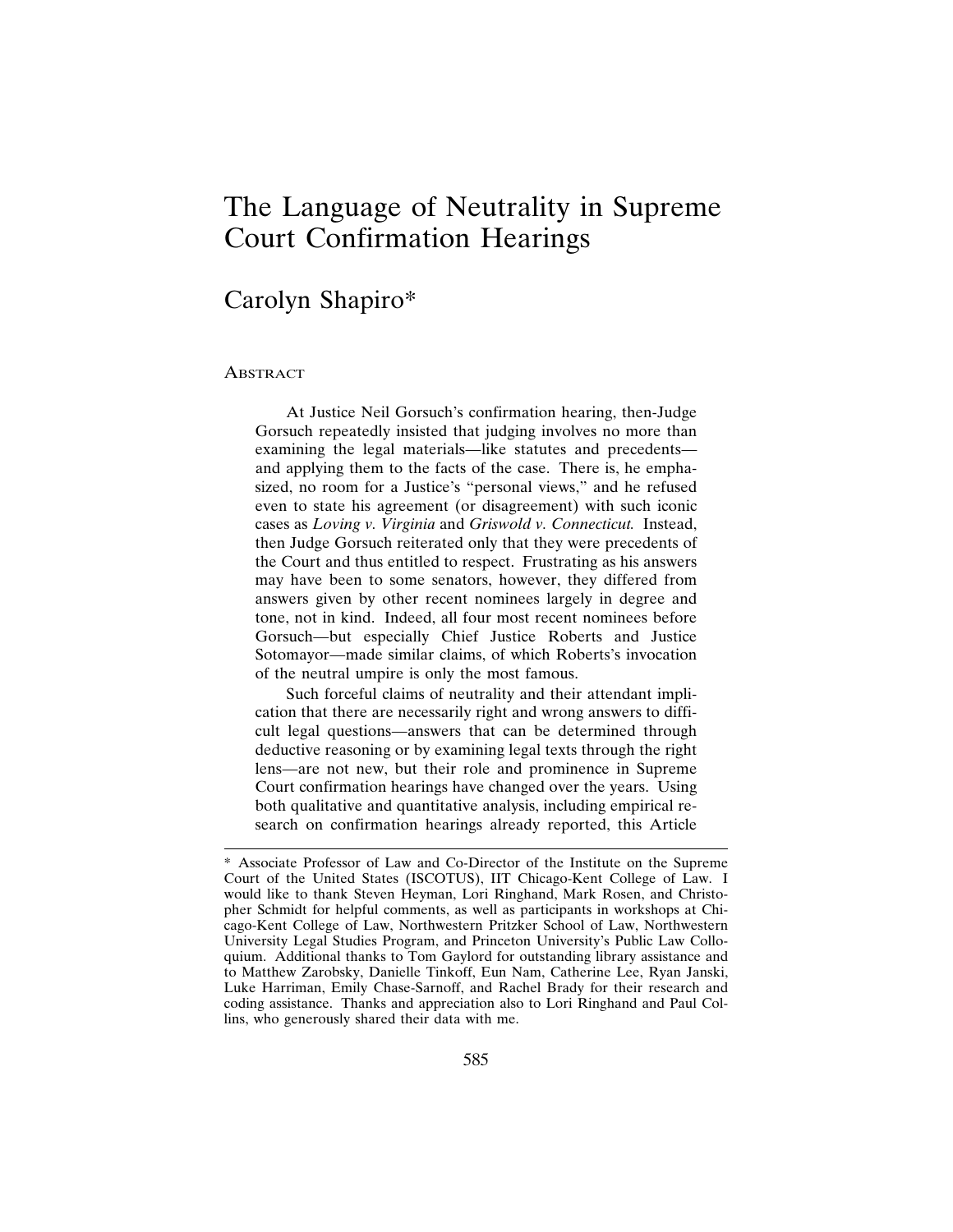# The Language of Neutrality in Supreme Court Confirmation Hearings

## Carolyn Shapiro*

Abstract

At Justice Neil Gorsuch's confirmation hearing, then-Judge Gorsuch repeatedly insisted that judging involves no more than examining the legal materials—like statutes and precedents—and applying them to the facts of the case. There is, he emphasized, no room for a Justice's "personal views," and he refused even to state his agreement (or disagreement) with such iconic cases as *Loving v. Virginia* and *Griswold v. Connecticut.* Instead, then Judge Gorsuch reiterated only that they were precedents of the Court and thus entitled to respect. Frustrating as his answers may have been to some senators, however, they differed from answers given by other recent nominees largely in degree and tone, not in kind. Indeed, all four most recent nominees before Gorsuch—but especially Chief Justice Roberts and Justice Sotomayor—made similar claims, of which Roberts's invocation of the neutral umpire is only the most famous.

Such forceful claims of neutrality and their attendant implication that there are necessarily right and wrong answers to difficult legal questions—answers that can be determined through deductive reasoning or by examining legal texts through the right lens—are not new, but their role and prominence in Supreme Court confirmation hearings have changed over the years. Using both qualitative and quantitative analysis, including empirical research on confirmation hearings already reported, this Article

---

\* Associate Professor of Law and Co-Director of the Institute on the Supreme Court of the United States (ISCOTUS), IIT Chicago-Kent College of Law. I would like to thank Steven Heyman, Lori Ringhand, Mark Rosen, and Christopher Schmidt for helpful comments, as well as participants in workshops at Chicago-Kent College of Law, Northwestern Pritzker School of Law, Northwestern University Legal Studies Program, and Princeton University's Public Law Colloquium. Additional thanks to Tom Gaylord for outstanding library assistance and to Matthew Zarobsky, Danielle Tinkoff, Eun Nam, Catherine Lee, Ryan Janski, Luke Harriman, Emily Chase-Sarnoff, and Rachel Brady for their research and coding assistance. Thanks and appreciation also to Lori Ringhand and Paul Collins, who generously shared their data with me.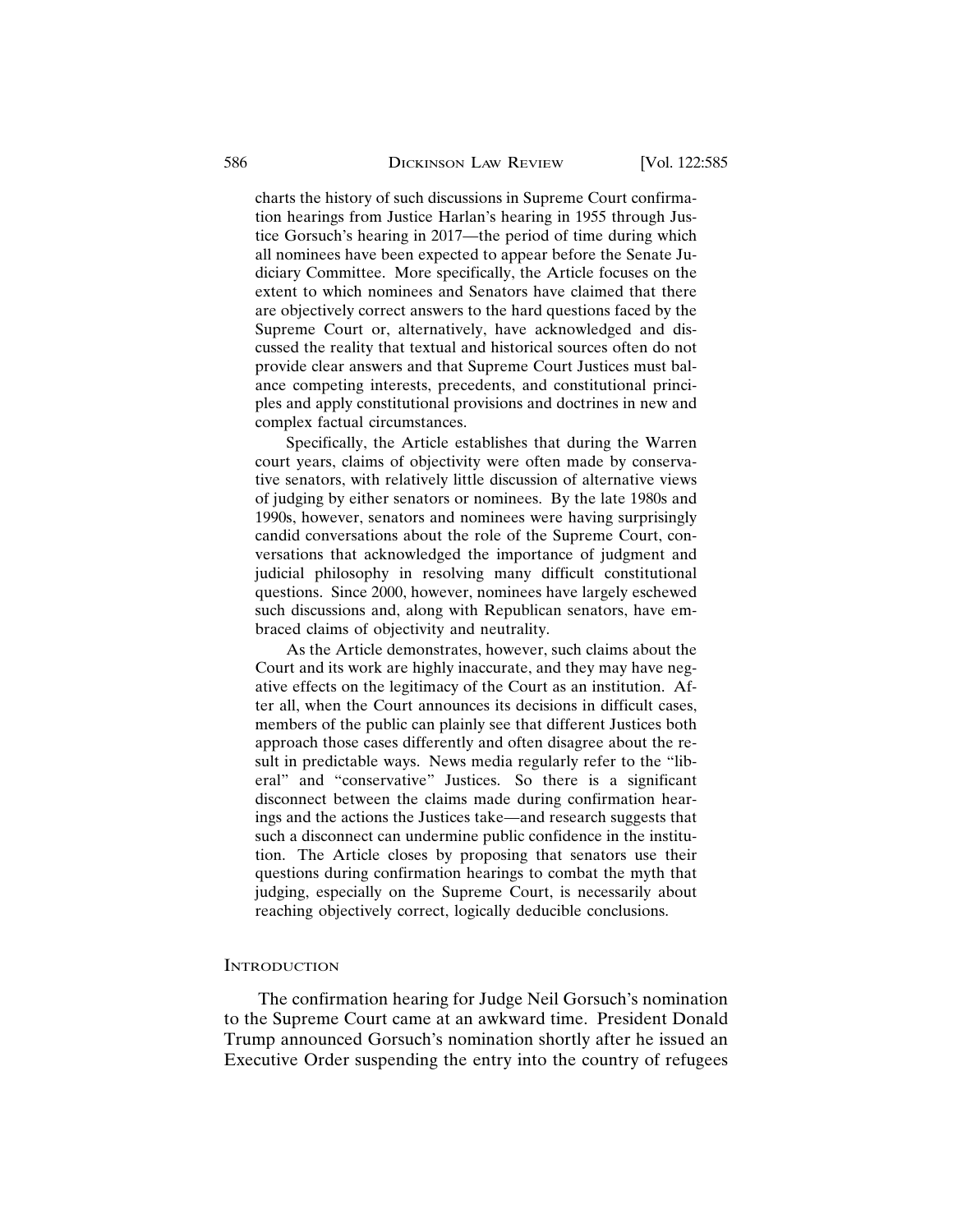charts the history of such discussions in Supreme Court confirmation hearings from Justice Harlan's hearing in 1955 through Justice Gorsuch's hearing in 2017—the period of time during which all nominees have been expected to appear before the Senate Judiciary Committee. More specifically, the Article focuses on the extent to which nominees and Senators have claimed that there are objectively correct answers to the hard questions faced by the Supreme Court or, alternatively, have acknowledged and discussed the reality that textual and historical sources often do not provide clear answers and that Supreme Court Justices must balance competing interests, precedents, and constitutional principles and apply constitutional provisions and doctrines in new and complex factual circumstances.

Specifically, the Article establishes that during the Warren court years, claims of objectivity were often made by conservative senators, with relatively little discussion of alternative views of judging by either senators or nominees. By the late 1980s and 1990s, however, senators and nominees were having surprisingly candid conversations about the role of the Supreme Court, conversations that acknowledged the importance of judgment and judicial philosophy in resolving many difficult constitutional questions. Since 2000, however, nominees have largely eschewed such discussions and, along with Republican senators, have embraced claims of objectivity and neutrality.

As the Article demonstrates, however, such claims about the Court and its work are highly inaccurate, and they may have negative effects on the legitimacy of the Court as an institution. After all, when the Court announces its decisions in difficult cases, members of the public can plainly see that different Justices both approach those cases differently and often disagree about the result in predictable ways. News media regularly refer to the "liberal" and "conservative" Justices. So there is a significant disconnect between the claims made during confirmation hearings and the actions the Justices take—and research suggests that such a disconnect can undermine public confidence in the institution. The Article closes by proposing that senators use their questions during confirmation hearings to combat the myth that judging, especially on the Supreme Court, is necessarily about reaching objectively correct, logically deducible conclusions.

## Introduction

The confirmation hearing for Judge Neil Gorsuch's nomination to the Supreme Court came at an awkward time. President Donald Trump announced Gorsuch's nomination shortly after he issued an Executive Order suspending the entry into the country of refugees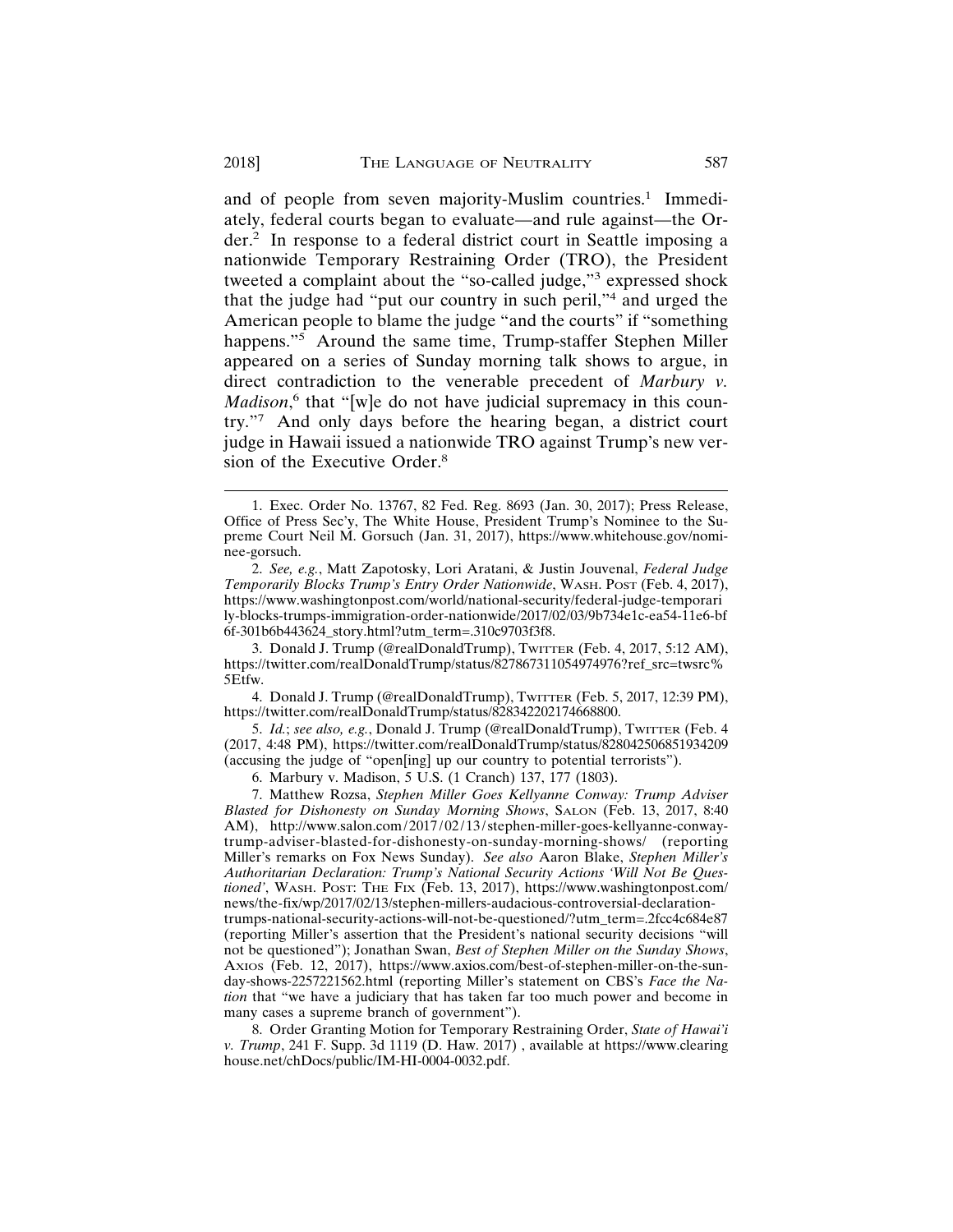and of people from seven majority-Muslim countries.[1] Immediately, federal courts began to evaluate—and rule against—the Order.[2] In response to a federal district court in Seattle imposing a nationwide Temporary Restraining Order (TRO), the President tweeted a complaint about the "so-called judge,"[3] expressed shock that the judge had "put our country in such peril,"[4] and urged the American people to blame the judge "and the courts" if "something happens."[5] Around the same time, Trump-staffer Stephen Miller appeared on a series of Sunday morning talk shows to argue, in direct contradiction to the venerable precedent of *Marbury v. Madison*,[6] that "[w]e do not have judicial supremacy in this country."[7] And only days before the hearing began, a district court judge in Hawaii issued a nationwide TRO against Trump's new version of the Executive Order.[8]

---

1. Exec. Order No. 13767, 82 Fed. Reg. 8693 (Jan. 30, 2017); Press Release, Office of Press Sec'y, The White House, President Trump's Nominee to the Supreme Court Neil M. Gorsuch (Jan. 31, 2017), https://www.whitehouse.gov/nominee-gorsuch.

2. *See, e.g.*, Matt Zapotosky, Lori Aratani, & Justin Jouvenal, *Federal Judge Temporarily Blocks Trump's Entry Order Nationwide*, WASH. POST (Feb. 4, 2017), https://www.washingtonpost.com/world/national-security/federal-judge-temporarily-blocks-trumps-immigration-order-nationwide/2017/02/03/9b734e1c-ea54-11e6-bf6f-301b6b443624_story.html?utm_term=.310c9703f3f8.

3. Donald J. Trump (@realDonaldTrump), TWITTER (Feb. 4, 2017, 5:12 AM), https://twitter.com/realDonaldTrump/status/827867311054974976?ref_src=twsrc%5Etfw.

4. Donald J. Trump (@realDonaldTrump), TWITTER (Feb. 5, 2017, 12:39 PM), https://twitter.com/realDonaldTrump/status/828342202174668800.

5. *Id.*; *see also, e.g.*, Donald J. Trump (@realDonaldTrump), TWITTER (Feb. 4 (2017, 4:48 PM), https://twitter.com/realDonaldTrump/status/828042506851934209 (accusing the judge of "open[ing] up our country to potential terrorists").

6. Marbury v. Madison, 5 U.S. (1 Cranch) 137, 177 (1803).

7. Matthew Rozsa, *Stephen Miller Goes Kellyanne Conway: Trump Adviser Blasted for Dishonesty on Sunday Morning Shows*, SALON (Feb. 13, 2017, 8:40 AM), http://www.salon.com/2017/02/13/stephen-miller-goes-kellyanne-conway-trump-adviser-blasted-for-dishonesty-on-sunday-morning-shows/ (reporting Miller's remarks on Fox News Sunday). *See also* Aaron Blake, *Stephen Miller's Authoritarian Declaration: Trump's National Security Actions 'Will Not Be Questioned'*, WASH. POST: THE FIX (Feb. 13, 2017), https://www.washingtonpost.com/news/the-fix/wp/2017/02/13/stephen-millers-audacious-controversial-declaration-trumps-national-security-actions-will-not-be-questioned/?utm_term=.2fcc4c684e87 (reporting Miller's assertion that the President's national security decisions "will not be questioned"); Jonathan Swan, *Best of Stephen Miller on the Sunday Shows*, AXIOS (Feb. 12, 2017), https://www.axios.com/best-of-stephen-miller-on-the-sunday-shows-2257221562.html (reporting Miller's statement on CBS's *Face the Nation* that "we have a judiciary that has taken far too much power and become in many cases a supreme branch of government").

8. Order Granting Motion for Temporary Restraining Order, *State of Hawai'i v. Trump*, 241 F. Supp. 3d 1119 (D. Haw. 2017) , available at https://www.clearinghouse.net/chDocs/public/IM-HI-0004-0032.pdf.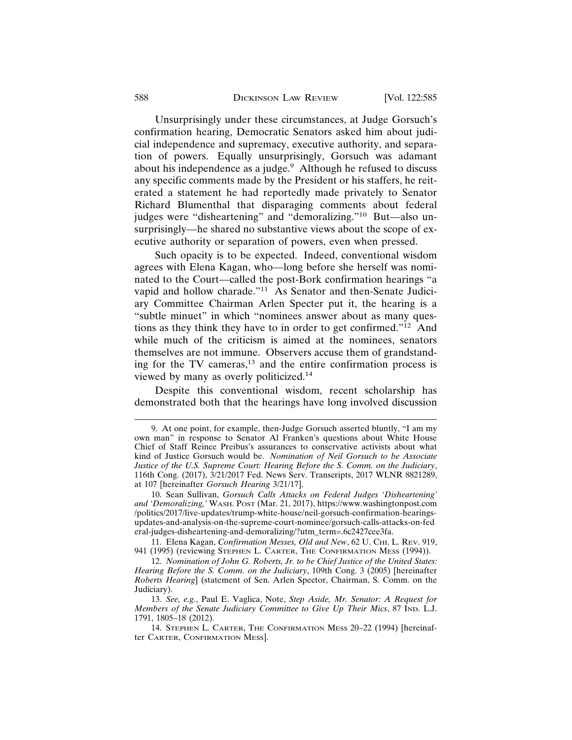Unsurprisingly under these circumstances, at Judge Gorsuch's confirmation hearing, Democratic Senators asked him about judicial independence and supremacy, executive authority, and separation of powers. Equally unsurprisingly, Gorsuch was adamant about his independence as a judge.[9] Although he refused to discuss any specific comments made by the President or his staffers, he reiterated a statement he had reportedly made privately to Senator Richard Blumenthal that disparaging comments about federal judges were "disheartening" and "demoralizing."[10] But—also unsurprisingly—he shared no substantive views about the scope of executive authority or separation of powers, even when pressed.

Such opacity is to be expected. Indeed, conventional wisdom agrees with Elena Kagan, who—long before she herself was nominated to the Court—called the post-Bork confirmation hearings "a vapid and hollow charade."[11] As Senator and then-Senate Judiciary Committee Chairman Arlen Specter put it, the hearing is a "subtle minuet" in which "nominees answer about as many questions as they think they have to in order to get confirmed."[12] And while much of the criticism is aimed at the nominees, senators themselves are not immune. Observers accuse them of grandstanding for the TV cameras,[13] and the entire confirmation process is viewed by many as overly politicized.[14]

Despite this conventional wisdom, recent scholarship has demonstrated both that the hearings have long involved discussion

---

9. At one point, for example, then-Judge Gorsuch asserted bluntly, "I am my own man" in response to Senator Al Franken's questions about White House Chief of Staff Reince Preibus's assurances to conservative activists about what kind of Justice Gorsuch would be. *Nomination of Neil Gorsuch to be Associate Justice of the U.S. Supreme Court: Hearing Before the S. Comm. on the Judiciary*, 116th Cong. (2017), 3/21/2017 Fed. News Serv. Transcripts, 2017 WLNR 8821289, at 107 [hereinafter *Gorsuch Hearing* 3/21/17].

10. Sean Sullivan, *Gorsuch Calls Attacks on Federal Judges 'Disheartening' and 'Demoralizing,'* WASH. POST (Mar. 21, 2017), https://www.washingtonpost.com/politics/2017/live-updates/trump-white-house/neil-gorsuch-confirmation-hearings-updates-and-analysis-on-the-supreme-court-nominee/gorsuch-calls-attacks-on-federal-judges-disheartening-and-demoralizing/?utm_term=.6c2427cee3fa.

11. Elena Kagan, *Confirmation Messes, Old and New*, 62 U. CHI. L. REV. 919, 941 (1995) (reviewing STEPHEN L. CARTER, THE CONFIRMATION MESS (1994)).

12. *Nomination of John G. Roberts, Jr. to be Chief Justice of the United States: Hearing Before the S. Comm. on the Judiciary*, 109th Cong. 3 (2005) [hereinafter *Roberts Hearing*] (statement of Sen. Arlen Spector, Chairman, S. Comm. on the Judiciary).

13. *See, e.g.*, Paul E. Vaglica, Note, *Step Aside, Mr. Senator: A Request for Members of the Senate Judiciary Committee to Give Up Their Mics*, 87 IND. L.J. 1791, 1805–18 (2012).

14. STEPHEN L. CARTER, THE CONFIRMATION MESS 20–22 (1994) [hereinafter CARTER, CONFIRMATION MESS].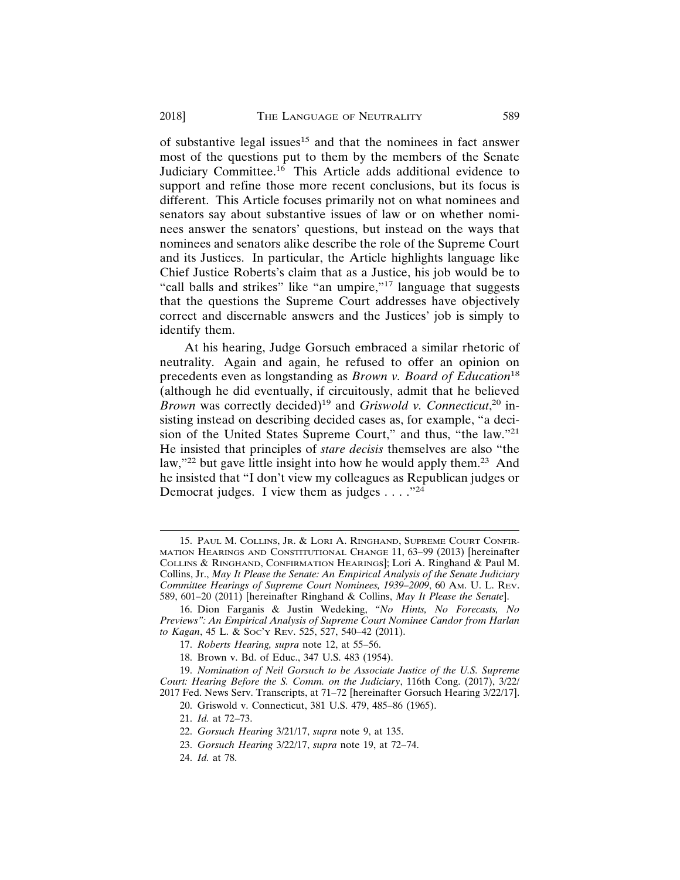of substantive legal issues[15] and that the nominees in fact answer most of the questions put to them by the members of the Senate Judiciary Committee.[16] This Article adds additional evidence to support and refine those more recent conclusions, but its focus is different. This Article focuses primarily not on what nominees and senators say about substantive issues of law or on whether nominees answer the senators' questions, but instead on the ways that nominees and senators alike describe the role of the Supreme Court and its Justices. In particular, the Article highlights language like Chief Justice Roberts's claim that as a Justice, his job would be to "call balls and strikes" like "an umpire,"[17] language that suggests that the questions the Supreme Court addresses have objectively correct and discernable answers and the Justices' job is simply to identify them.

At his hearing, Judge Gorsuch embraced a similar rhetoric of neutrality. Again and again, he refused to offer an opinion on precedents even as longstanding as *Brown v. Board of Education*[18] (although he did eventually, if circuitously, admit that he believed *Brown* was correctly decided)[19] and *Griswold v. Connecticut*,[20] insisting instead on describing decided cases as, for example, "a decision of the United States Supreme Court," and thus, "the law."[21] He insisted that principles of *stare decisis* themselves are also "the law,"[22] but gave little insight into how he would apply them.[23] And he insisted that "I don't view my colleagues as Republican judges or Democrat judges. I view them as judges . . . ."[24]

---

15. Paul M. Collins, Jr. & Lori A. Ringhand, Supreme Court Confirmation Hearings and Constitutional Change 11, 63–99 (2013) [hereinafter Collins & Ringhand, Confirmation Hearings]; Lori A. Ringhand & Paul M. Collins, Jr., *May It Please the Senate: An Empirical Analysis of the Senate Judiciary Committee Hearings of Supreme Court Nominees, 1939–2009*, 60 Am. U. L. Rev. 589, 601–20 (2011) [hereinafter Ringhand & Collins, *May It Please the Senate*].

16. Dion Farganis & Justin Wedeking, *"No Hints, No Forecasts, No Previews": An Empirical Analysis of Supreme Court Nominee Candor from Harlan to Kagan*, 45 L. & Soc'y Rev. 525, 527, 540–42 (2011).

17. *Roberts Hearing, supra* note 12, at 55–56.

18. Brown v. Bd. of Educ., 347 U.S. 483 (1954).

19. *Nomination of Neil Gorsuch to be Associate Justice of the U.S. Supreme Court: Hearing Before the S. Comm. on the Judiciary*, 116th Cong. (2017), 3/22/2017 Fed. News Serv. Transcripts, at 71–72 [hereinafter Gorsuch Hearing 3/22/17].

20. Griswold v. Connecticut, 381 U.S. 479, 485–86 (1965).

21. *Id.* at 72–73.

22. *Gorsuch Hearing* 3/21/17, *supra* note 9, at 135.

23. *Gorsuch Hearing* 3/22/17, *supra* note 19, at 72–74.

24. *Id.* at 78.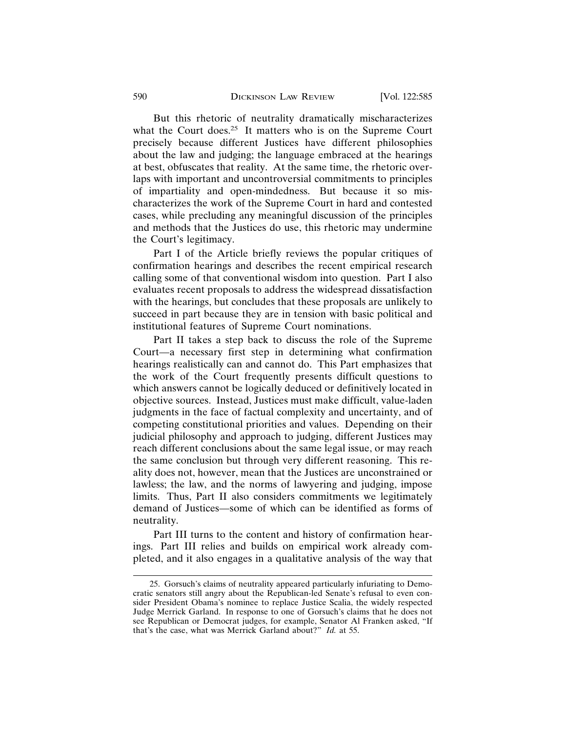But this rhetoric of neutrality dramatically mischaracterizes what the Court does.[25] It matters who is on the Supreme Court precisely because different Justices have different philosophies about the law and judging; the language embraced at the hearings at best, obfuscates that reality. At the same time, the rhetoric overlaps with important and uncontroversial commitments to principles of impartiality and open-mindedness. But because it so mischaracterizes the work of the Supreme Court in hard and contested cases, while precluding any meaningful discussion of the principles and methods that the Justices do use, this rhetoric may undermine the Court's legitimacy.

Part I of the Article briefly reviews the popular critiques of confirmation hearings and describes the recent empirical research calling some of that conventional wisdom into question. Part I also evaluates recent proposals to address the widespread dissatisfaction with the hearings, but concludes that these proposals are unlikely to succeed in part because they are in tension with basic political and institutional features of Supreme Court nominations.

Part II takes a step back to discuss the role of the Supreme Court—a necessary first step in determining what confirmation hearings realistically can and cannot do. This Part emphasizes that the work of the Court frequently presents difficult questions to which answers cannot be logically deduced or definitively located in objective sources. Instead, Justices must make difficult, value-laden judgments in the face of factual complexity and uncertainty, and of competing constitutional priorities and values. Depending on their judicial philosophy and approach to judging, different Justices may reach different conclusions about the same legal issue, or may reach the same conclusion but through very different reasoning. This reality does not, however, mean that the Justices are unconstrained or lawless; the law, and the norms of lawyering and judging, impose limits. Thus, Part II also considers commitments we legitimately demand of Justices—some of which can be identified as forms of neutrality.

Part III turns to the content and history of confirmation hearings. Part III relies and builds on empirical work already completed, and it also engages in a qualitative analysis of the way that

---

25. Gorsuch's claims of neutrality appeared particularly infuriating to Democratic senators still angry about the Republican-led Senate's refusal to even consider President Obama's nominee to replace Justice Scalia, the widely respected Judge Merrick Garland. In response to one of Gorsuch's claims that he does not see Republican or Democrat judges, for example, Senator Al Franken asked, "If that's the case, what was Merrick Garland about?" *Id.* at 55.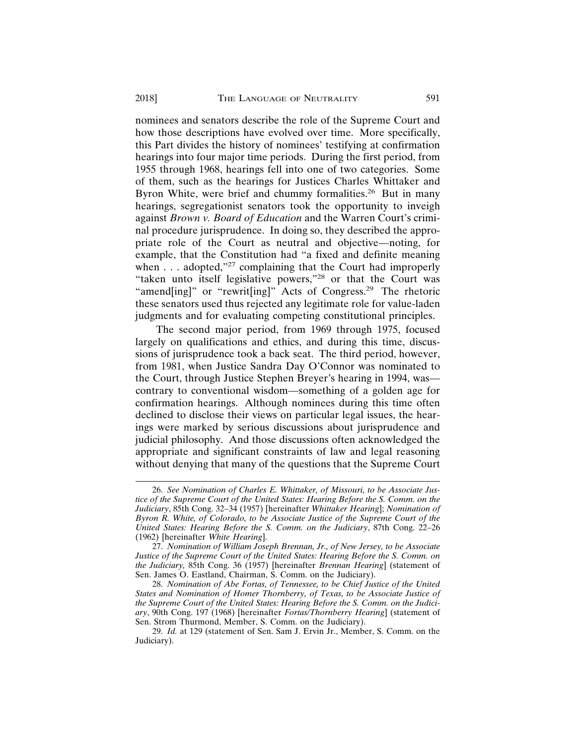nominees and senators describe the role of the Supreme Court and how those descriptions have evolved over time. More specifically, this Part divides the history of nominees' testifying at confirmation hearings into four major time periods. During the first period, from 1955 through 1968, hearings fell into one of two categories. Some of them, such as the hearings for Justices Charles Whittaker and Byron White, were brief and chummy formalities.[26] But in many hearings, segregationist senators took the opportunity to inveigh against *Brown v. Board of Education* and the Warren Court's criminal procedure jurisprudence. In doing so, they described the appropriate role of the Court as neutral and objective—noting, for example, that the Constitution had "a fixed and definite meaning when . . . adopted,"[27] complaining that the Court had improperly "taken unto itself legislative powers,"[28] or that the Court was "amend[ing]" or "rewrit[ing]" Acts of Congress.[29] The rhetoric these senators used thus rejected any legitimate role for value-laden judgments and for evaluating competing constitutional principles.

The second major period, from 1969 through 1975, focused largely on qualifications and ethics, and during this time, discussions of jurisprudence took a back seat. The third period, however, from 1981, when Justice Sandra Day O'Connor was nominated to the Court, through Justice Stephen Breyer's hearing in 1994, was—contrary to conventional wisdom—something of a golden age for confirmation hearings. Although nominees during this time often declined to disclose their views on particular legal issues, the hearings were marked by serious discussions about jurisprudence and judicial philosophy. And those discussions often acknowledged the appropriate and significant constraints of law and legal reasoning without denying that many of the questions that the Supreme Court

---

26. *See Nomination of Charles E. Whittaker, of Missouri, to be Associate Justice of the Supreme Court of the United States: Hearing Before the S. Comm. on the Judiciary*, 85th Cong. 32–34 (1957) [hereinafter *Whittaker Hearing*]; *Nomination of Byron R. White, of Colorado, to be Associate Justice of the Supreme Court of the United States: Hearing Before the S. Comm. on the Judiciary*, 87th Cong. 22–26 (1962) [hereinafter *White Hearing*].

27. *Nomination of William Joseph Brennan, Jr., of New Jersey, to be Associate Justice of the Supreme Court of the United States: Hearing Before the S. Comm. on the Judiciary,* 85th Cong. 36 (1957) [hereinafter *Brennan Hearing*] (statement of Sen. James O. Eastland, Chairman, S. Comm. on the Judiciary).

28. *Nomination of Abe Fortas, of Tennessee, to be Chief Justice of the United States and Nomination of Homer Thornberry, of Texas, to be Associate Justice of the Supreme Court of the United States: Hearing Before the S. Comm. on the Judiciary*, 90th Cong. 197 (1968) [hereinafter *Fortas/Thornberry Hearing*] (statement of Sen. Strom Thurmond, Member, S. Comm. on the Judiciary).

29. *Id.* at 129 (statement of Sen. Sam J. Ervin Jr., Member, S. Comm. on the Judiciary).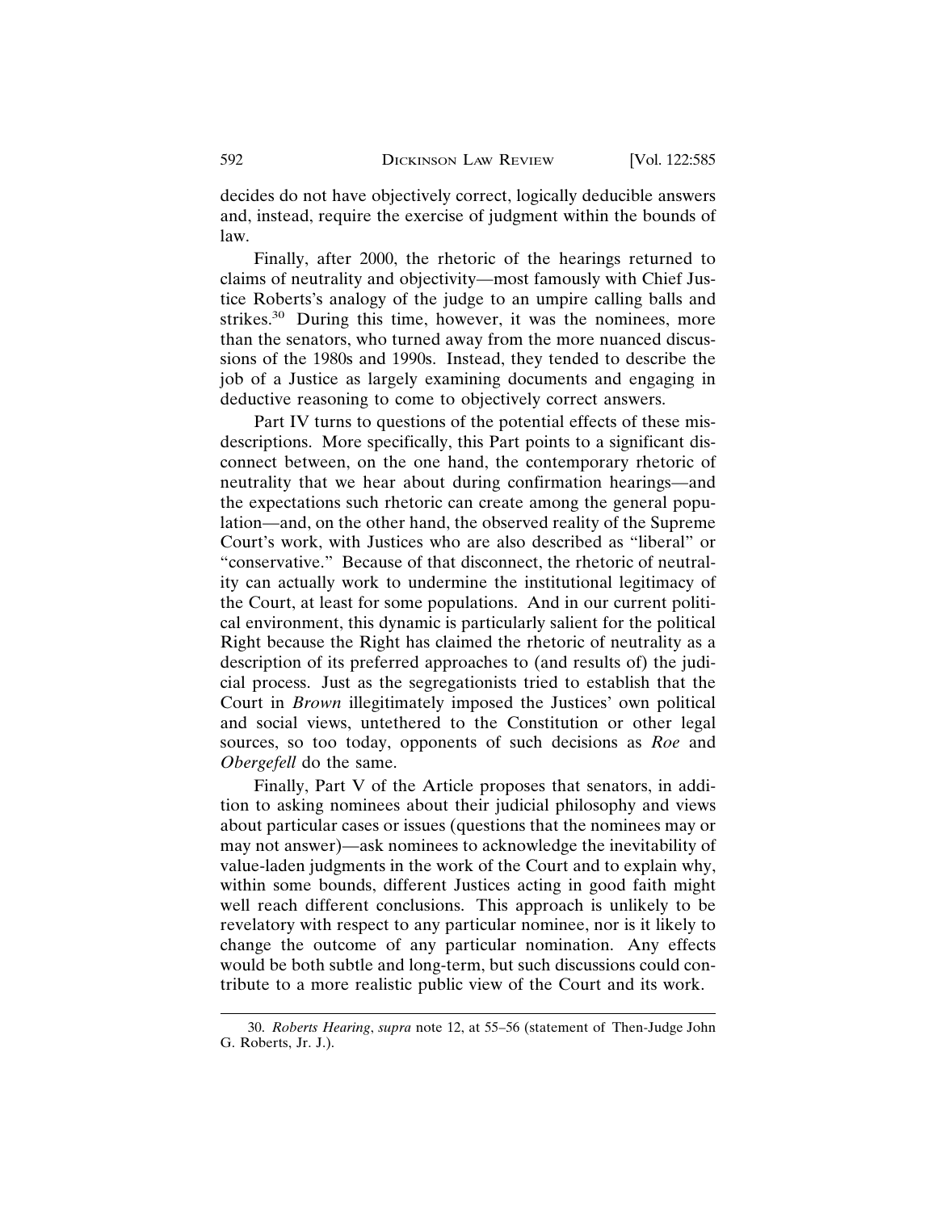decides do not have objectively correct, logically deducible answers and, instead, require the exercise of judgment within the bounds of law.

Finally, after 2000, the rhetoric of the hearings returned to claims of neutrality and objectivity—most famously with Chief Justice Roberts's analogy of the judge to an umpire calling balls and strikes.[30] During this time, however, it was the nominees, more than the senators, who turned away from the more nuanced discussions of the 1980s and 1990s. Instead, they tended to describe the job of a Justice as largely examining documents and engaging in deductive reasoning to come to objectively correct answers.

Part IV turns to questions of the potential effects of these misdescriptions. More specifically, this Part points to a significant disconnect between, on the one hand, the contemporary rhetoric of neutrality that we hear about during confirmation hearings—and the expectations such rhetoric can create among the general population—and, on the other hand, the observed reality of the Supreme Court's work, with Justices who are also described as "liberal" or "conservative." Because of that disconnect, the rhetoric of neutrality can actually work to undermine the institutional legitimacy of the Court, at least for some populations. And in our current political environment, this dynamic is particularly salient for the political Right because the Right has claimed the rhetoric of neutrality as a description of its preferred approaches to (and results of) the judicial process. Just as the segregationists tried to establish that the Court in *Brown* illegitimately imposed the Justices' own political and social views, untethered to the Constitution or other legal sources, so too today, opponents of such decisions as *Roe* and *Obergefell* do the same.

Finally, Part V of the Article proposes that senators, in addition to asking nominees about their judicial philosophy and views about particular cases or issues (questions that the nominees may or may not answer)—ask nominees to acknowledge the inevitability of value-laden judgments in the work of the Court and to explain why, within some bounds, different Justices acting in good faith might well reach different conclusions. This approach is unlikely to be revelatory with respect to any particular nominee, nor is it likely to change the outcome of any particular nomination. Any effects would be both subtle and long-term, but such discussions could contribute to a more realistic public view of the Court and its work.

---

30. *Roberts Hearing*, *supra* note 12, at 55–56 (statement of Then-Judge John G. Roberts, Jr. J.).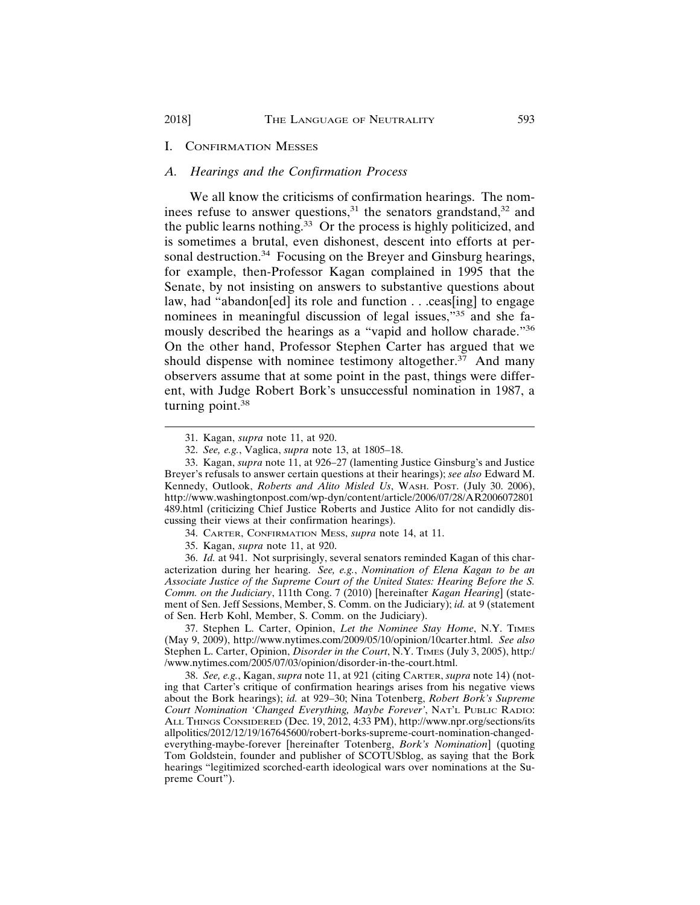# I. Confirmation Messes

## *A. Hearings and the Confirmation Process*

We all know the criticisms of confirmation hearings. The nominees refuse to answer questions,[31] the senators grandstand,[32] and the public learns nothing.[33] Or the process is highly politicized, and is sometimes a brutal, even dishonest, descent into efforts at personal destruction.[34] Focusing on the Breyer and Ginsburg hearings, for example, then-Professor Kagan complained in 1995 that the Senate, by not insisting on answers to substantive questions about law, had "abandon[ed] its role and function . . .ceas[ing] to engage nominees in meaningful discussion of legal issues,"[35] and she famously described the hearings as a "vapid and hollow charade."[36] On the other hand, Professor Stephen Carter has argued that we should dispense with nominee testimony altogether.[37] And many observers assume that at some point in the past, things were different, with Judge Robert Bork's unsuccessful nomination in 1987, a turning point.[38]

---

31. Kagan, *supra* note 11, at 920.

32. *See, e.g.*, Vaglica, *supra* note 13, at 1805–18.

33. Kagan, *supra* note 11, at 926–27 (lamenting Justice Ginsburg's and Justice Breyer's refusals to answer certain questions at their hearings); *see also* Edward M. Kennedy, Outlook, *Roberts and Alito Misled Us*, Wash. Post. (July 30. 2006), http://www.washingtonpost.com/wp-dyn/content/article/2006/07/28/AR2006072801489.html (criticizing Chief Justice Roberts and Justice Alito for not candidly discussing their views at their confirmation hearings).

34. Carter, Confirmation Mess, *supra* note 14, at 11.

35. Kagan, *supra* note 11, at 920.

36. *Id.* at 941. Not surprisingly, several senators reminded Kagan of this characterization during her hearing. *See, e.g.*, *Nomination of Elena Kagan to be an Associate Justice of the Supreme Court of the United States: Hearing Before the S. Comm. on the Judiciary*, 111th Cong. 7 (2010) [hereinafter *Kagan Hearing*] (statement of Sen. Jeff Sessions, Member, S. Comm. on the Judiciary); *id.* at 9 (statement of Sen. Herb Kohl, Member, S. Comm. on the Judiciary).

37. Stephen L. Carter, Opinion, *Let the Nominee Stay Home*, N.Y. Times (May 9, 2009), http://www.nytimes.com/2009/05/10/opinion/10carter.html. *See also* Stephen L. Carter, Opinion, *Disorder in the Court*, N.Y. Times (July 3, 2005), http://www.nytimes.com/2005/07/03/opinion/disorder-in-the-court.html.

38. *See, e.g.*, Kagan, *supra* note 11, at 921 (citing Carter, *supra* note 14) (noting that Carter's critique of confirmation hearings arises from his negative views about the Bork hearings); *id.* at 929–30; Nina Totenberg, *Robert Bork's Supreme Court Nomination 'Changed Everything, Maybe Forever'*, Nat'l Public Radio: All Things Considered (Dec. 19, 2012, 4:33 PM), http://www.npr.org/sections/itsallpolitics/2012/12/19/167645600/robert-borks-supreme-court-nomination-changed-everything-maybe-forever [hereinafter Totenberg, *Bork's Nomination*] (quoting Tom Goldstein, founder and publisher of SCOTUSblog, as saying that the Bork hearings "legitimized scorched-earth ideological wars over nominations at the Supreme Court").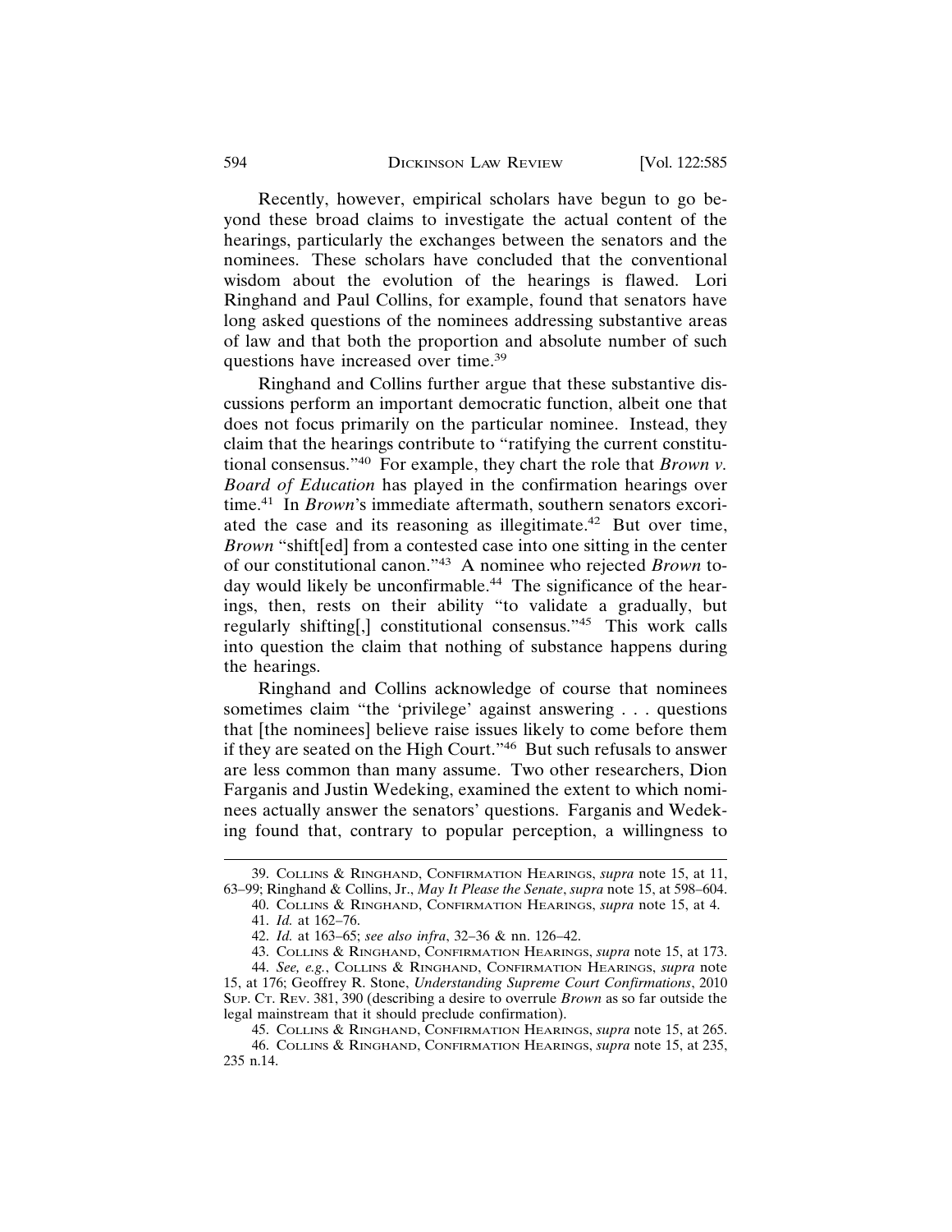Recently, however, empirical scholars have begun to go beyond these broad claims to investigate the actual content of the hearings, particularly the exchanges between the senators and the nominees. These scholars have concluded that the conventional wisdom about the evolution of the hearings is flawed. Lori Ringhand and Paul Collins, for example, found that senators have long asked questions of the nominees addressing substantive areas of law and that both the proportion and absolute number of such questions have increased over time.[39]

Ringhand and Collins further argue that these substantive discussions perform an important democratic function, albeit one that does not focus primarily on the particular nominee. Instead, they claim that the hearings contribute to "ratifying the current constitutional consensus."[40] For example, they chart the role that *Brown v. Board of Education* has played in the confirmation hearings over time.[41] In *Brown*'s immediate aftermath, southern senators excoriated the case and its reasoning as illegitimate.[42] But over time, *Brown* "shift[ed] from a contested case into one sitting in the center of our constitutional canon."[43] A nominee who rejected *Brown* today would likely be unconfirmable.[44] The significance of the hearings, then, rests on their ability "to validate a gradually, but regularly shifting[,] constitutional consensus."[45] This work calls into question the claim that nothing of substance happens during the hearings.

Ringhand and Collins acknowledge of course that nominees sometimes claim "the 'privilege' against answering . . . questions that [the nominees] believe raise issues likely to come before them if they are seated on the High Court."[46] But such refusals to answer are less common than many assume. Two other researchers, Dion Farganis and Justin Wedeking, examined the extent to which nominees actually answer the senators' questions. Farganis and Wedeking found that, contrary to popular perception, a willingness to

39. COLLINS & RINGHAND, CONFIRMATION HEARINGS, *supra* note 15, at 11, 63–99; Ringhand & Collins, Jr., *May It Please the Senate*, *supra* note 15, at 598–604.

40. COLLINS & RINGHAND, CONFIRMATION HEARINGS, *supra* note 15, at 4.

41. *Id.* at 162–76.

42. *Id.* at 163–65; *see also infra*, 32–36 & nn. 126–42.

43. COLLINS & RINGHAND, CONFIRMATION HEARINGS, *supra* note 15, at 173.

44. *See, e.g.*, COLLINS & RINGHAND, CONFIRMATION HEARINGS, *supra* note 15, at 176; Geoffrey R. Stone, *Understanding Supreme Court Confirmations*, 2010 SUP. CT. REV. 381, 390 (describing a desire to overrule *Brown* as so far outside the legal mainstream that it should preclude confirmation).

45. COLLINS & RINGHAND, CONFIRMATION HEARINGS, *supra* note 15, at 265.

46. COLLINS & RINGHAND, CONFIRMATION HEARINGS, *supra* note 15, at 235, 235 n.14.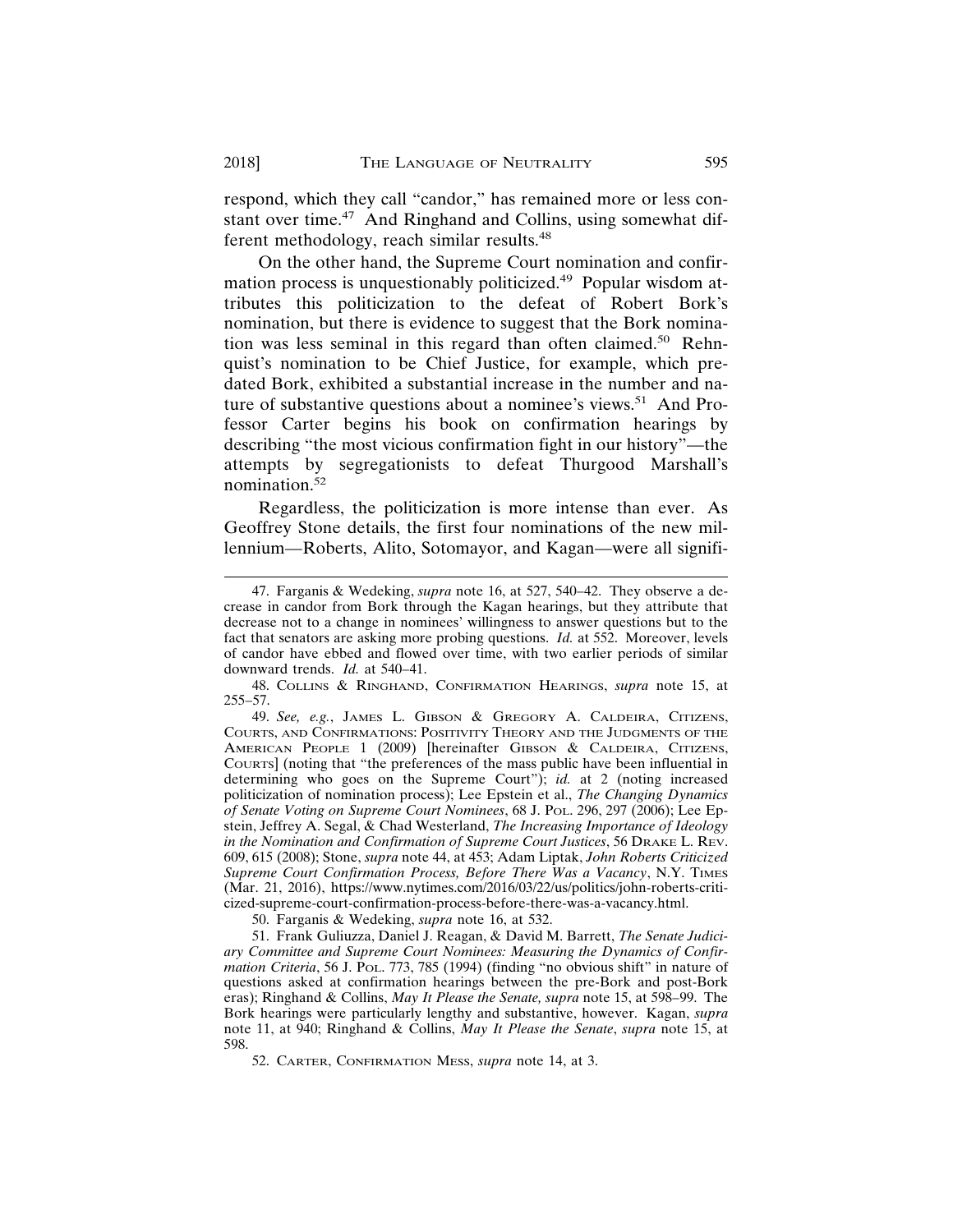respond, which they call "candor," has remained more or less constant over time.[47] And Ringhand and Collins, using somewhat different methodology, reach similar results.[48]

On the other hand, the Supreme Court nomination and confirmation process is unquestionably politicized.[49] Popular wisdom attributes this politicization to the defeat of Robert Bork's nomination, but there is evidence to suggest that the Bork nomination was less seminal in this regard than often claimed.[50] Rehnquist's nomination to be Chief Justice, for example, which predated Bork, exhibited a substantial increase in the number and nature of substantive questions about a nominee's views.[51] And Professor Carter begins his book on confirmation hearings by describing "the most vicious confirmation fight in our history"—the attempts by segregationists to defeat Thurgood Marshall's nomination.[52]

Regardless, the politicization is more intense than ever. As Geoffrey Stone details, the first four nominations of the new millennium—Roberts, Alito, Sotomayor, and Kagan—were all signifi-

---

47. Farganis & Wedeking, *supra* note 16, at 527, 540–42. They observe a decrease in candor from Bork through the Kagan hearings, but they attribute that decrease not to a change in nominees' willingness to answer questions but to the fact that senators are asking more probing questions. *Id.* at 552. Moreover, levels of candor have ebbed and flowed over time, with two earlier periods of similar downward trends. *Id.* at 540–41.

48. COLLINS & RINGHAND, CONFIRMATION HEARINGS, *supra* note 15, at 255–57.

49. *See, e.g.*, JAMES L. GIBSON & GREGORY A. CALDEIRA, CITIZENS, COURTS, AND CONFIRMATIONS: POSITIVITY THEORY AND THE JUDGMENTS OF THE AMERICAN PEOPLE 1 (2009) [hereinafter GIBSON & CALDEIRA, CITIZENS, COURTS] (noting that "the preferences of the mass public have been influential in determining who goes on the Supreme Court"); *id.* at 2 (noting increased politicization of nomination process); Lee Epstein et al., *The Changing Dynamics of Senate Voting on Supreme Court Nominees*, 68 J. POL. 296, 297 (2006); Lee Epstein, Jeffrey A. Segal, & Chad Westerland, *The Increasing Importance of Ideology in the Nomination and Confirmation of Supreme Court Justices*, 56 DRAKE L. REV. 609, 615 (2008); Stone, *supra* note 44, at 453; Adam Liptak, *John Roberts Criticized Supreme Court Confirmation Process, Before There Was a Vacancy*, N.Y. TIMES (Mar. 21, 2016), https://www.nytimes.com/2016/03/22/us/politics/john-roberts-criticized-supreme-court-confirmation-process-before-there-was-a-vacancy.html.

50. Farganis & Wedeking, *supra* note 16, at 532.

51. Frank Guliuzza, Daniel J. Reagan, & David M. Barrett, *The Senate Judiciary Committee and Supreme Court Nominees: Measuring the Dynamics of Confirmation Criteria*, 56 J. POL. 773, 785 (1994) (finding "no obvious shift" in nature of questions asked at confirmation hearings between the pre-Bork and post-Bork eras); Ringhand & Collins, *May It Please the Senate, supra* note 15, at 598–99. The Bork hearings were particularly lengthy and substantive, however. Kagan, *supra* note 11, at 940; Ringhand & Collins, *May It Please the Senate*, *supra* note 15, at 598.

52. CARTER, CONFIRMATION MESS, *supra* note 14, at 3.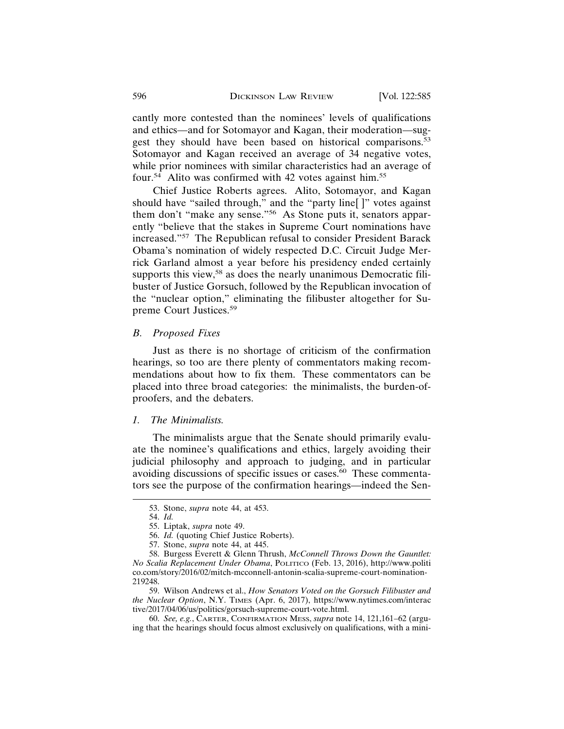cantly more contested than the nominees' levels of qualifications and ethics—and for Sotomayor and Kagan, their moderation—suggest they should have been based on historical comparisons.[53] Sotomayor and Kagan received an average of 34 negative votes, while prior nominees with similar characteristics had an average of four.[54] Alito was confirmed with 42 votes against him.[55]

Chief Justice Roberts agrees. Alito, Sotomayor, and Kagan should have "sailed through," and the "party line[ ]" votes against them don't "make any sense."[56] As Stone puts it, senators apparently "believe that the stakes in Supreme Court nominations have increased."[57] The Republican refusal to consider President Barack Obama's nomination of widely respected D.C. Circuit Judge Merrick Garland almost a year before his presidency ended certainly supports this view,[58] as does the nearly unanimous Democratic filibuster of Justice Gorsuch, followed by the Republican invocation of the "nuclear option," eliminating the filibuster altogether for Supreme Court Justices.[59]

### *B. Proposed Fixes*

Just as there is no shortage of criticism of the confirmation hearings, so too are there plenty of commentators making recommendations about how to fix them. These commentators can be placed into three broad categories: the minimalists, the burden-of-proofers, and the debaters.

#### *1. The Minimalists.*

The minimalists argue that the Senate should primarily evaluate the nominee's qualifications and ethics, largely avoiding their judicial philosophy and approach to judging, and in particular avoiding discussions of specific issues or cases.[60] These commentators see the purpose of the confirmation hearings—indeed the Sen-

---

53. Stone, *supra* note 44, at 453.

54. *Id.*

55. Liptak, *supra* note 49.

56. *Id.* (quoting Chief Justice Roberts).

57. Stone, *supra* note 44, at 445.

58. Burgess Everett & Glenn Thrush, *McConnell Throws Down the Gauntlet: No Scalia Replacement Under Obama*, POLITICO (Feb. 13, 2016), http://www.politico.com/story/2016/02/mitch-mcconnell-antonin-scalia-supreme-court-nomination-219248.

59. Wilson Andrews et al., *How Senators Voted on the Gorsuch Filibuster and the Nuclear Option*, N.Y. TIMES (Apr. 6, 2017), https://www.nytimes.com/interactive/2017/04/06/us/politics/gorsuch-supreme-court-vote.html.

60. *See, e.g.*, CARTER, CONFIRMATION MESS, *supra* note 14, 121,161–62 (arguing that the hearings should focus almost exclusively on qualifications, with a mini-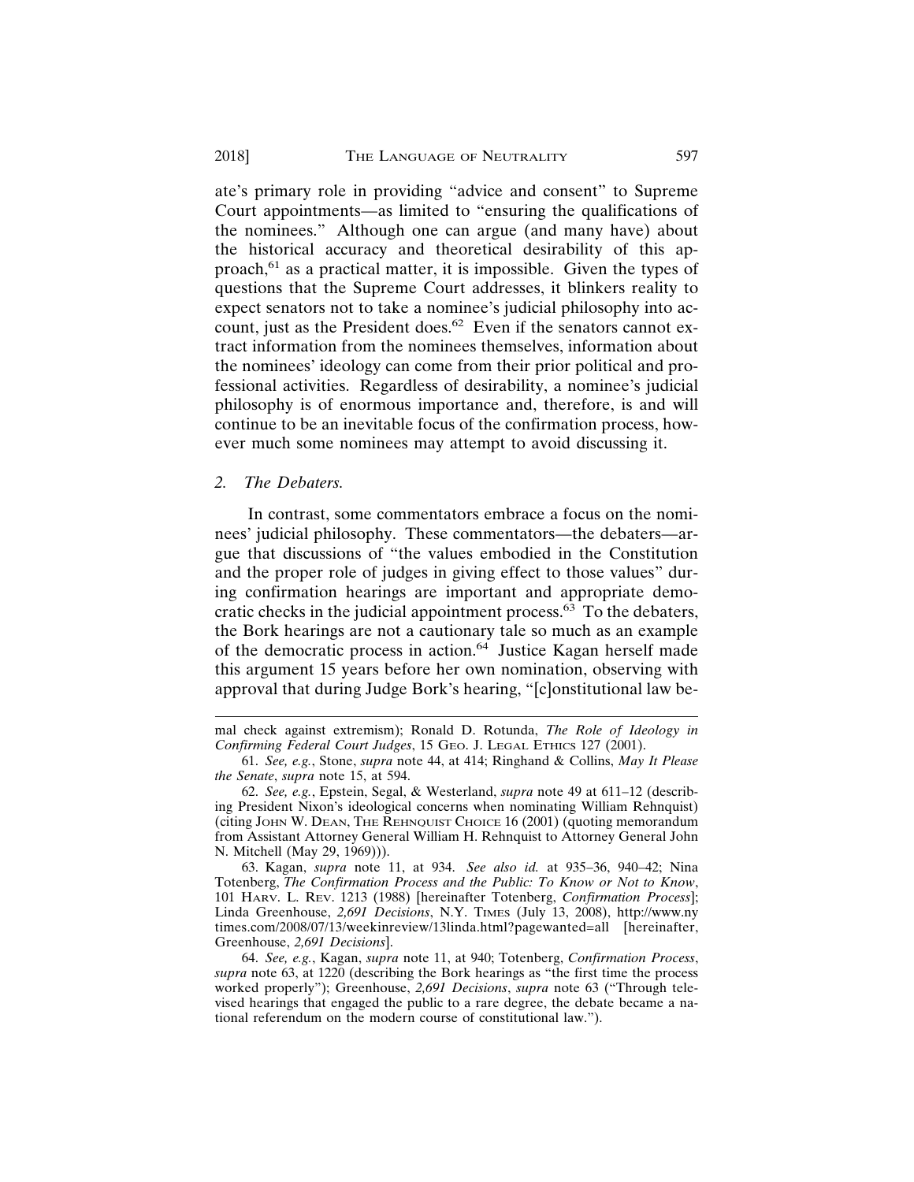ate's primary role in providing "advice and consent" to Supreme Court appointments—as limited to "ensuring the qualifications of the nominees." Although one can argue (and many have) about the historical accuracy and theoretical desirability of this approach,[61] as a practical matter, it is impossible. Given the types of questions that the Supreme Court addresses, it blinkers reality to expect senators not to take a nominee's judicial philosophy into account, just as the President does.[62] Even if the senators cannot extract information from the nominees themselves, information about the nominees' ideology can come from their prior political and professional activities. Regardless of desirability, a nominee's judicial philosophy is of enormous importance and, therefore, is and will continue to be an inevitable focus of the confirmation process, however much some nominees may attempt to avoid discussing it.

### *2. The Debaters.*

In contrast, some commentators embrace a focus on the nominees' judicial philosophy. These commentators—the debaters—argue that discussions of "the values embodied in the Constitution and the proper role of judges in giving effect to those values" during confirmation hearings are important and appropriate democratic checks in the judicial appointment process.[63] To the debaters, the Bork hearings are not a cautionary tale so much as an example of the democratic process in action.[64] Justice Kagan herself made this argument 15 years before her own nomination, observing with approval that during Judge Bork's hearing, "[c]onstitutional law be-

---

mal check against extremism); Ronald D. Rotunda, *The Role of Ideology in Confirming Federal Court Judges*, 15 GEO. J. LEGAL ETHICS 127 (2001).

61. *See, e.g.*, Stone, *supra* note 44, at 414; Ringhand & Collins, *May It Please the Senate*, *supra* note 15, at 594.

62. *See, e.g.*, Epstein, Segal, & Westerland, *supra* note 49 at 611–12 (describing President Nixon's ideological concerns when nominating William Rehnquist) (citing JOHN W. DEAN, THE REHNQUIST CHOICE 16 (2001) (quoting memorandum from Assistant Attorney General William H. Rehnquist to Attorney General John N. Mitchell (May 29, 1969))).

63. Kagan, *supra* note 11, at 934. *See also id.* at 935–36, 940–42; Nina Totenberg, *The Confirmation Process and the Public: To Know or Not to Know*, 101 HARV. L. REV. 1213 (1988) [hereinafter Totenberg, *Confirmation Process*]; Linda Greenhouse, *2,691 Decisions*, N.Y. TIMES (July 13, 2008), http://www.nytimes.com/2008/07/13/weekinreview/13linda.html?pagewanted=all [hereinafter, Greenhouse, *2,691 Decisions*].

64. *See, e.g.*, Kagan, *supra* note 11, at 940; Totenberg, *Confirmation Process*, *supra* note 63, at 1220 (describing the Bork hearings as "the first time the process worked properly"); Greenhouse, *2,691 Decisions*, *supra* note 63 ("Through televised hearings that engaged the public to a rare degree, the debate became a national referendum on the modern course of constitutional law.").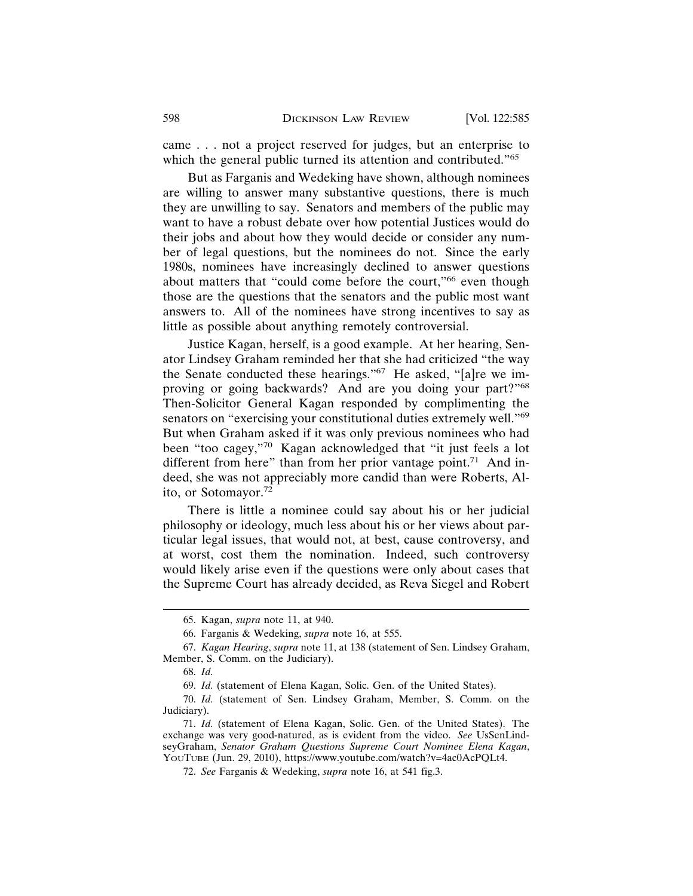came . . . not a project reserved for judges, but an enterprise to which the general public turned its attention and contributed."[65]

But as Farganis and Wedeking have shown, although nominees are willing to answer many substantive questions, there is much they are unwilling to say. Senators and members of the public may want to have a robust debate over how potential Justices would do their jobs and about how they would decide or consider any number of legal questions, but the nominees do not. Since the early 1980s, nominees have increasingly declined to answer questions about matters that "could come before the court,"[66] even though those are the questions that the senators and the public most want answers to. All of the nominees have strong incentives to say as little as possible about anything remotely controversial.

Justice Kagan, herself, is a good example. At her hearing, Senator Lindsey Graham reminded her that she had criticized "the way the Senate conducted these hearings."[67] He asked, "[a]re we improving or going backwards? And are you doing your part?"[68] Then-Solicitor General Kagan responded by complimenting the senators on "exercising your constitutional duties extremely well."[69] But when Graham asked if it was only previous nominees who had been "too cagey,"[70] Kagan acknowledged that "it just feels a lot different from here" than from her prior vantage point.[71] And indeed, she was not appreciably more candid than were Roberts, Alito, or Sotomayor.[72]

There is little a nominee could say about his or her judicial philosophy or ideology, much less about his or her views about particular legal issues, that would not, at best, cause controversy, and at worst, cost them the nomination. Indeed, such controversy would likely arise even if the questions were only about cases that the Supreme Court has already decided, as Reva Siegel and Robert

---

65. Kagan, *supra* note 11, at 940.

66. Farganis & Wedeking, *supra* note 16, at 555.

67. *Kagan Hearing*, *supra* note 11, at 138 (statement of Sen. Lindsey Graham, Member, S. Comm. on the Judiciary).

68. *Id.*

69. *Id.* (statement of Elena Kagan, Solic. Gen. of the United States).

70. *Id.* (statement of Sen. Lindsey Graham, Member, S. Comm. on the Judiciary).

71. *Id.* (statement of Elena Kagan, Solic. Gen. of the United States). The exchange was very good-natured, as is evident from the video. *See* UsSenLindseyGraham, *Senator Graham Questions Supreme Court Nominee Elena Kagan*, YOUTUBE (Jun. 29, 2010), https://www.youtube.com/watch?v=4ac0AcPQLt4.

72. *See* Farganis & Wedeking, *supra* note 16, at 541 fig.3.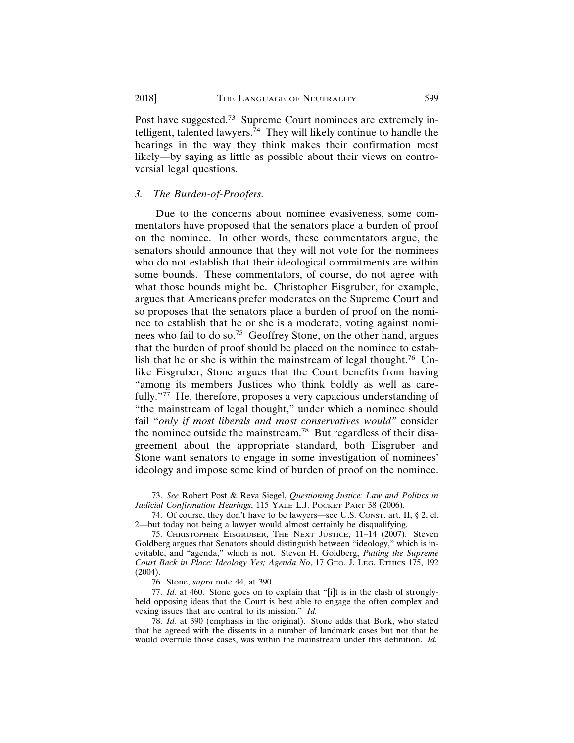Post have suggested.[73] Supreme Court nominees are extremely intelligent, talented lawyers.[74] They will likely continue to handle the hearings in the way they think makes their confirmation most likely—by saying as little as possible about their views on controversial legal questions.

### *3. The Burden-of-Proofers.*

Due to the concerns about nominee evasiveness, some commentators have proposed that the senators place a burden of proof on the nominee. In other words, these commentators argue, the senators should announce that they will not vote for the nominees who do not establish that their ideological commitments are within some bounds. These commentators, of course, do not agree with what those bounds might be. Christopher Eisgruber, for example, argues that Americans prefer moderates on the Supreme Court and so proposes that the senators place a burden of proof on the nominee to establish that he or she is a moderate, voting against nominees who fail to do so.[75] Geoffrey Stone, on the other hand, argues that the burden of proof should be placed on the nominee to establish that he or she is within the mainstream of legal thought.[76] Unlike Eisgruber, Stone argues that the Court benefits from having "among its members Justices who think boldly as well as carefully."[77] He, therefore, proposes a very capacious understanding of "the mainstream of legal thought," under which a nominee should fail "*only if most liberals and most conservatives would"* consider the nominee outside the mainstream.[78] But regardless of their disagreement about the appropriate standard, both Eisgruber and Stone want senators to engage in some investigation of nominees' ideology and impose some kind of burden of proof on the nominee.

---

73. *See* Robert Post & Reva Siegel, *Questioning Justice: Law and Politics in Judicial Confirmation Hearings*, 115 YALE L.J. POCKET PART 38 (2006).

74. Of course, they don't have to be lawyers—see U.S. CONST. art. II, § 2, cl. 2—but today not being a lawyer would almost certainly be disqualifying.

75. CHRISTOPHER EISGRUBER, THE NEXT JUSTICE, 11–14 (2007). Steven Goldberg argues that Senators should distinguish between "ideology," which is inevitable, and "agenda," which is not. Steven H. Goldberg, *Putting the Supreme Court Back in Place: Ideology Yes; Agenda No*, 17 GEO. J. LEG. ETHICS 175, 192 (2004).

76. Stone, *supra* note 44, at 390.

77. *Id.* at 460. Stone goes on to explain that "[i]t is in the clash of strongly-held opposing ideas that the Court is best able to engage the often complex and vexing issues that are central to its mission." *Id.*

78. *Id.* at 390 (emphasis in the original). Stone adds that Bork, who stated that he agreed with the dissents in a number of landmark cases but not that he would overrule those cases, was within the mainstream under this definition. *Id.*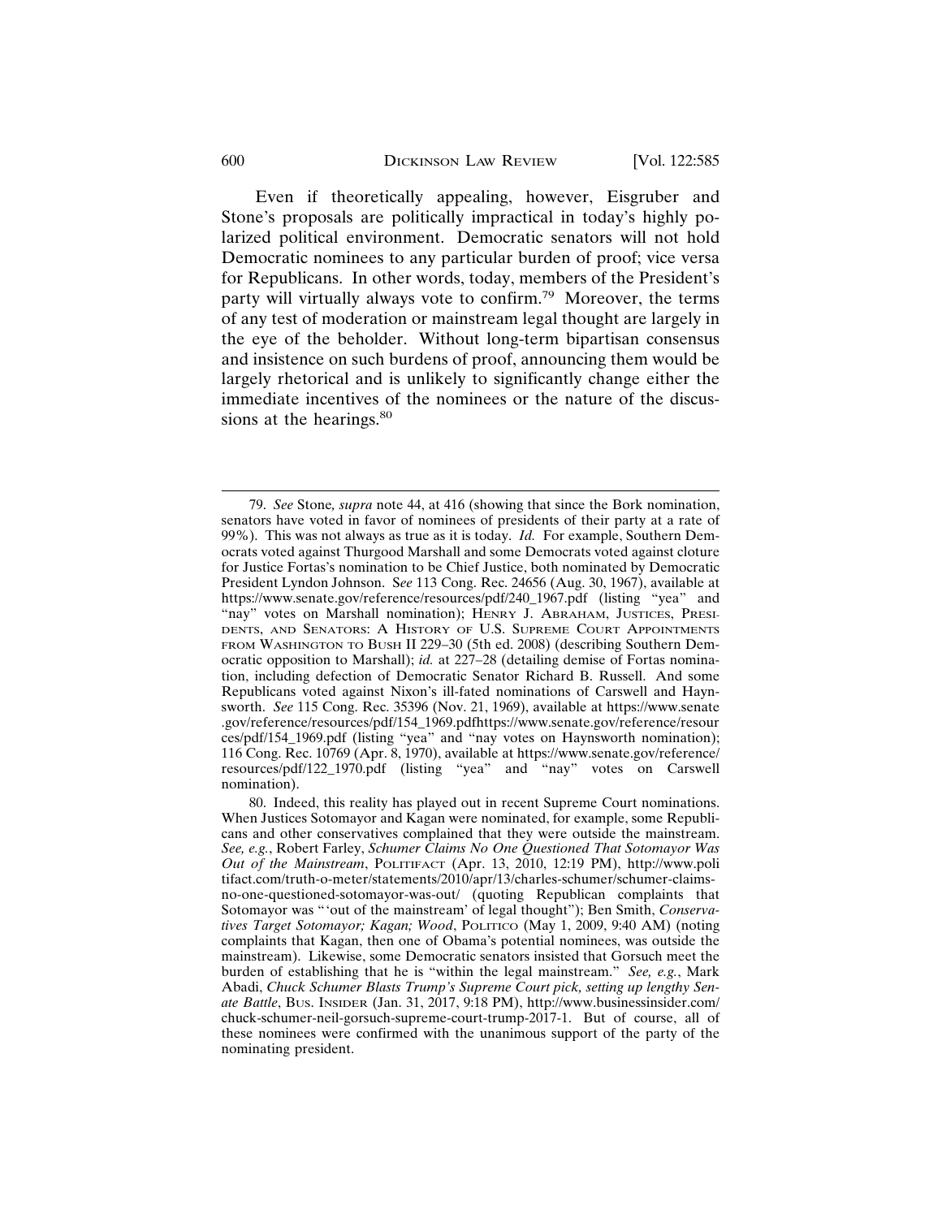Even if theoretically appealing, however, Eisgruber and Stone's proposals are politically impractical in today's highly polarized political environment. Democratic senators will not hold Democratic nominees to any particular burden of proof; vice versa for Republicans. In other words, today, members of the President's party will virtually always vote to confirm.[79] Moreover, the terms of any test of moderation or mainstream legal thought are largely in the eye of the beholder. Without long-term bipartisan consensus and insistence on such burdens of proof, announcing them would be largely rhetorical and is unlikely to significantly change either the immediate incentives of the nominees or the nature of the discussions at the hearings.[80]

---

79. *See* Stone*, supra* note 44, at 416 (showing that since the Bork nomination, senators have voted in favor of nominees of presidents of their party at a rate of 99%). This was not always as true as it is today. *Id.* For example, Southern Democrats voted against Thurgood Marshall and some Democrats voted against cloture for Justice Fortas's nomination to be Chief Justice, both nominated by Democratic President Lyndon Johnson. S*ee* 113 Cong. Rec. 24656 (Aug. 30, 1967), available at https://www.senate.gov/reference/resources/pdf/240_1967.pdf (listing "yea" and "nay" votes on Marshall nomination); HENRY J. ABRAHAM, JUSTICES, PRESIDENTS, AND SENATORS: A HISTORY OF U.S. SUPREME COURT APPOINTMENTS FROM WASHINGTON TO BUSH II 229–30 (5th ed. 2008) (describing Southern Democratic opposition to Marshall); *id.* at 227–28 (detailing demise of Fortas nomination, including defection of Democratic Senator Richard B. Russell. And some Republicans voted against Nixon's ill-fated nominations of Carswell and Haynsworth. *See* 115 Cong. Rec. 35396 (Nov. 21, 1969), available at https://www.senate.gov/reference/resources/pdf/154_1969.pdfhttps://www.senate.gov/reference/resources/pdf/154_1969.pdf (listing "yea" and "nay votes on Haynsworth nomination); 116 Cong. Rec. 10769 (Apr. 8, 1970), available at https://www.senate.gov/reference/resources/pdf/122_1970.pdf (listing "yea" and "nay" votes on Carswell nomination).

80. Indeed, this reality has played out in recent Supreme Court nominations. When Justices Sotomayor and Kagan were nominated, for example, some Republicans and other conservatives complained that they were outside the mainstream. *See, e.g.*, Robert Farley, *Schumer Claims No One Questioned That Sotomayor Was Out of the Mainstream*, POLITIFACT (Apr. 13, 2010, 12:19 PM), http://www.politifact.com/truth-o-meter/statements/2010/apr/13/charles-schumer/schumer-claims-no-one-questioned-sotomayor-was-out/ (quoting Republican complaints that Sotomayor was "'out of the mainstream' of legal thought"); Ben Smith, *Conservatives Target Sotomayor; Kagan; Wood*, POLITICO (May 1, 2009, 9:40 AM) (noting complaints that Kagan, then one of Obama's potential nominees, was outside the mainstream). Likewise, some Democratic senators insisted that Gorsuch meet the burden of establishing that he is "within the legal mainstream." *See, e.g.*, Mark Abadi, *Chuck Schumer Blasts Trump's Supreme Court pick, setting up lengthy Senate Battle*, BUS. INSIDER (Jan. 31, 2017, 9:18 PM), http://www.businessinsider.com/chuck-schumer-neil-gorsuch-supreme-court-trump-2017-1. But of course, all of these nominees were confirmed with the unanimous support of the party of the nominating president.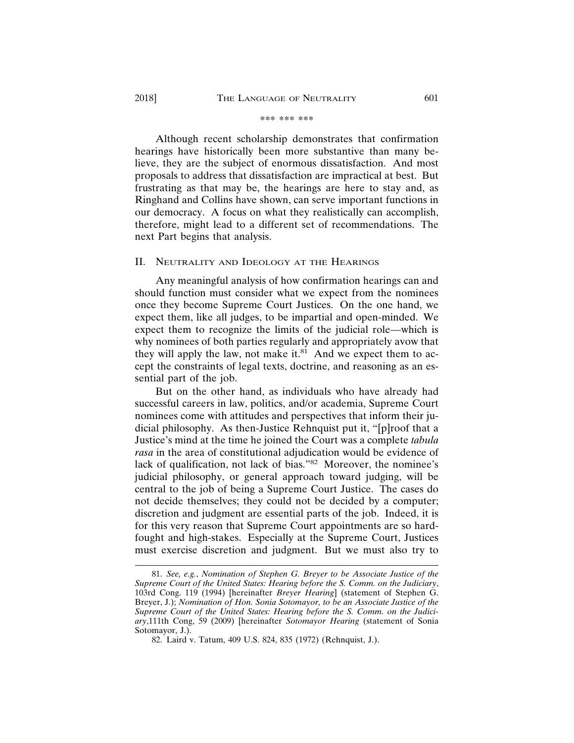\*\*\* \*\*\* \*\*\*

Although recent scholarship demonstrates that confirmation hearings have historically been more substantive than many believe, they are the subject of enormous dissatisfaction. And most proposals to address that dissatisfaction are impractical at best. But frustrating as that may be, the hearings are here to stay and, as Ringhand and Collins have shown, can serve important functions in our democracy. A focus on what they realistically can accomplish, therefore, might lead to a different set of recommendations. The next Part begins that analysis.

## II. NEUTRALITY AND IDEOLOGY AT THE HEARINGS

Any meaningful analysis of how confirmation hearings can and should function must consider what we expect from the nominees once they become Supreme Court Justices. On the one hand, we expect them, like all judges, to be impartial and open-minded. We expect them to recognize the limits of the judicial role—which is why nominees of both parties regularly and appropriately avow that they will apply the law, not make it.[81] And we expect them to accept the constraints of legal texts, doctrine, and reasoning as an essential part of the job.

But on the other hand, as individuals who have already had successful careers in law, politics, and/or academia, Supreme Court nominees come with attitudes and perspectives that inform their judicial philosophy. As then-Justice Rehnquist put it, "[p]roof that a Justice's mind at the time he joined the Court was a complete *tabula rasa* in the area of constitutional adjudication would be evidence of lack of qualification, not lack of bias."[82] Moreover, the nominee's judicial philosophy, or general approach toward judging, will be central to the job of being a Supreme Court Justice. The cases do not decide themselves; they could not be decided by a computer; discretion and judgment are essential parts of the job. Indeed, it is for this very reason that Supreme Court appointments are so hard-fought and high-stakes. Especially at the Supreme Court, Justices must exercise discretion and judgment. But we must also try to

---

81. *See, e.g.*, *Nomination of Stephen G. Breyer to be Associate Justice of the Supreme Court of the United States: Hearing before the S. Comm. on the Judiciary*, 103rd Cong. 119 (1994) [hereinafter *Breyer Hearing*] (statement of Stephen G. Breyer, J.); *Nomination of Hon. Sonia Sotomayor, to be an Associate Justice of the Supreme Court of the United States: Hearing before the S. Comm. on the Judiciary*,111th Cong, 59 (2009) [hereinafter *Sotomayor Hearing* (statement of Sonia Sotomayor, J.).

82. Laird v. Tatum, 409 U.S. 824, 835 (1972) (Rehnquist, J.).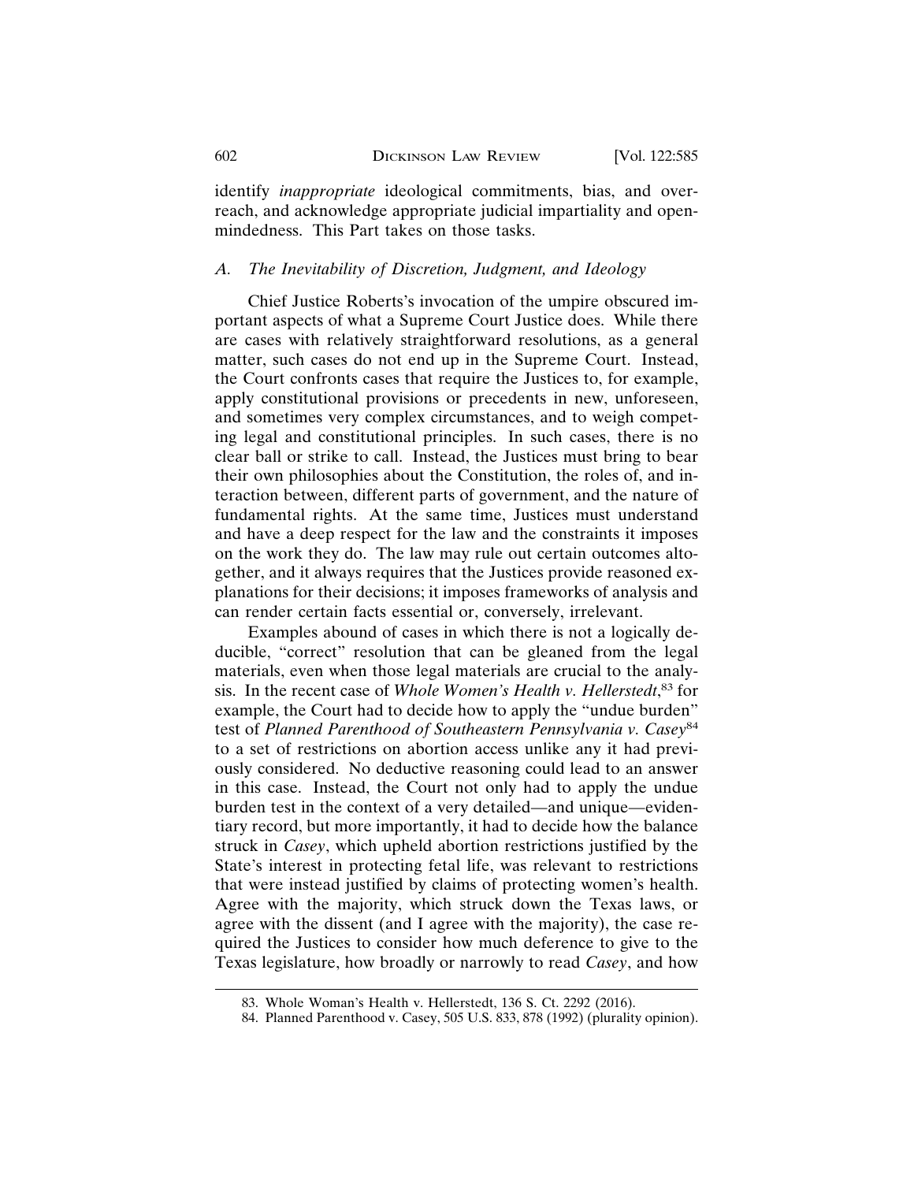identify *inappropriate* ideological commitments, bias, and overreach, and acknowledge appropriate judicial impartiality and open-mindedness. This Part takes on those tasks.

### *A. The Inevitability of Discretion, Judgment, and Ideology*

Chief Justice Roberts's invocation of the umpire obscured important aspects of what a Supreme Court Justice does. While there are cases with relatively straightforward resolutions, as a general matter, such cases do not end up in the Supreme Court. Instead, the Court confronts cases that require the Justices to, for example, apply constitutional provisions or precedents in new, unforeseen, and sometimes very complex circumstances, and to weigh competing legal and constitutional principles. In such cases, there is no clear ball or strike to call. Instead, the Justices must bring to bear their own philosophies about the Constitution, the roles of, and interaction between, different parts of government, and the nature of fundamental rights. At the same time, Justices must understand and have a deep respect for the law and the constraints it imposes on the work they do. The law may rule out certain outcomes altogether, and it always requires that the Justices provide reasoned explanations for their decisions; it imposes frameworks of analysis and can render certain facts essential or, conversely, irrelevant.

Examples abound of cases in which there is not a logically deducible, "correct" resolution that can be gleaned from the legal materials, even when those legal materials are crucial to the analysis. In the recent case of *Whole Women's Health v. Hellerstedt*,[83] for example, the Court had to decide how to apply the "undue burden" test of *Planned Parenthood of Southeastern Pennsylvania v. Casey*[84] to a set of restrictions on abortion access unlike any it had previously considered. No deductive reasoning could lead to an answer in this case. Instead, the Court not only had to apply the undue burden test in the context of a very detailed—and unique—evidentiary record, but more importantly, it had to decide how the balance struck in *Casey*, which upheld abortion restrictions justified by the State's interest in protecting fetal life, was relevant to restrictions that were instead justified by claims of protecting women's health. Agree with the majority, which struck down the Texas laws, or agree with the dissent (and I agree with the majority), the case required the Justices to consider how much deference to give to the Texas legislature, how broadly or narrowly to read *Casey*, and how

---

83. Whole Woman's Health v. Hellerstedt, 136 S. Ct. 2292 (2016).

84. Planned Parenthood v. Casey, 505 U.S. 833, 878 (1992) (plurality opinion).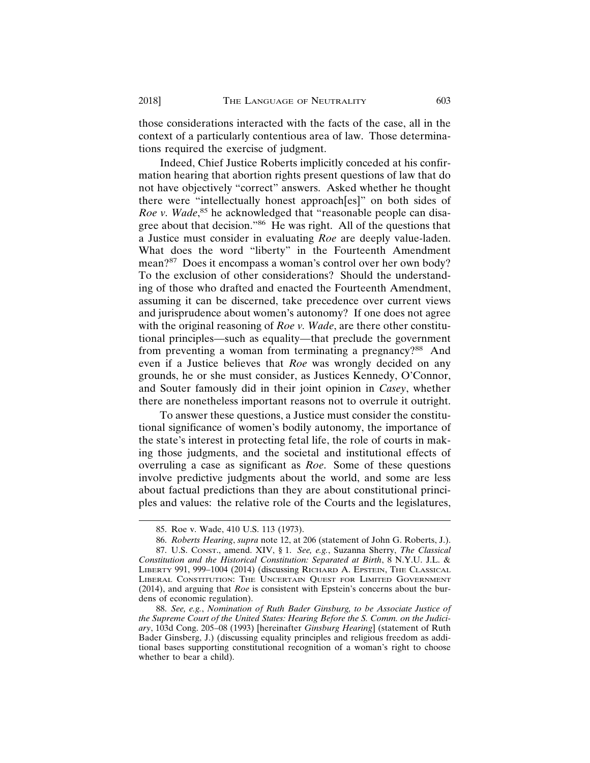those considerations interacted with the facts of the case, all in the context of a particularly contentious area of law. Those determinations required the exercise of judgment.

Indeed, Chief Justice Roberts implicitly conceded at his confirmation hearing that abortion rights present questions of law that do not have objectively "correct" answers. Asked whether he thought there were "intellectually honest approach[es]" on both sides of *Roe v. Wade*,[85] he acknowledged that "reasonable people can disagree about that decision."[86] He was right. All of the questions that a Justice must consider in evaluating *Roe* are deeply value-laden. What does the word "liberty" in the Fourteenth Amendment mean?[87] Does it encompass a woman's control over her own body? To the exclusion of other considerations? Should the understanding of those who drafted and enacted the Fourteenth Amendment, assuming it can be discerned, take precedence over current views and jurisprudence about women's autonomy? If one does not agree with the original reasoning of *Roe v. Wade*, are there other constitutional principles—such as equality—that preclude the government from preventing a woman from terminating a pregnancy?[88] And even if a Justice believes that *Roe* was wrongly decided on any grounds, he or she must consider, as Justices Kennedy, O'Connor, and Souter famously did in their joint opinion in *Casey*, whether there are nonetheless important reasons not to overrule it outright.

To answer these questions, a Justice must consider the constitutional significance of women's bodily autonomy, the importance of the state's interest in protecting fetal life, the role of courts in making those judgments, and the societal and institutional effects of overruling a case as significant as *Roe*. Some of these questions involve predictive judgments about the world, and some are less about factual predictions than they are about constitutional principles and values: the relative role of the Courts and the legislatures,

---

85. Roe v. Wade, 410 U.S. 113 (1973).

86. *Roberts Hearing*, *supra* note 12, at 206 (statement of John G. Roberts, J.).

87. U.S. Const., amend. XIV, § 1. *See, e.g.*, Suzanna Sherry, *The Classical Constitution and the Historical Constitution: Separated at Birth*, 8 N.Y.U. J.L. & Liberty 991, 999–1004 (2014) (discussing Richard A. Epstein, The Classical Liberal Constitution: The Uncertain Quest for Limited Government (2014), and arguing that *Roe* is consistent with Epstein's concerns about the burdens of economic regulation).

88. *See, e.g.*, *Nomination of Ruth Bader Ginsburg, to be Associate Justice of the Supreme Court of the United States: Hearing Before the S. Comm. on the Judiciary*, 103d Cong. 205–08 (1993) [hereinafter *Ginsburg Hearing*] (statement of Ruth Bader Ginsberg, J.) (discussing equality principles and religious freedom as additional bases supporting constitutional recognition of a woman's right to choose whether to bear a child).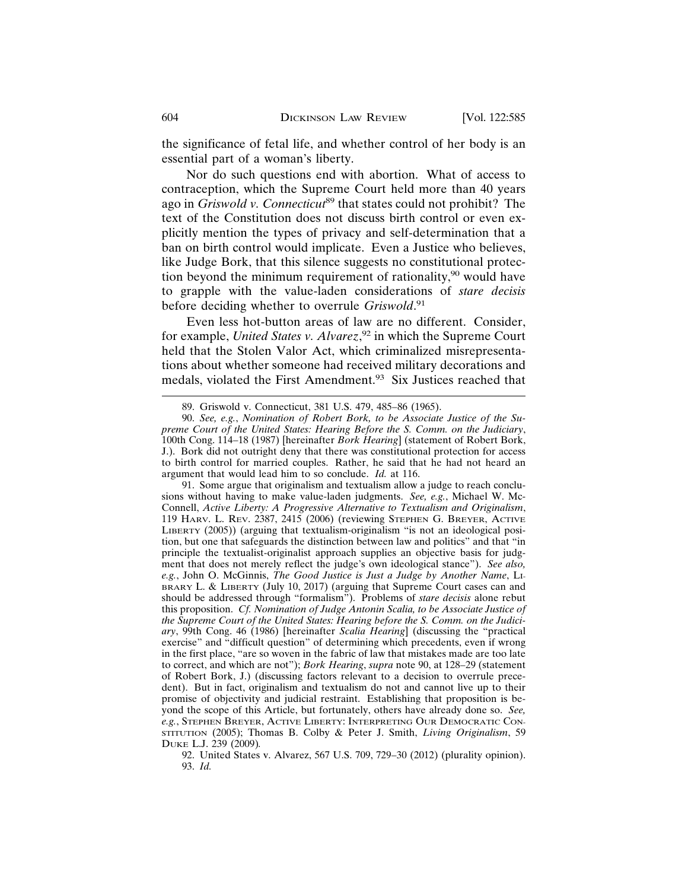the significance of fetal life, and whether control of her body is an essential part of a woman's liberty.

Nor do such questions end with abortion. What of access to contraception, which the Supreme Court held more than 40 years ago in *Griswold v. Connecticut*[89] that states could not prohibit? The text of the Constitution does not discuss birth control or even explicitly mention the types of privacy and self-determination that a ban on birth control would implicate. Even a Justice who believes, like Judge Bork, that this silence suggests no constitutional protection beyond the minimum requirement of rationality,[90] would have to grapple with the value-laden considerations of *stare decisis* before deciding whether to overrule *Griswold*.[91]

Even less hot-button areas of law are no different. Consider, for example, *United States v. Alvarez*,[92] in which the Supreme Court held that the Stolen Valor Act, which criminalized misrepresentations about whether someone had received military decorations and medals, violated the First Amendment.[93] Six Justices reached that

---

89. Griswold v. Connecticut, 381 U.S. 479, 485–86 (1965).

90. *See, e.g.*, *Nomination of Robert Bork, to be Associate Justice of the Supreme Court of the United States: Hearing Before the S. Comm. on the Judiciary*, 100th Cong. 114–18 (1987) [hereinafter *Bork Hearing*] (statement of Robert Bork, J.). Bork did not outright deny that there was constitutional protection for access to birth control for married couples. Rather, he said that he had not heard an argument that would lead him to so conclude. *Id.* at 116.

91. Some argue that originalism and textualism allow a judge to reach conclusions without having to make value-laden judgments. *See, e.g.*, Michael W. McConnell, *Active Liberty: A Progressive Alternative to Textualism and Originalism*, 119 HARV. L. REV. 2387, 2415 (2006) (reviewing STEPHEN G. BREYER, ACTIVE LIBERTY (2005)) (arguing that textualism-originalism "is not an ideological position, but one that safeguards the distinction between law and politics" and that "in principle the textualist-originalist approach supplies an objective basis for judgment that does not merely reflect the judge's own ideological stance"). *See also, e.g.*, John O. McGinnis, *The Good Justice is Just a Judge by Another Name*, LIBRARY L. & LIBERTY (July 10, 2017) (arguing that Supreme Court cases can and should be addressed through "formalism"). Problems of *stare decisis* alone rebut this proposition. *Cf. Nomination of Judge Antonin Scalia, to be Associate Justice of the Supreme Court of the United States: Hearing before the S. Comm. on the Judiciary*, 99th Cong. 46 (1986) [hereinafter *Scalia Hearing*] (discussing the "practical exercise" and "difficult question" of determining which precedents, even if wrong in the first place, "are so woven in the fabric of law that mistakes made are too late to correct, and which are not"); *Bork Hearing*, *supra* note 90, at 128–29 (statement of Robert Bork, J.) (discussing factors relevant to a decision to overrule precedent). But in fact, originalism and textualism do not and cannot live up to their promise of objectivity and judicial restraint. Establishing that proposition is beyond the scope of this Article, but fortunately, others have already done so. *See, e.g.*, STEPHEN BREYER, ACTIVE LIBERTY: INTERPRETING OUR DEMOCRATIC CONSTITUTION (2005); Thomas B. Colby & Peter J. Smith, *Living Originalism*, 59 DUKE L.J. 239 (2009).

92. United States v. Alvarez, 567 U.S. 709, 729–30 (2012) (plurality opinion).

93. *Id.*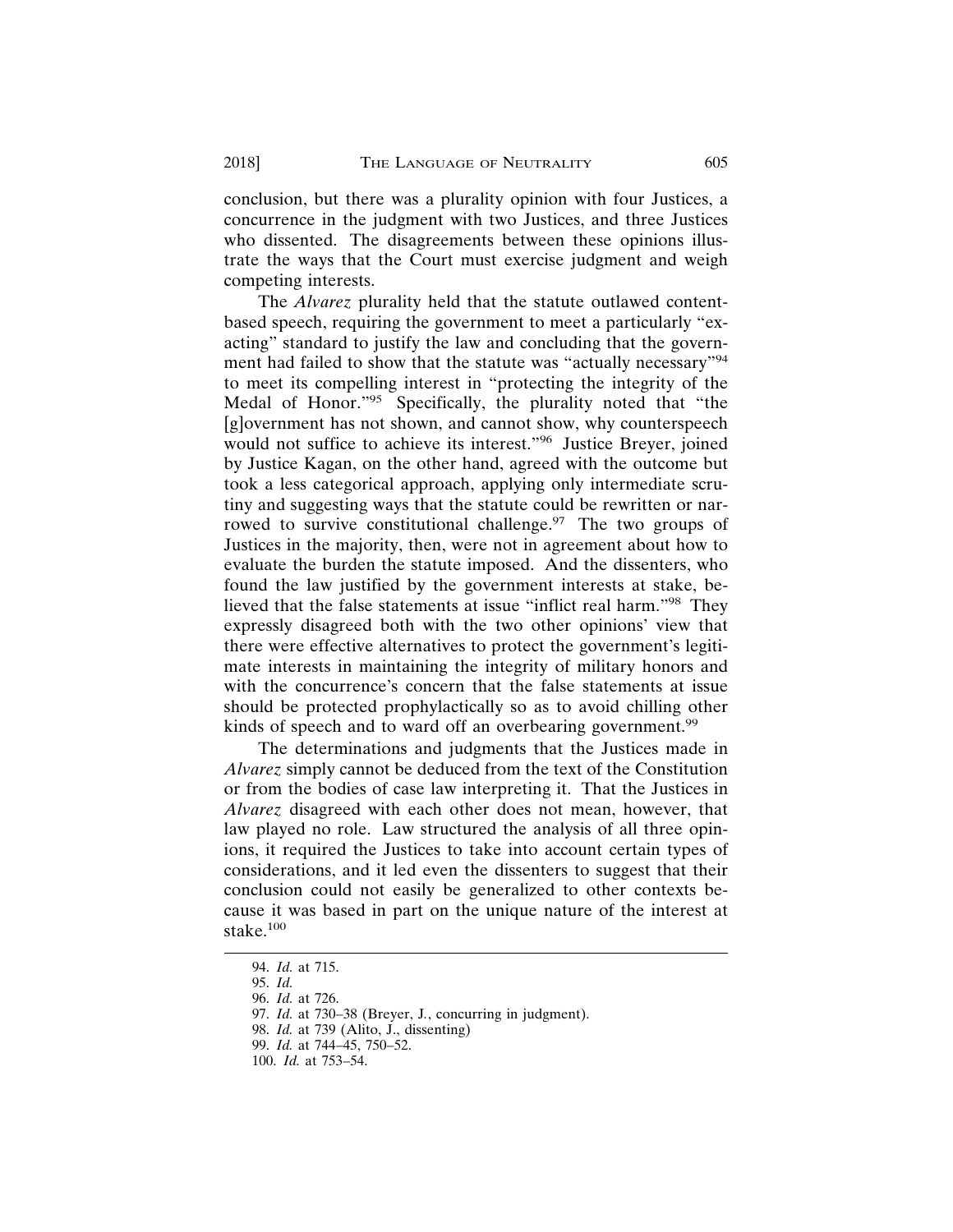conclusion, but there was a plurality opinion with four Justices, a concurrence in the judgment with two Justices, and three Justices who dissented. The disagreements between these opinions illustrate the ways that the Court must exercise judgment and weigh competing interests.

The *Alvarez* plurality held that the statute outlawed content-based speech, requiring the government to meet a particularly "exacting" standard to justify the law and concluding that the government had failed to show that the statute was "actually necessary"[94] to meet its compelling interest in "protecting the integrity of the Medal of Honor."[95] Specifically, the plurality noted that "the [g]overnment has not shown, and cannot show, why counterspeech would not suffice to achieve its interest."[96] Justice Breyer, joined by Justice Kagan, on the other hand, agreed with the outcome but took a less categorical approach, applying only intermediate scrutiny and suggesting ways that the statute could be rewritten or narrowed to survive constitutional challenge.[97] The two groups of Justices in the majority, then, were not in agreement about how to evaluate the burden the statute imposed. And the dissenters, who found the law justified by the government interests at stake, believed that the false statements at issue "inflict real harm."[98] They expressly disagreed both with the two other opinions' view that there were effective alternatives to protect the government's legitimate interests in maintaining the integrity of military honors and with the concurrence's concern that the false statements at issue should be protected prophylactically so as to avoid chilling other kinds of speech and to ward off an overbearing government.[99]

The determinations and judgments that the Justices made in *Alvarez* simply cannot be deduced from the text of the Constitution or from the bodies of case law interpreting it. That the Justices in *Alvarez* disagreed with each other does not mean, however, that law played no role. Law structured the analysis of all three opinions, it required the Justices to take into account certain types of considerations, and it led even the dissenters to suggest that their conclusion could not easily be generalized to other contexts because it was based in part on the unique nature of the interest at stake.[100]

---

94. *Id.* at 715.

95. *Id.*

96. *Id.* at 726.

97. *Id.* at 730–38 (Breyer, J., concurring in judgment).

98. *Id.* at 739 (Alito, J., dissenting)

99. *Id.* at 744–45, 750–52.

100. *Id.* at 753–54.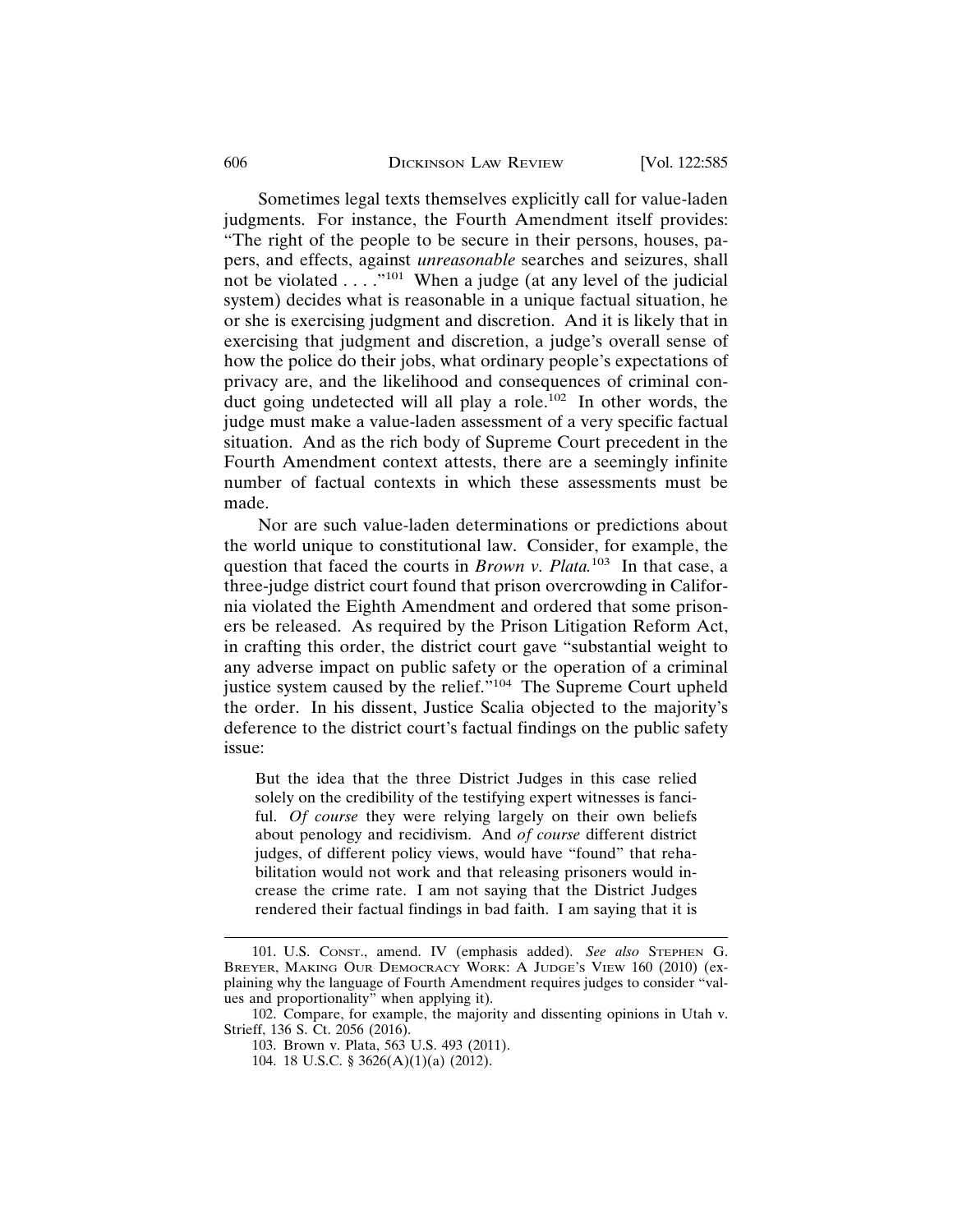Sometimes legal texts themselves explicitly call for value-laden judgments. For instance, the Fourth Amendment itself provides: "The right of the people to be secure in their persons, houses, papers, and effects, against *unreasonable* searches and seizures, shall not be violated . . . ."[101] When a judge (at any level of the judicial system) decides what is reasonable in a unique factual situation, he or she is exercising judgment and discretion. And it is likely that in exercising that judgment and discretion, a judge's overall sense of how the police do their jobs, what ordinary people's expectations of privacy are, and the likelihood and consequences of criminal conduct going undetected will all play a role.[102] In other words, the judge must make a value-laden assessment of a very specific factual situation. And as the rich body of Supreme Court precedent in the Fourth Amendment context attests, there are a seemingly infinite number of factual contexts in which these assessments must be made.

Nor are such value-laden determinations or predictions about the world unique to constitutional law. Consider, for example, the question that faced the courts in *Brown v. Plata.*[103] In that case, a three-judge district court found that prison overcrowding in California violated the Eighth Amendment and ordered that some prisoners be released. As required by the Prison Litigation Reform Act, in crafting this order, the district court gave "substantial weight to any adverse impact on public safety or the operation of a criminal justice system caused by the relief."[104] The Supreme Court upheld the order. In his dissent, Justice Scalia objected to the majority's deference to the district court's factual findings on the public safety issue:

> But the idea that the three District Judges in this case relied solely on the credibility of the testifying expert witnesses is fanciful. *Of course* they were relying largely on their own beliefs about penology and recidivism. And *of course* different district judges, of different policy views, would have "found" that rehabilitation would not work and that releasing prisoners would increase the crime rate. I am not saying that the District Judges rendered their factual findings in bad faith. I am saying that it is

---

101. U.S. Const., amend. IV (emphasis added). *See also* Stephen G. Breyer, Making Our Democracy Work: A Judge's View 160 (2010) (explaining why the language of Fourth Amendment requires judges to consider "values and proportionality" when applying it).

102. Compare, for example, the majority and dissenting opinions in Utah v. Strieff, 136 S. Ct. 2056 (2016).

103. Brown v. Plata, 563 U.S. 493 (2011).

104. 18 U.S.C. § 3626(A)(1)(a) (2012).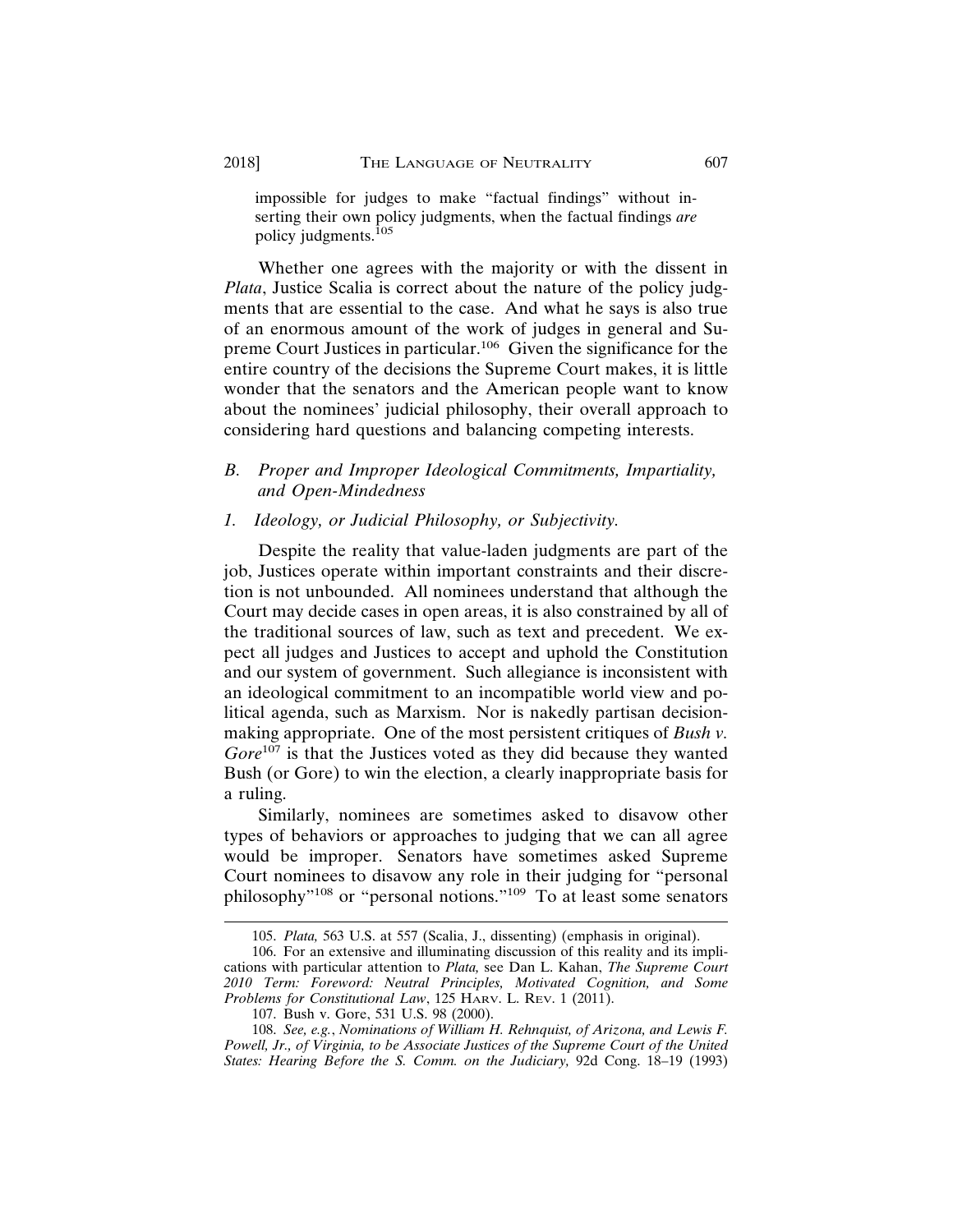impossible for judges to make "factual findings" without inserting their own policy judgments, when the factual findings *are* policy judgments.[105]

Whether one agrees with the majority or with the dissent in *Plata*, Justice Scalia is correct about the nature of the policy judgments that are essential to the case. And what he says is also true of an enormous amount of the work of judges in general and Supreme Court Justices in particular.[106] Given the significance for the entire country of the decisions the Supreme Court makes, it is little wonder that the senators and the American people want to know about the nominees' judicial philosophy, their overall approach to considering hard questions and balancing competing interests.

### *B. Proper and Improper Ideological Commitments, Impartiality, and Open-Mindedness*

#### *1. Ideology, or Judicial Philosophy, or Subjectivity.*

Despite the reality that value-laden judgments are part of the job, Justices operate within important constraints and their discretion is not unbounded. All nominees understand that although the Court may decide cases in open areas, it is also constrained by all of the traditional sources of law, such as text and precedent. We expect all judges and Justices to accept and uphold the Constitution and our system of government. Such allegiance is inconsistent with an ideological commitment to an incompatible world view and political agenda, such as Marxism. Nor is nakedly partisan decision-making appropriate. One of the most persistent critiques of *Bush v. Gore*[107] is that the Justices voted as they did because they wanted Bush (or Gore) to win the election, a clearly inappropriate basis for a ruling.

Similarly, nominees are sometimes asked to disavow other types of behaviors or approaches to judging that we can all agree would be improper. Senators have sometimes asked Supreme Court nominees to disavow any role in their judging for "personal philosophy"[108] or "personal notions."[109] To at least some senators

---

105. *Plata,* 563 U.S. at 557 (Scalia, J., dissenting) (emphasis in original).

106. For an extensive and illuminating discussion of this reality and its implications with particular attention to *Plata,* see Dan L. Kahan, *The Supreme Court 2010 Term: Foreword: Neutral Principles, Motivated Cognition, and Some Problems for Constitutional Law*, 125 HARV. L. REV. 1 (2011).

107. Bush v. Gore, 531 U.S. 98 (2000).

108. *See, e.g.*, *Nominations of William H. Rehnquist, of Arizona, and Lewis F. Powell, Jr., of Virginia, to be Associate Justices of the Supreme Court of the United States: Hearing Before the S. Comm. on the Judiciary,* 92d Cong. 18–19 (1993)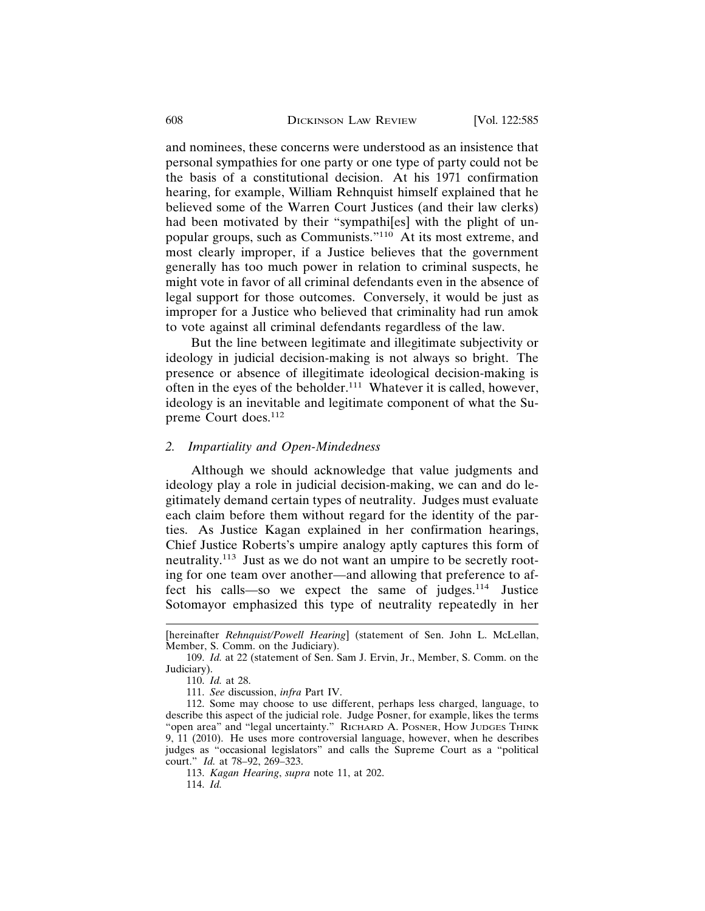and nominees, these concerns were understood as an insistence that personal sympathies for one party or one type of party could not be the basis of a constitutional decision. At his 1971 confirmation hearing, for example, William Rehnquist himself explained that he believed some of the Warren Court Justices (and their law clerks) had been motivated by their "sympathi[es] with the plight of unpopular groups, such as Communists."[110] At its most extreme, and most clearly improper, if a Justice believes that the government generally has too much power in relation to criminal suspects, he might vote in favor of all criminal defendants even in the absence of legal support for those outcomes. Conversely, it would be just as improper for a Justice who believed that criminality had run amok to vote against all criminal defendants regardless of the law.

But the line between legitimate and illegitimate subjectivity or ideology in judicial decision-making is not always so bright. The presence or absence of illegitimate ideological decision-making is often in the eyes of the beholder.[111] Whatever it is called, however, ideology is an inevitable and legitimate component of what the Supreme Court does.[112]

### *2. Impartiality and Open-Mindedness*

Although we should acknowledge that value judgments and ideology play a role in judicial decision-making, we can and do legitimately demand certain types of neutrality. Judges must evaluate each claim before them without regard for the identity of the parties. As Justice Kagan explained in her confirmation hearings, Chief Justice Roberts's umpire analogy aptly captures this form of neutrality.[113] Just as we do not want an umpire to be secretly rooting for one team over another—and allowing that preference to affect his calls—so we expect the same of judges.[114] Justice Sotomayor emphasized this type of neutrality repeatedly in her

---

[hereinafter *Rehnquist/Powell Hearing*] (statement of Sen. John L. McLellan, Member, S. Comm. on the Judiciary).

109. *Id.* at 22 (statement of Sen. Sam J. Ervin, Jr., Member, S. Comm. on the Judiciary).

110. *Id.* at 28.

111. *See* discussion, *infra* Part IV.

112. Some may choose to use different, perhaps less charged, language, to describe this aspect of the judicial role. Judge Posner, for example, likes the terms "open area" and "legal uncertainty." RICHARD A. POSNER, HOW JUDGES THINK 9, 11 (2010). He uses more controversial language, however, when he describes judges as "occasional legislators" and calls the Supreme Court as a "political court." *Id.* at 78–92, 269–323.

113. *Kagan Hearing*, *supra* note 11, at 202.

114. *Id.*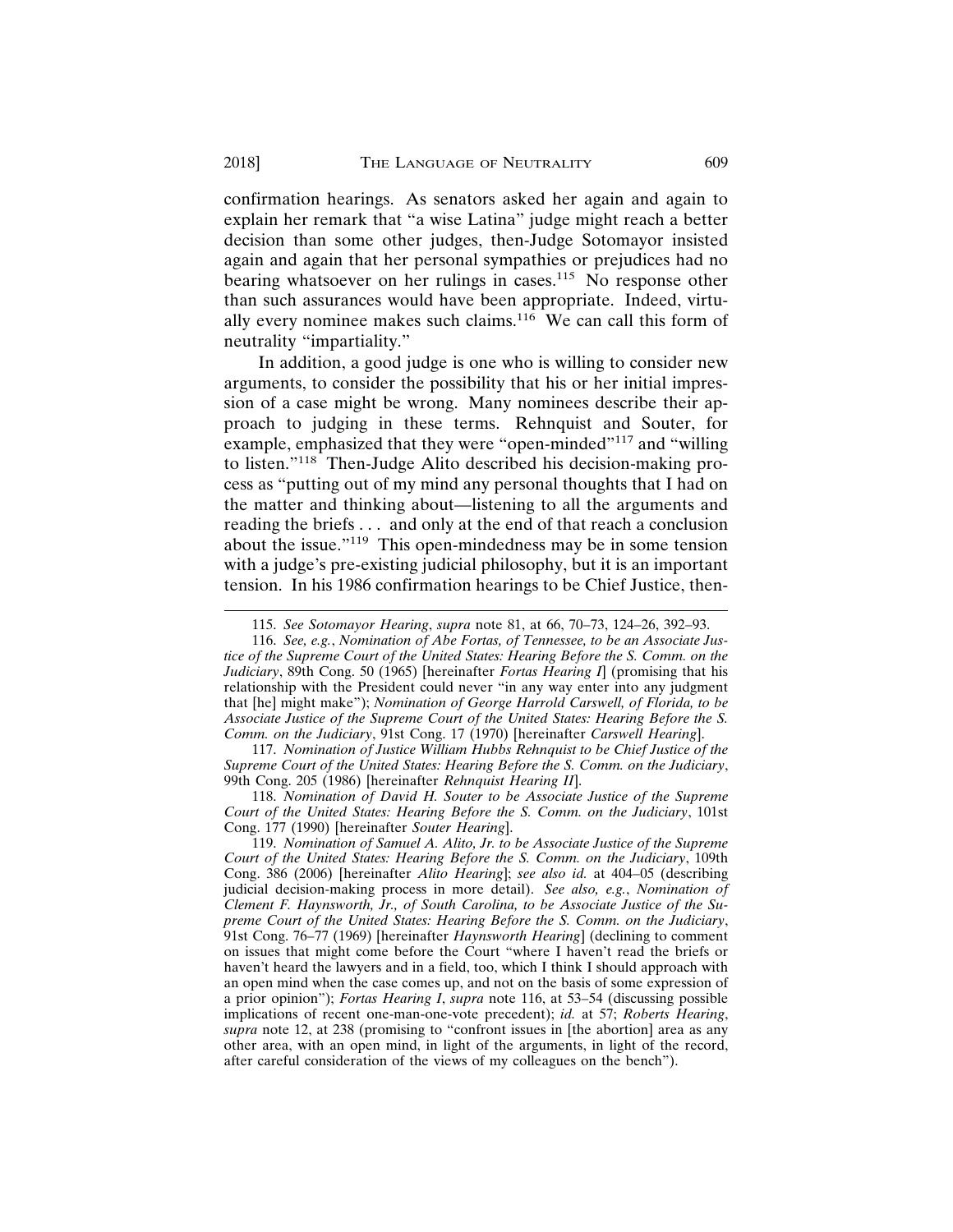confirmation hearings. As senators asked her again and again to explain her remark that "a wise Latina" judge might reach a better decision than some other judges, then-Judge Sotomayor insisted again and again that her personal sympathies or prejudices had no bearing whatsoever on her rulings in cases.[115] No response other than such assurances would have been appropriate. Indeed, virtually every nominee makes such claims.[116] We can call this form of neutrality "impartiality."

In addition, a good judge is one who is willing to consider new arguments, to consider the possibility that his or her initial impression of a case might be wrong. Many nominees describe their approach to judging in these terms. Rehnquist and Souter, for example, emphasized that they were "open-minded"[117] and "willing to listen."[118] Then-Judge Alito described his decision-making process as "putting out of my mind any personal thoughts that I had on the matter and thinking about—listening to all the arguments and reading the briefs . . . and only at the end of that reach a conclusion about the issue."[119] This open-mindedness may be in some tension with a judge's pre-existing judicial philosophy, but it is an important tension. In his 1986 confirmation hearings to be Chief Justice, then-

---

115. *See Sotomayor Hearing*, *supra* note 81, at 66, 70–73, 124–26, 392–93.

116. *See, e.g.*, *Nomination of Abe Fortas, of Tennessee, to be an Associate Justice of the Supreme Court of the United States: Hearing Before the S. Comm. on the Judiciary*, 89th Cong. 50 (1965) [hereinafter *Fortas Hearing I*] (promising that his relationship with the President could never "in any way enter into any judgment that [he] might make"); *Nomination of George Harrold Carswell, of Florida, to be Associate Justice of the Supreme Court of the United States: Hearing Before the S. Comm. on the Judiciary*, 91st Cong. 17 (1970) [hereinafter *Carswell Hearing*].

117. *Nomination of Justice William Hubbs Rehnquist to be Chief Justice of the Supreme Court of the United States: Hearing Before the S. Comm. on the Judiciary*, 99th Cong. 205 (1986) [hereinafter *Rehnquist Hearing II*].

118. *Nomination of David H. Souter to be Associate Justice of the Supreme Court of the United States: Hearing Before the S. Comm. on the Judiciary*, 101st Cong. 177 (1990) [hereinafter *Souter Hearing*].

119. *Nomination of Samuel A. Alito, Jr. to be Associate Justice of the Supreme Court of the United States: Hearing Before the S. Comm. on the Judiciary*, 109th Cong. 386 (2006) [hereinafter *Alito Hearing*]; *see also id.* at 404–05 (describing judicial decision-making process in more detail). *See also, e.g.*, *Nomination of Clement F. Haynsworth, Jr., of South Carolina, to be Associate Justice of the Supreme Court of the United States: Hearing Before the S. Comm. on the Judiciary*, 91st Cong. 76–77 (1969) [hereinafter *Haynsworth Hearing*] (declining to comment on issues that might come before the Court "where I haven't read the briefs or haven't heard the lawyers and in a field, too, which I think I should approach with an open mind when the case comes up, and not on the basis of some expression of a prior opinion"); *Fortas Hearing I*, *supra* note 116, at 53–54 (discussing possible implications of recent one-man-one-vote precedent); *id.* at 57; *Roberts Hearing*, *supra* note 12, at 238 (promising to "confront issues in [the abortion] area as any other area, with an open mind, in light of the arguments, in light of the record, after careful consideration of the views of my colleagues on the bench").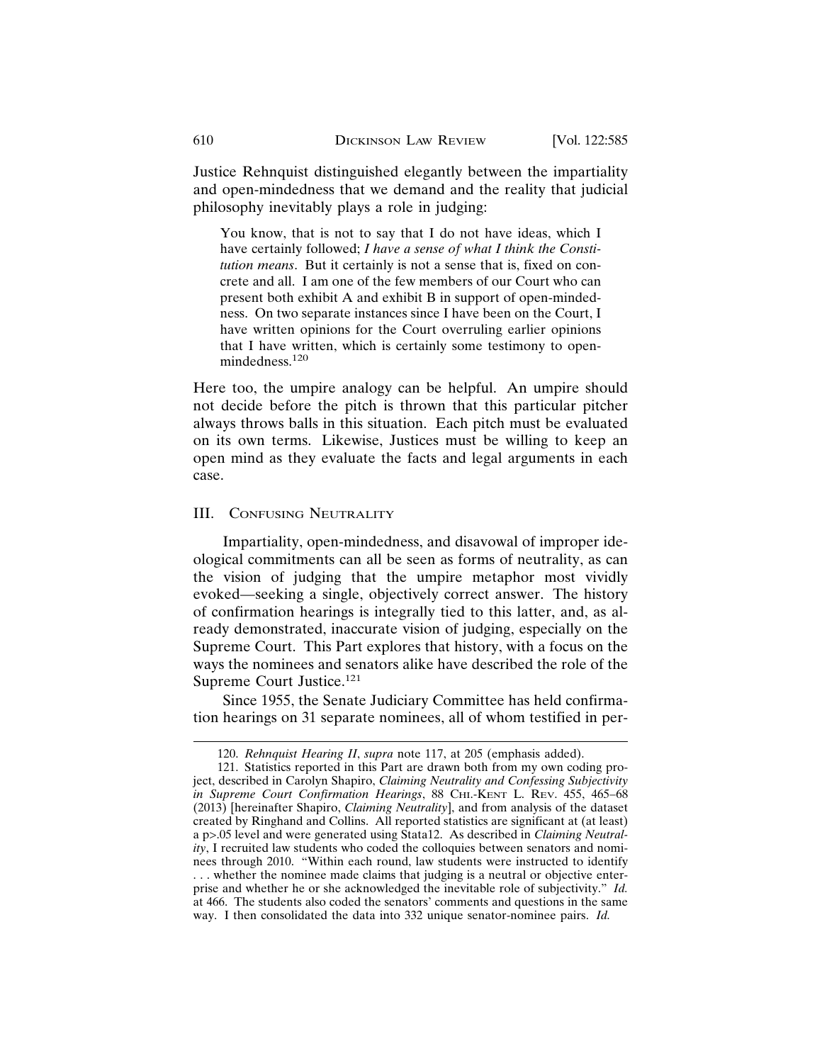Justice Rehnquist distinguished elegantly between the impartiality and open-mindedness that we demand and the reality that judicial philosophy inevitably plays a role in judging:

> You know, that is not to say that I do not have ideas, which I have certainly followed; *I have a sense of what I think the Constitution means*. But it certainly is not a sense that is, fixed on concrete and all. I am one of the few members of our Court who can present both exhibit A and exhibit B in support of open-mindedness. On two separate instances since I have been on the Court, I have written opinions for the Court overruling earlier opinions that I have written, which is certainly some testimony to open-mindedness.[120]

Here too, the umpire analogy can be helpful. An umpire should not decide before the pitch is thrown that this particular pitcher always throws balls in this situation. Each pitch must be evaluated on its own terms. Likewise, Justices must be willing to keep an open mind as they evaluate the facts and legal arguments in each case.

## III. Confusing Neutrality

Impartiality, open-mindedness, and disavowal of improper ideological commitments can all be seen as forms of neutrality, as can the vision of judging that the umpire metaphor most vividly evoked—seeking a single, objectively correct answer. The history of confirmation hearings is integrally tied to this latter, and, as already demonstrated, inaccurate vision of judging, especially on the Supreme Court. This Part explores that history, with a focus on the ways the nominees and senators alike have described the role of the Supreme Court Justice.[121]

Since 1955, the Senate Judiciary Committee has held confirmation hearings on 31 separate nominees, all of whom testified in per-

---

120. *Rehnquist Hearing II*, *supra* note 117, at 205 (emphasis added).

121. Statistics reported in this Part are drawn both from my own coding project, described in Carolyn Shapiro, *Claiming Neutrality and Confessing Subjectivity in Supreme Court Confirmation Hearings*, 88 Chi.-Kent L. Rev. 455, 465–68 (2013) [hereinafter Shapiro, *Claiming Neutrality*], and from analysis of the dataset created by Ringhand and Collins. All reported statistics are significant at (at least) a p>.05 level and were generated using Stata12. As described in *Claiming Neutrality*, I recruited law students who coded the colloquies between senators and nominees through 2010. "Within each round, law students were instructed to identify . . . whether the nominee made claims that judging is a neutral or objective enterprise and whether he or she acknowledged the inevitable role of subjectivity." *Id.* at 466. The students also coded the senators' comments and questions in the same way. I then consolidated the data into 332 unique senator-nominee pairs. *Id.*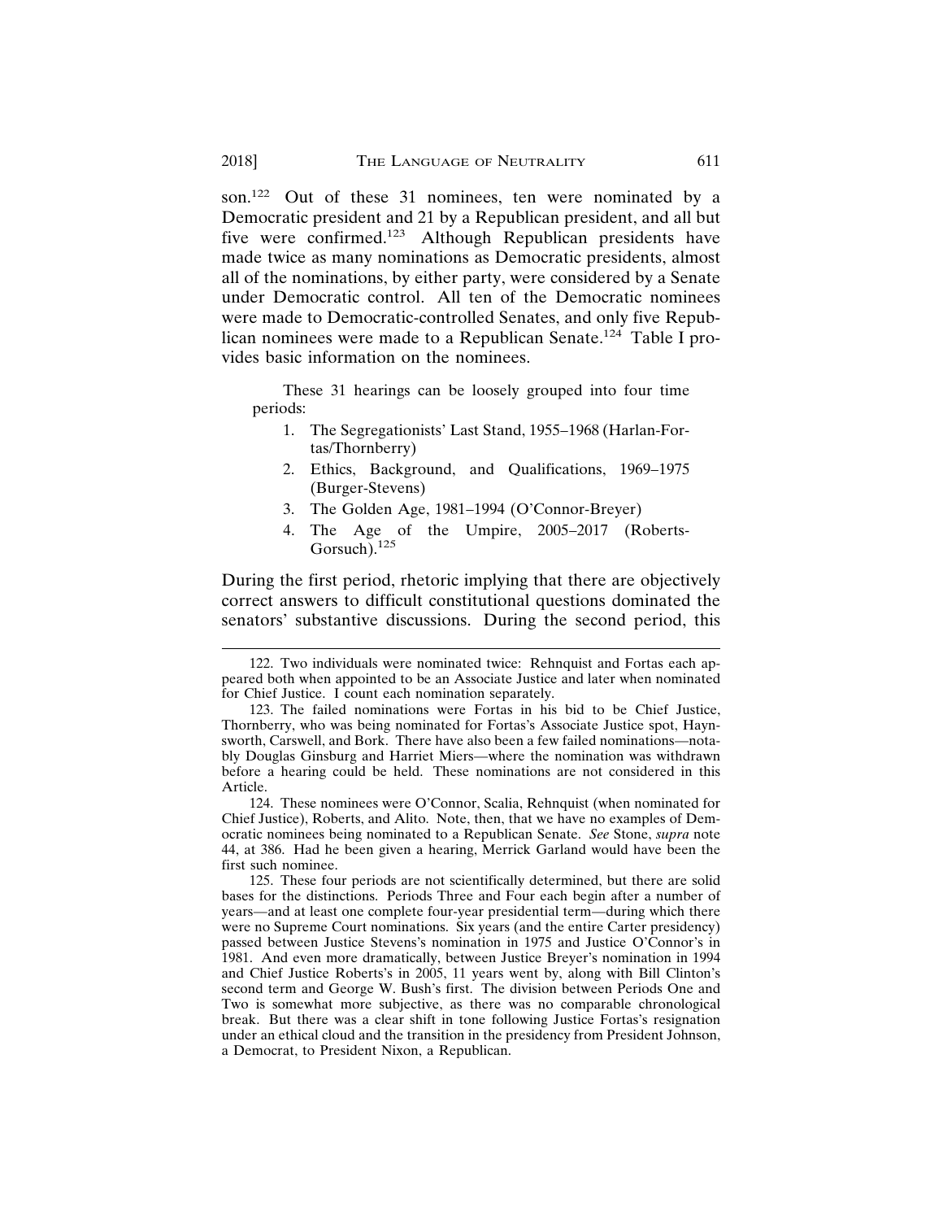son.[122] Out of these 31 nominees, ten were nominated by a Democratic president and 21 by a Republican president, and all but five were confirmed.[123] Although Republican presidents have made twice as many nominations as Democratic presidents, almost all of the nominations, by either party, were considered by a Senate under Democratic control. All ten of the Democratic nominees were made to Democratic-controlled Senates, and only five Republican nominees were made to a Republican Senate.[124] Table I provides basic information on the nominees.

These 31 hearings can be loosely grouped into four time periods:

1. The Segregationists' Last Stand, 1955–1968 (Harlan-Fortas/Thornberry)
2. Ethics, Background, and Qualifications, 1969–1975 (Burger-Stevens)
3. The Golden Age, 1981–1994 (O'Connor-Breyer)
4. The Age of the Umpire, 2005–2017 (Roberts-Gorsuch).[125]

During the first period, rhetoric implying that there are objectively correct answers to difficult constitutional questions dominated the senators' substantive discussions. During the second period, this

---

122. Two individuals were nominated twice: Rehnquist and Fortas each appeared both when appointed to be an Associate Justice and later when nominated for Chief Justice. I count each nomination separately.

123. The failed nominations were Fortas in his bid to be Chief Justice, Thornberry, who was being nominated for Fortas's Associate Justice spot, Haynsworth, Carswell, and Bork. There have also been a few failed nominations—notably Douglas Ginsburg and Harriet Miers—where the nomination was withdrawn before a hearing could be held. These nominations are not considered in this Article.

124. These nominees were O'Connor, Scalia, Rehnquist (when nominated for Chief Justice), Roberts, and Alito. Note, then, that we have no examples of Democratic nominees being nominated to a Republican Senate. *See* Stone, *supra* note 44, at 386. Had he been given a hearing, Merrick Garland would have been the first such nominee.

125. These four periods are not scientifically determined, but there are solid bases for the distinctions. Periods Three and Four each begin after a number of years—and at least one complete four-year presidential term—during which there were no Supreme Court nominations. Six years (and the entire Carter presidency) passed between Justice Stevens's nomination in 1975 and Justice O'Connor's in 1981. And even more dramatically, between Justice Breyer's nomination in 1994 and Chief Justice Roberts's in 2005, 11 years went by, along with Bill Clinton's second term and George W. Bush's first. The division between Periods One and Two is somewhat more subjective, as there was no comparable chronological break. But there was a clear shift in tone following Justice Fortas's resignation under an ethical cloud and the transition in the presidency from President Johnson, a Democrat, to President Nixon, a Republican.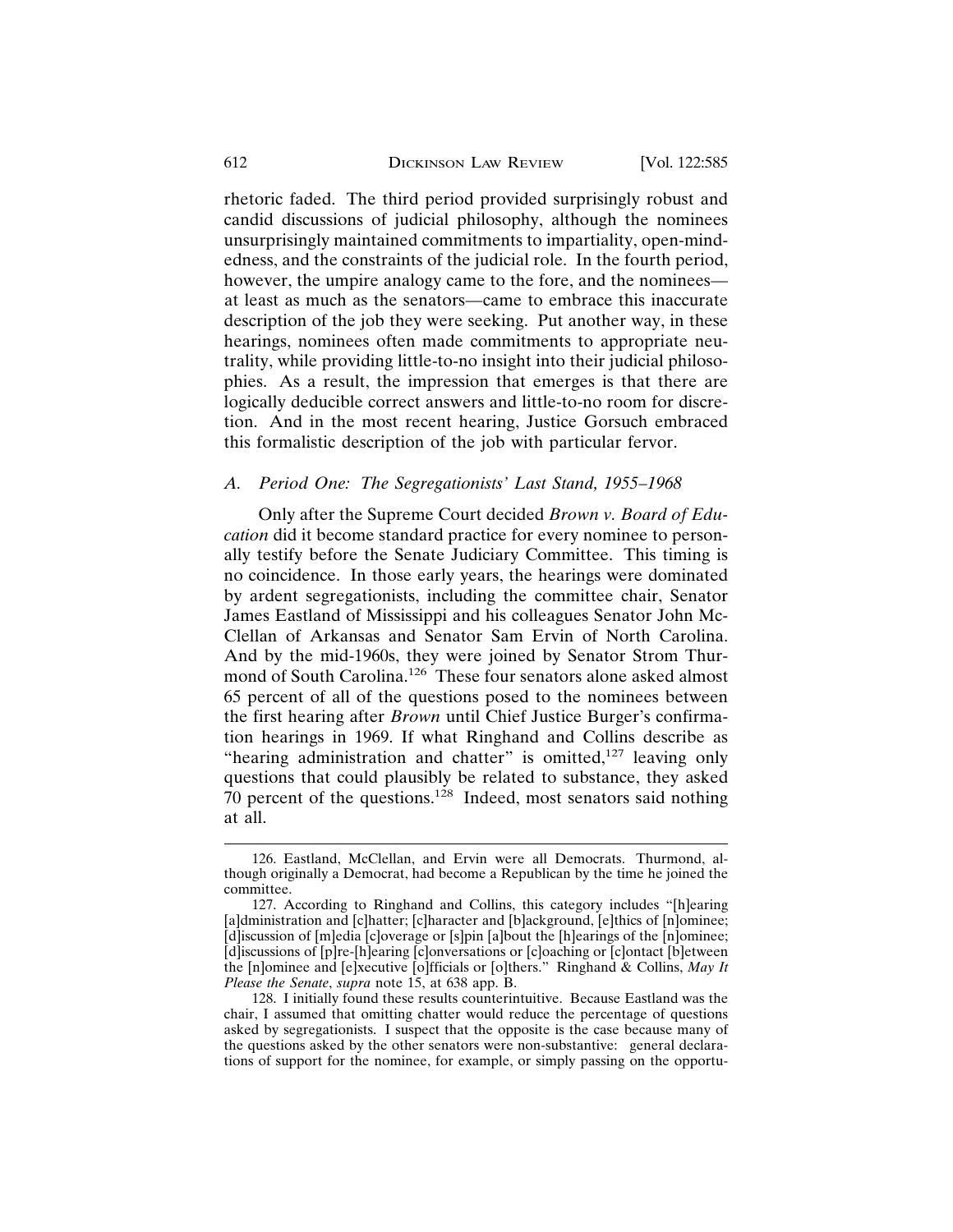rhetoric faded. The third period provided surprisingly robust and candid discussions of judicial philosophy, although the nominees unsurprisingly maintained commitments to impartiality, open-mindedness, and the constraints of the judicial role. In the fourth period, however, the umpire analogy came to the fore, and the nominees—at least as much as the senators—came to embrace this inaccurate description of the job they were seeking. Put another way, in these hearings, nominees often made commitments to appropriate neutrality, while providing little-to-no insight into their judicial philosophies. As a result, the impression that emerges is that there are logically deducible correct answers and little-to-no room for discretion. And in the most recent hearing, Justice Gorsuch embraced this formalistic description of the job with particular fervor.

### *A. Period One: The Segregationists' Last Stand, 1955–1968*

Only after the Supreme Court decided *Brown v. Board of Education* did it become standard practice for every nominee to personally testify before the Senate Judiciary Committee. This timing is no coincidence. In those early years, the hearings were dominated by ardent segregationists, including the committee chair, Senator James Eastland of Mississippi and his colleagues Senator John McClellan of Arkansas and Senator Sam Ervin of North Carolina. And by the mid-1960s, they were joined by Senator Strom Thurmond of South Carolina.[126] These four senators alone asked almost 65 percent of all of the questions posed to the nominees between the first hearing after *Brown* until Chief Justice Burger's confirmation hearings in 1969. If what Ringhand and Collins describe as "hearing administration and chatter" is omitted,[127] leaving only questions that could plausibly be related to substance, they asked 70 percent of the questions.[128] Indeed, most senators said nothing at all.

---

126. Eastland, McClellan, and Ervin were all Democrats. Thurmond, although originally a Democrat, had become a Republican by the time he joined the committee.

127. According to Ringhand and Collins, this category includes "[h]earing [a]dministration and [c]hatter; [c]haracter and [b]ackground, [e]thics of [n]ominee; [d]iscussion of [m]edia [c]overage or [s]pin [a]bout the [h]earings of the [n]ominee; [d]iscussions of [p]re-[h]earing [c]onversations or [c]oaching or [c]ontact [b]etween the [n]ominee and [e]xecutive [o]fficials or [o]thers." Ringhand & Collins, *May It Please the Senate*, *supra* note 15, at 638 app. B.

128. I initially found these results counterintuitive. Because Eastland was the chair, I assumed that omitting chatter would reduce the percentage of questions asked by segregationists. I suspect that the opposite is the case because many of the questions asked by the other senators were non-substantive: general declarations of support for the nominee, for example, or simply passing on the opportu-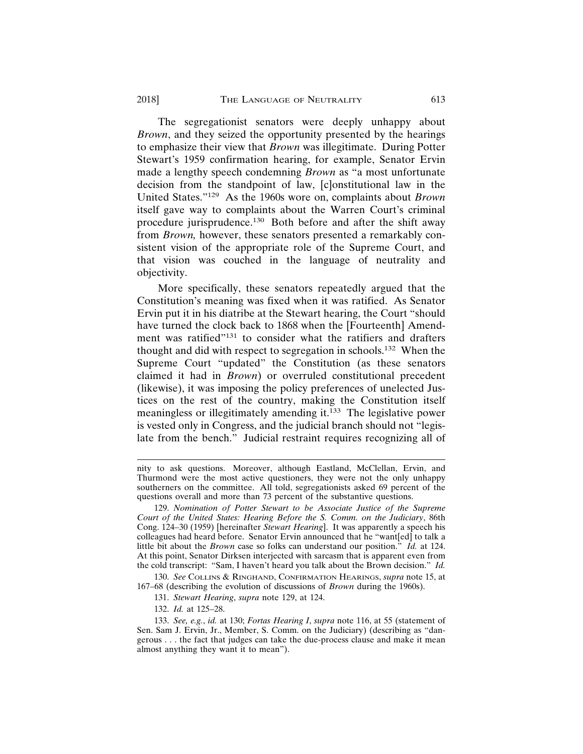The segregationist senators were deeply unhappy about *Brown*, and they seized the opportunity presented by the hearings to emphasize their view that *Brown* was illegitimate. During Potter Stewart's 1959 confirmation hearing, for example, Senator Ervin made a lengthy speech condemning *Brown* as "a most unfortunate decision from the standpoint of law, [c]onstitutional law in the United States."[129] As the 1960s wore on, complaints about *Brown* itself gave way to complaints about the Warren Court's criminal procedure jurisprudence.[130] Both before and after the shift away from *Brown,* however, these senators presented a remarkably consistent vision of the appropriate role of the Supreme Court, and that vision was couched in the language of neutrality and objectivity.

More specifically, these senators repeatedly argued that the Constitution's meaning was fixed when it was ratified. As Senator Ervin put it in his diatribe at the Stewart hearing, the Court "should have turned the clock back to 1868 when the [Fourteenth] Amendment was ratified"[131] to consider what the ratifiers and drafters thought and did with respect to segregation in schools.[132] When the Supreme Court "updated" the Constitution (as these senators claimed it had in *Brown*) or overruled constitutional precedent (likewise), it was imposing the policy preferences of unelected Justices on the rest of the country, making the Constitution itself meaningless or illegitimately amending it.[133] The legislative power is vested only in Congress, and the judicial branch should not "legislate from the bench." Judicial restraint requires recognizing all of

---

nity to ask questions. Moreover, although Eastland, McClellan, Ervin, and Thurmond were the most active questioners, they were not the only unhappy southerners on the committee. All told, segregationists asked 69 percent of the questions overall and more than 73 percent of the substantive questions.

129. *Nomination of Potter Stewart to be Associate Justice of the Supreme Court of the United States: Hearing Before the S. Comm. on the Judiciary*, 86th Cong. 124–30 (1959) [hereinafter *Stewart Hearing*]. It was apparently a speech his colleagues had heard before. Senator Ervin announced that he "want[ed] to talk a little bit about the *Brown* case so folks can understand our position." *Id.* at 124. At this point, Senator Dirksen interjected with sarcasm that is apparent even from the cold transcript: "Sam, I haven't heard you talk about the Brown decision." *Id.*

130. *See* Collins & Ringhand, Confirmation Hearings, *supra* note 15, at 167–68 (describing the evolution of discussions of *Brown* during the 1960s).

131. *Stewart Hearing*, *supra* note 129, at 124.

132. *Id.* at 125–28.

133. *See, e.g.*, *id.* at 130; *Fortas Hearing I*, *supra* note 116, at 55 (statement of Sen. Sam J. Ervin, Jr., Member, S. Comm. on the Judiciary) (describing as "dangerous . . . the fact that judges can take the due-process clause and make it mean almost anything they want it to mean").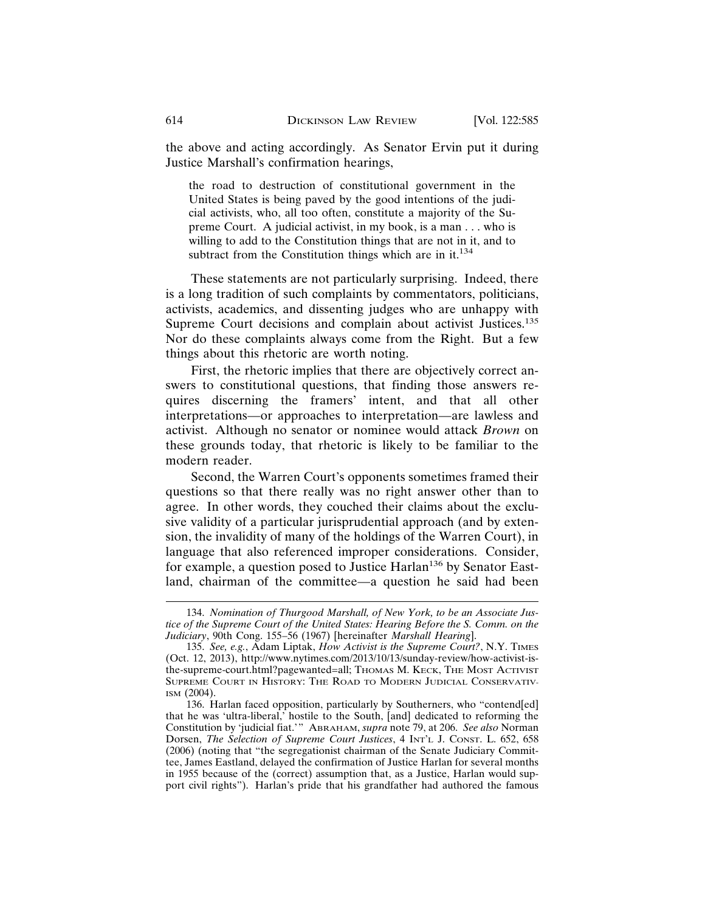the above and acting accordingly. As Senator Ervin put it during Justice Marshall's confirmation hearings,

> the road to destruction of constitutional government in the United States is being paved by the good intentions of the judicial activists, who, all too often, constitute a majority of the Supreme Court. A judicial activist, in my book, is a man . . . who is willing to add to the Constitution things that are not in it, and to subtract from the Constitution things which are in it.[134]

These statements are not particularly surprising. Indeed, there is a long tradition of such complaints by commentators, politicians, activists, academics, and dissenting judges who are unhappy with Supreme Court decisions and complain about activist Justices.[135] Nor do these complaints always come from the Right. But a few things about this rhetoric are worth noting.

First, the rhetoric implies that there are objectively correct answers to constitutional questions, that finding those answers requires discerning the framers' intent, and that all other interpretations—or approaches to interpretation—are lawless and activist. Although no senator or nominee would attack *Brown* on these grounds today, that rhetoric is likely to be familiar to the modern reader.

Second, the Warren Court's opponents sometimes framed their questions so that there really was no right answer other than to agree. In other words, they couched their claims about the exclusive validity of a particular jurisprudential approach (and by extension, the invalidity of many of the holdings of the Warren Court), in language that also referenced improper considerations. Consider, for example, a question posed to Justice Harlan[136] by Senator Eastland, chairman of the committee—a question he said had been

---

134. *Nomination of Thurgood Marshall, of New York, to be an Associate Justice of the Supreme Court of the United States: Hearing Before the S. Comm. on the Judiciary*, 90th Cong. 155–56 (1967) [hereinafter *Marshall Hearing*].

135. *See, e.g.*, Adam Liptak, *How Activist is the Supreme Court?*, N.Y. TIMES (Oct. 12, 2013), http://www.nytimes.com/2013/10/13/sunday-review/how-activist-is-the-supreme-court.html?pagewanted=all; THOMAS M. KECK, THE MOST ACTIVIST SUPREME COURT IN HISTORY: THE ROAD TO MODERN JUDICIAL CONSERVATIVISM (2004).

136. Harlan faced opposition, particularly by Southerners, who "contend[ed] that he was 'ultra-liberal,' hostile to the South, [and] dedicated to reforming the Constitution by 'judicial fiat.'" ABRAHAM, *supra* note 79, at 206. *See also* Norman Dorsen, *The Selection of Supreme Court Justices*, 4 INT'L J. CONST. L. 652, 658 (2006) (noting that "the segregationist chairman of the Senate Judiciary Committee, James Eastland, delayed the confirmation of Justice Harlan for several months in 1955 because of the (correct) assumption that, as a Justice, Harlan would support civil rights"). Harlan's pride that his grandfather had authored the famous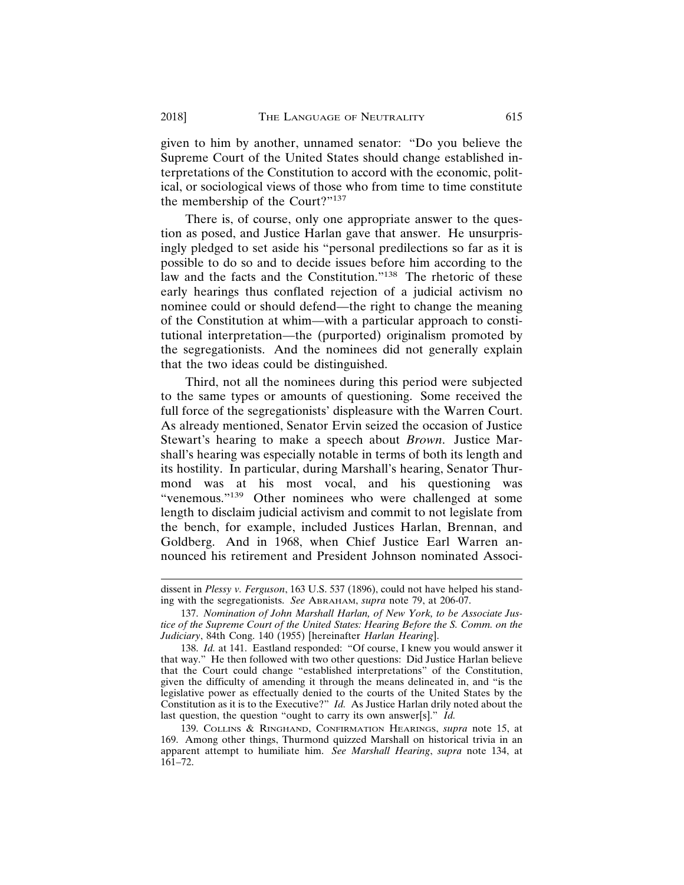given to him by another, unnamed senator: "Do you believe the Supreme Court of the United States should change established interpretations of the Constitution to accord with the economic, political, or sociological views of those who from time to time constitute the membership of the Court?"[137]

There is, of course, only one appropriate answer to the question as posed, and Justice Harlan gave that answer. He unsurprisingly pledged to set aside his "personal predilections so far as it is possible to do so and to decide issues before him according to the law and the facts and the Constitution."[138] The rhetoric of these early hearings thus conflated rejection of a judicial activism no nominee could or should defend—the right to change the meaning of the Constitution at whim—with a particular approach to constitutional interpretation—the (purported) originalism promoted by the segregationists. And the nominees did not generally explain that the two ideas could be distinguished.

Third, not all the nominees during this period were subjected to the same types or amounts of questioning. Some received the full force of the segregationists' displeasure with the Warren Court. As already mentioned, Senator Ervin seized the occasion of Justice Stewart's hearing to make a speech about *Brown*. Justice Marshall's hearing was especially notable in terms of both its length and its hostility. In particular, during Marshall's hearing, Senator Thurmond was at his most vocal, and his questioning was "venemous."[139] Other nominees who were challenged at some length to disclaim judicial activism and commit to not legislate from the bench, for example, included Justices Harlan, Brennan, and Goldberg. And in 1968, when Chief Justice Earl Warren announced his retirement and President Johnson nominated Associ-

---

dissent in *Plessy v. Ferguson*, 163 U.S. 537 (1896), could not have helped his standing with the segregationists. *See* ABRAHAM, *supra* note 79, at 206-07.

137. *Nomination of John Marshall Harlan, of New York, to be Associate Justice of the Supreme Court of the United States: Hearing Before the S. Comm. on the Judiciary*, 84th Cong. 140 (1955) [hereinafter *Harlan Hearing*].

138. *Id.* at 141. Eastland responded: "Of course, I knew you would answer it that way." He then followed with two other questions: Did Justice Harlan believe that the Court could change "established interpretations" of the Constitution, given the difficulty of amending it through the means delineated in, and "is the legislative power as effectually denied to the courts of the United States by the Constitution as it is to the Executive?" *Id.* As Justice Harlan drily noted about the last question, the question "ought to carry its own answer[s]." *Id.*

139. COLLINS & RINGHAND, CONFIRMATION HEARINGS, *supra* note 15, at 169. Among other things, Thurmond quizzed Marshall on historical trivia in an apparent attempt to humiliate him. *See Marshall Hearing*, *supra* note 134, at 161–72.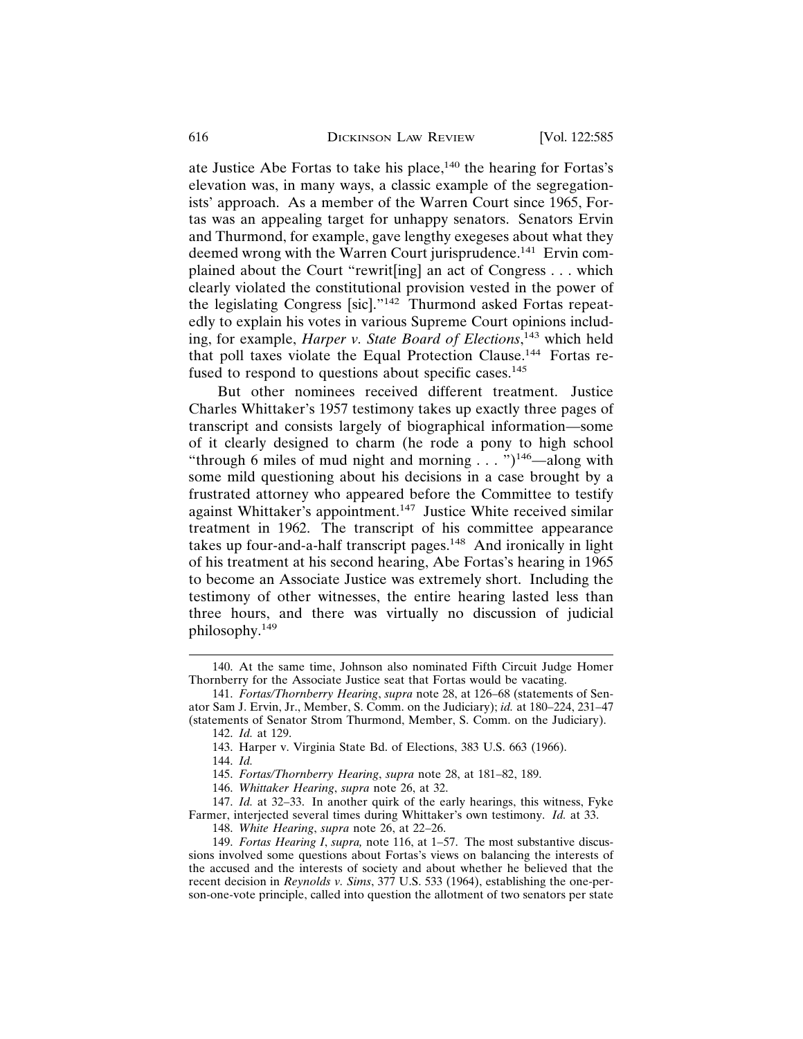ate Justice Abe Fortas to take his place,[140] the hearing for Fortas's elevation was, in many ways, a classic example of the segregationists' approach. As a member of the Warren Court since 1965, Fortas was an appealing target for unhappy senators. Senators Ervin and Thurmond, for example, gave lengthy exegeses about what they deemed wrong with the Warren Court jurisprudence.[141] Ervin complained about the Court "rewrit[ing] an act of Congress . . . which clearly violated the constitutional provision vested in the power of the legislating Congress [sic]."[142] Thurmond asked Fortas repeatedly to explain his votes in various Supreme Court opinions including, for example, *Harper v. State Board of Elections*,[143] which held that poll taxes violate the Equal Protection Clause.[144] Fortas refused to respond to questions about specific cases.[145]

But other nominees received different treatment. Justice Charles Whittaker's 1957 testimony takes up exactly three pages of transcript and consists largely of biographical information—some of it clearly designed to charm (he rode a pony to high school "through 6 miles of mud night and morning . . . ")[146]—along with some mild questioning about his decisions in a case brought by a frustrated attorney who appeared before the Committee to testify against Whittaker's appointment.[147] Justice White received similar treatment in 1962. The transcript of his committee appearance takes up four-and-a-half transcript pages.[148] And ironically in light of his treatment at his second hearing, Abe Fortas's hearing in 1965 to become an Associate Justice was extremely short. Including the testimony of other witnesses, the entire hearing lasted less than three hours, and there was virtually no discussion of judicial philosophy.[149]

---

140. At the same time, Johnson also nominated Fifth Circuit Judge Homer Thornberry for the Associate Justice seat that Fortas would be vacating.

141. *Fortas/Thornberry Hearing*, *supra* note 28, at 126–68 (statements of Senator Sam J. Ervin, Jr., Member, S. Comm. on the Judiciary); *id.* at 180–224, 231–47 (statements of Senator Strom Thurmond, Member, S. Comm. on the Judiciary).

142. *Id.* at 129.

143. Harper v. Virginia State Bd. of Elections, 383 U.S. 663 (1966).

144. *Id.*

145. *Fortas/Thornberry Hearing*, *supra* note 28, at 181–82, 189.

146. *Whittaker Hearing*, *supra* note 26, at 32.

147. *Id.* at 32–33. In another quirk of the early hearings, this witness, Fyke Farmer, interjected several times during Whittaker's own testimony. *Id.* at 33.

148. *White Hearing*, *supra* note 26, at 22–26.

149. *Fortas Hearing I*, *supra,* note 116, at 1–57. The most substantive discussions involved some questions about Fortas's views on balancing the interests of the accused and the interests of society and about whether he believed that the recent decision in *Reynolds v. Sims*, 377 U.S. 533 (1964), establishing the one-person-one-vote principle, called into question the allotment of two senators per state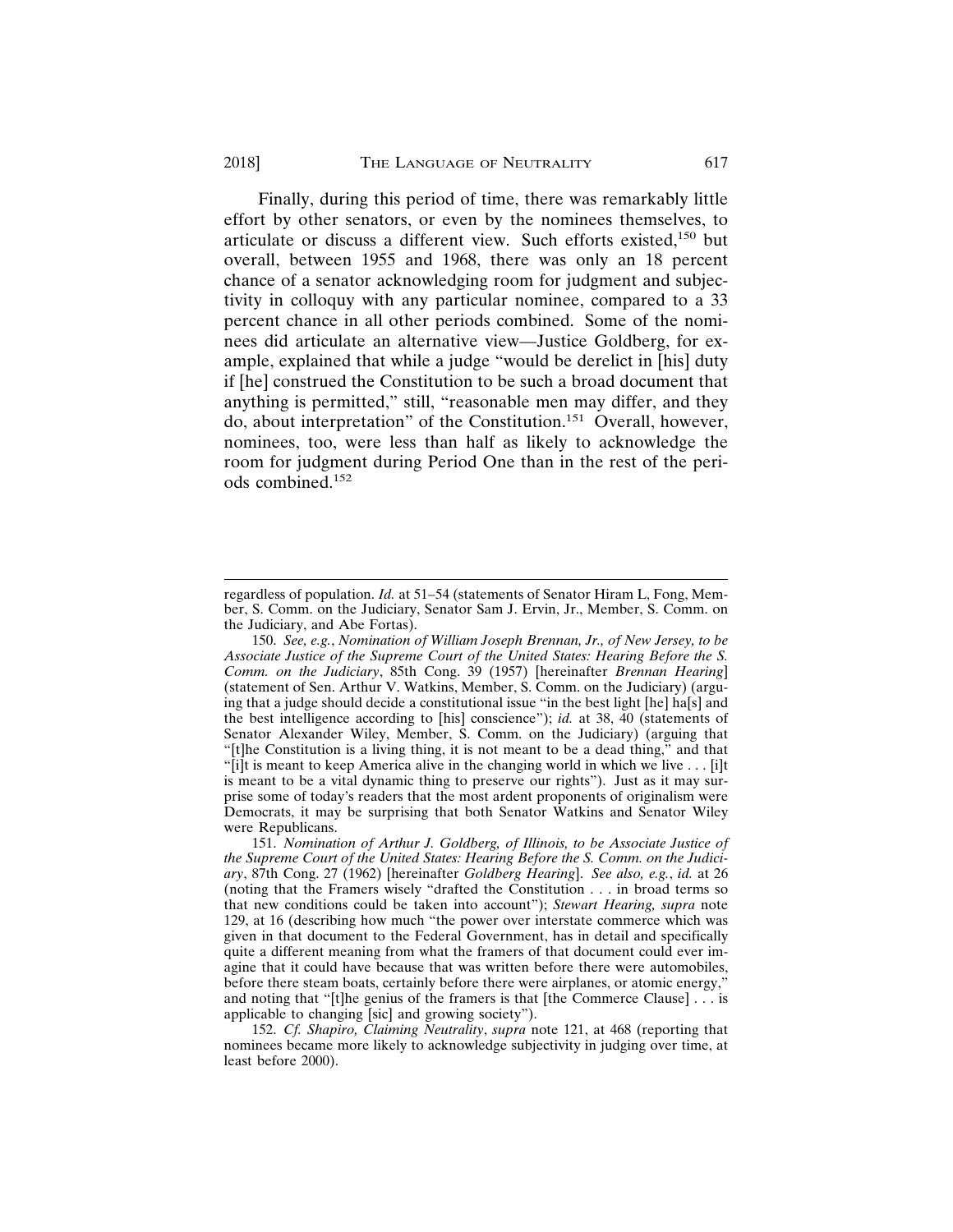Finally, during this period of time, there was remarkably little effort by other senators, or even by the nominees themselves, to articulate or discuss a different view. Such efforts existed,[150] but overall, between 1955 and 1968, there was only an 18 percent chance of a senator acknowledging room for judgment and subjectivity in colloquy with any particular nominee, compared to a 33 percent chance in all other periods combined. Some of the nominees did articulate an alternative view—Justice Goldberg, for example, explained that while a judge "would be derelict in [his] duty if [he] construed the Constitution to be such a broad document that anything is permitted," still, "reasonable men may differ, and they do, about interpretation" of the Constitution.[151] Overall, however, nominees, too, were less than half as likely to acknowledge the room for judgment during Period One than in the rest of the periods combined.[152]

---

regardless of population. *Id.* at 51–54 (statements of Senator Hiram L, Fong, Member, S. Comm. on the Judiciary, Senator Sam J. Ervin, Jr., Member, S. Comm. on the Judiciary, and Abe Fortas).

150. *See, e.g.*, *Nomination of William Joseph Brennan, Jr., of New Jersey, to be Associate Justice of the Supreme Court of the United States: Hearing Before the S. Comm. on the Judiciary*, 85th Cong. 39 (1957) [hereinafter *Brennan Hearing*] (statement of Sen. Arthur V. Watkins, Member, S. Comm. on the Judiciary) (arguing that a judge should decide a constitutional issue "in the best light [he] ha[s] and the best intelligence according to [his] conscience"); *id.* at 38, 40 (statements of Senator Alexander Wiley, Member, S. Comm. on the Judiciary) (arguing that "[t]he Constitution is a living thing, it is not meant to be a dead thing," and that "[i]t is meant to keep America alive in the changing world in which we live . . . [i]t is meant to be a vital dynamic thing to preserve our rights"). Just as it may surprise some of today's readers that the most ardent proponents of originalism were Democrats, it may be surprising that both Senator Watkins and Senator Wiley were Republicans.

151. *Nomination of Arthur J. Goldberg, of Illinois, to be Associate Justice of the Supreme Court of the United States: Hearing Before the S. Comm. on the Judiciary*, 87th Cong. 27 (1962) [hereinafter *Goldberg Hearing*]. *See also, e.g.*, *id.* at 26 (noting that the Framers wisely "drafted the Constitution . . . in broad terms so that new conditions could be taken into account"); *Stewart Hearing, supra* note 129, at 16 (describing how much "the power over interstate commerce which was given in that document to the Federal Government, has in detail and specifically quite a different meaning from what the framers of that document could ever imagine that it could have because that was written before there were automobiles, before there steam boats, certainly before there were airplanes, or atomic energy," and noting that "[t]he genius of the framers is that [the Commerce Clause] . . . is applicable to changing [sic] and growing society").

152. *Cf.* *Shapiro, Claiming Neutrality*, *supra* note 121, at 468 (reporting that nominees became more likely to acknowledge subjectivity in judging over time, at least before 2000).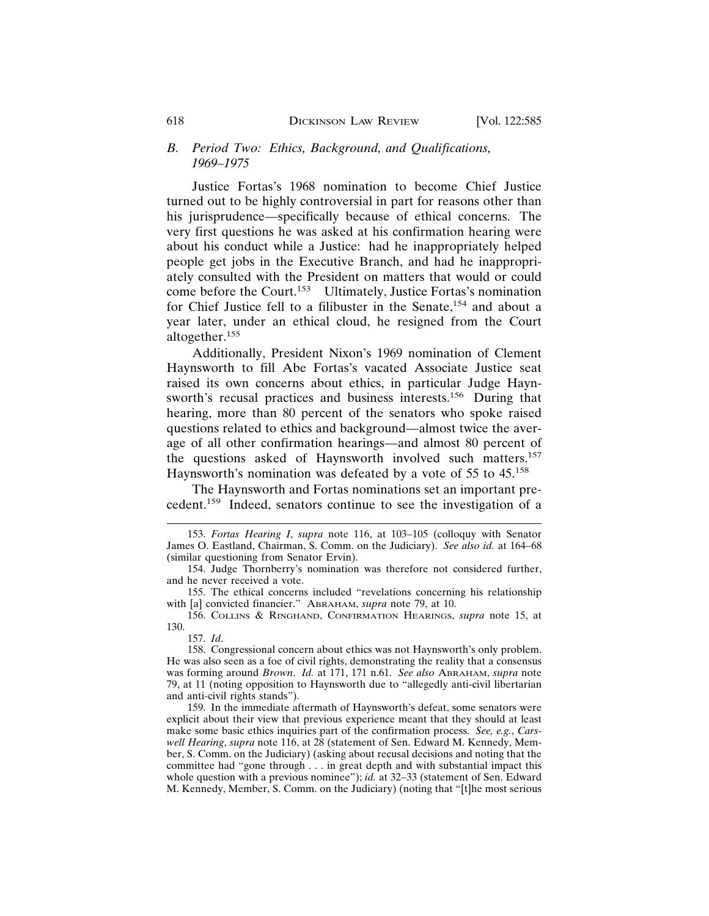### *B. Period Two: Ethics, Background, and Qualifications, 1969–1975*

Justice Fortas's 1968 nomination to become Chief Justice turned out to be highly controversial in part for reasons other than his jurisprudence—specifically because of ethical concerns. The very first questions he was asked at his confirmation hearing were about his conduct while a Justice: had he inappropriately helped people get jobs in the Executive Branch, and had he inappropriately consulted with the President on matters that would or could come before the Court.[153] Ultimately, Justice Fortas's nomination for Chief Justice fell to a filibuster in the Senate,[154] and about a year later, under an ethical cloud, he resigned from the Court altogether.[155]

Additionally, President Nixon's 1969 nomination of Clement Haynsworth to fill Abe Fortas's vacated Associate Justice seat raised its own concerns about ethics, in particular Judge Haynsworth's recusal practices and business interests.[156] During that hearing, more than 80 percent of the senators who spoke raised questions related to ethics and background—almost twice the average of all other confirmation hearings—and almost 80 percent of the questions asked of Haynsworth involved such matters.[157] Haynsworth's nomination was defeated by a vote of 55 to 45.[158]

The Haynsworth and Fortas nominations set an important precedent.[159] Indeed, senators continue to see the investigation of a

---

153. *Fortas Hearing I*, *supra* note 116, at 103–105 (colloquy with Senator James O. Eastland, Chairman, S. Comm. on the Judiciary). *See also id.* at 164–68 (similar questioning from Senator Ervin).

154. Judge Thornberry's nomination was therefore not considered further, and he never received a vote.

155. The ethical concerns included "revelations concerning his relationship with [a] convicted financier." ABRAHAM, *supra* note 79, at 10.

156. COLLINS & RINGHAND, CONFIRMATION HEARINGS, *supra* note 15, at 130.

157. *Id*.

158. Congressional concern about ethics was not Haynsworth's only problem. He was also seen as a foe of civil rights, demonstrating the reality that a consensus was forming around *Brown*. *Id.* at 171, 171 n.61. *See also* ABRAHAM, *supra* note 79, at 11 (noting opposition to Haynsworth due to "allegedly anti-civil libertarian and anti-civil rights stands").

159. In the immediate aftermath of Haynsworth's defeat, some senators were explicit about their view that previous experience meant that they should at least make some basic ethics inquiries part of the confirmation process. *See, e.g.*, *Carswell Hearing*, *supra* note 116, at 28 (statement of Sen. Edward M. Kennedy, Member, S. Comm. on the Judiciary) (asking about recusal decisions and noting that the committee had "gone through . . . in great depth and with substantial impact this whole question with a previous nominee"); *id.* at 32–33 (statement of Sen. Edward M. Kennedy, Member, S. Comm. on the Judiciary) (noting that "[t]he most serious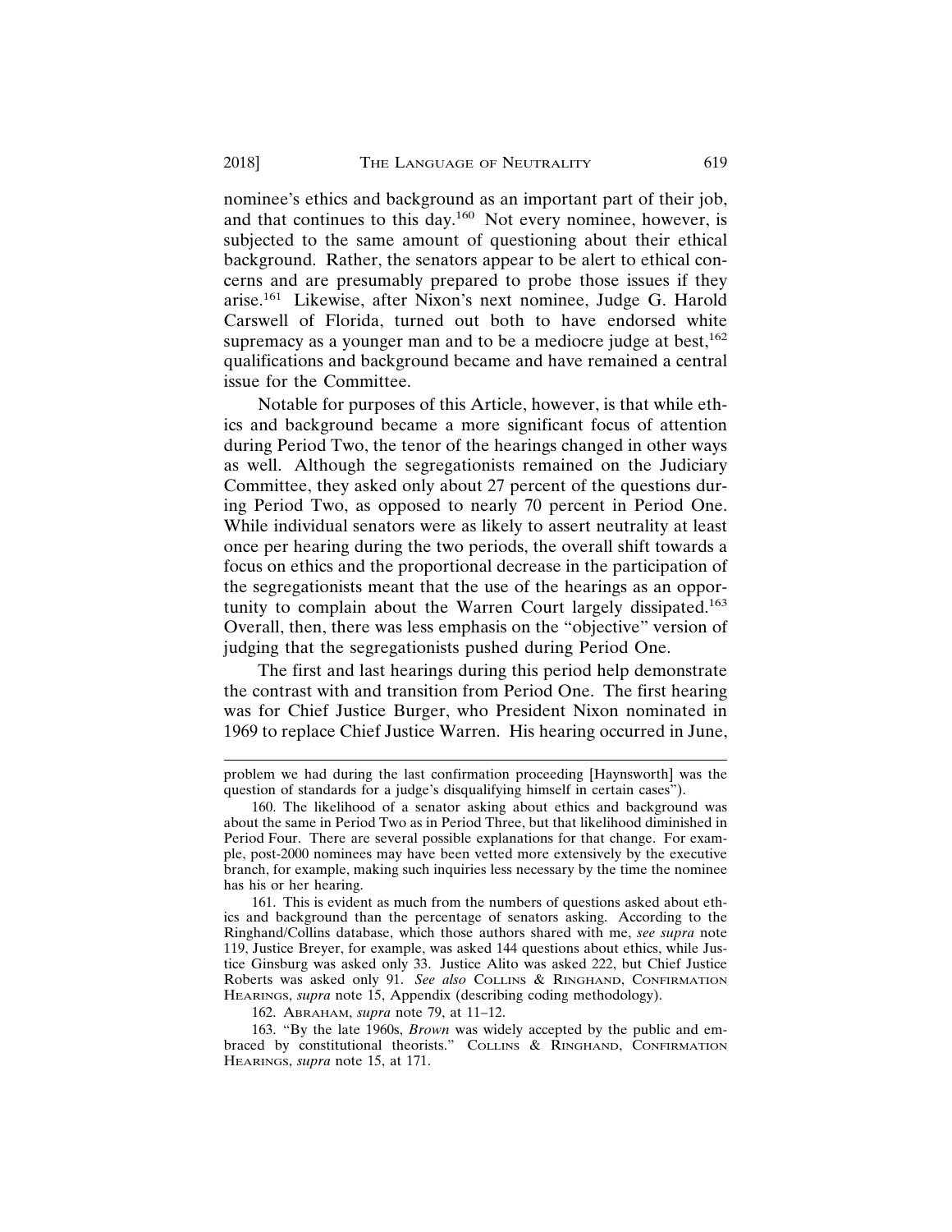nominee's ethics and background as an important part of their job, and that continues to this day.[160] Not every nominee, however, is subjected to the same amount of questioning about their ethical background. Rather, the senators appear to be alert to ethical concerns and are presumably prepared to probe those issues if they arise.[161] Likewise, after Nixon's next nominee, Judge G. Harold Carswell of Florida, turned out both to have endorsed white supremacy as a younger man and to be a mediocre judge at best,[162] qualifications and background became and have remained a central issue for the Committee.

Notable for purposes of this Article, however, is that while ethics and background became a more significant focus of attention during Period Two, the tenor of the hearings changed in other ways as well. Although the segregationists remained on the Judiciary Committee, they asked only about 27 percent of the questions during Period Two, as opposed to nearly 70 percent in Period One. While individual senators were as likely to assert neutrality at least once per hearing during the two periods, the overall shift towards a focus on ethics and the proportional decrease in the participation of the segregationists meant that the use of the hearings as an opportunity to complain about the Warren Court largely dissipated.[163] Overall, then, there was less emphasis on the "objective" version of judging that the segregationists pushed during Period One.

The first and last hearings during this period help demonstrate the contrast with and transition from Period One. The first hearing was for Chief Justice Burger, who President Nixon nominated in 1969 to replace Chief Justice Warren. His hearing occurred in June,

---

problem we had during the last confirmation proceeding [Haynsworth] was the question of standards for a judge's disqualifying himself in certain cases").

160. The likelihood of a senator asking about ethics and background was about the same in Period Two as in Period Three, but that likelihood diminished in Period Four. There are several possible explanations for that change. For example, post-2000 nominees may have been vetted more extensively by the executive branch, for example, making such inquiries less necessary by the time the nominee has his or her hearing.

161. This is evident as much from the numbers of questions asked about ethics and background than the percentage of senators asking. According to the Ringhand/Collins database, which those authors shared with me, *see supra* note 119, Justice Breyer, for example, was asked 144 questions about ethics, while Justice Ginsburg was asked only 33. Justice Alito was asked 222, but Chief Justice Roberts was asked only 91. *See also* COLLINS & RINGHAND, CONFIRMATION HEARINGS, *supra* note 15, Appendix (describing coding methodology).

162. ABRAHAM, *supra* note 79, at 11–12.

163. "By the late 1960s, *Brown* was widely accepted by the public and embraced by constitutional theorists." COLLINS & RINGHAND, CONFIRMATION HEARINGS, *supra* note 15, at 171.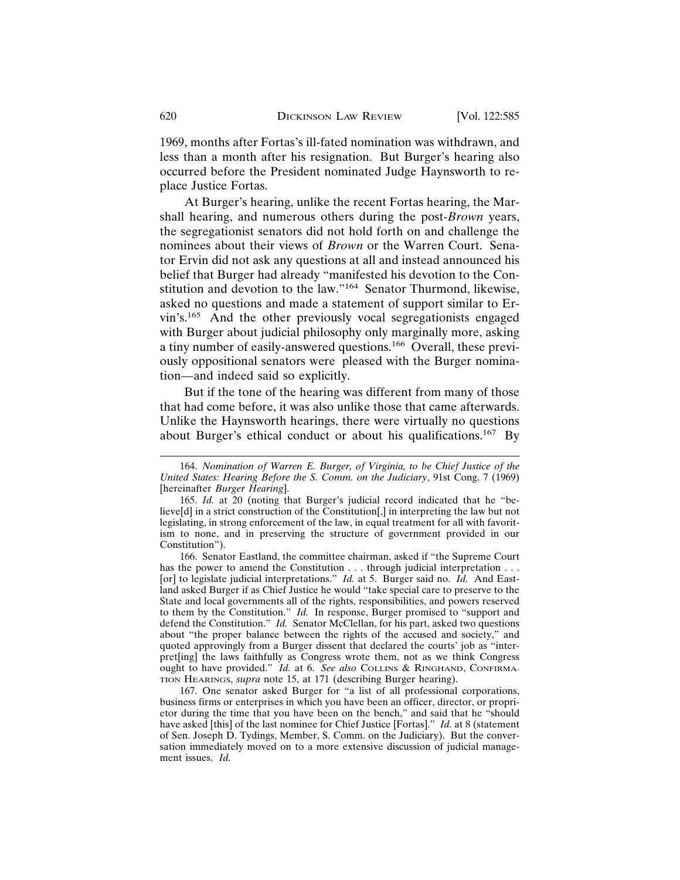1969, months after Fortas's ill-fated nomination was withdrawn, and less than a month after his resignation. But Burger's hearing also occurred before the President nominated Judge Haynsworth to replace Justice Fortas.

At Burger's hearing, unlike the recent Fortas hearing, the Marshall hearing, and numerous others during the post-*Brown* years, the segregationist senators did not hold forth on and challenge the nominees about their views of *Brown* or the Warren Court. Senator Ervin did not ask any questions at all and instead announced his belief that Burger had already "manifested his devotion to the Constitution and devotion to the law."[164] Senator Thurmond, likewise, asked no questions and made a statement of support similar to Ervin's.[165] And the other previously vocal segregationists engaged with Burger about judicial philosophy only marginally more, asking a tiny number of easily-answered questions.[166] Overall, these previously oppositional senators were pleased with the Burger nomination—and indeed said so explicitly.

But if the tone of the hearing was different from many of those that had come before, it was also unlike those that came afterwards. Unlike the Haynsworth hearings, there were virtually no questions about Burger's ethical conduct or about his qualifications.[167] By

164. *Nomination of Warren E. Burger, of Virginia, to be Chief Justice of the United States: Hearing Before the S. Comm. on the Judiciary*, 91st Cong. 7 (1969) [hereinafter *Burger Hearing*].

165. *Id.* at 20 (noting that Burger's judicial record indicated that he "believe[d] in a strict construction of the Constitution[,] in interpreting the law but not legislating, in strong enforcement of the law, in equal treatment for all with favoritism to none, and in preserving the structure of government provided in our Constitution").

166. Senator Eastland, the committee chairman, asked if "the Supreme Court has the power to amend the Constitution . . . through judicial interpretation . . . [or] to legislate judicial interpretations." *Id.* at 5. Burger said no. *Id.* And Eastland asked Burger if as Chief Justice he would "take special care to preserve to the State and local governments all of the rights, responsibilities, and powers reserved to them by the Constitution." *Id.* In response, Burger promised to "support and defend the Constitution." *Id.* Senator McClellan, for his part, asked two questions about "the proper balance between the rights of the accused and society," and quoted approvingly from a Burger dissent that declared the courts' job as "interpret[ing] the laws faithfully as Congress wrote them, not as we think Congress ought to have provided." *Id.* at 6. *See also* COLLINS & RINGHAND, CONFIRMATION HEARINGS, *supra* note 15, at 171 (describing Burger hearing).

167. One senator asked Burger for "a list of all professional corporations, business firms or enterprises in which you have been an officer, director, or proprietor during the time that you have been on the bench," and said that he "should have asked [this] of the last nominee for Chief Justice [Fortas]." *Id.* at 8 (statement of Sen. Joseph D. Tydings, Member, S. Comm. on the Judiciary). But the conversation immediately moved on to a more extensive discussion of judicial management issues. *Id.*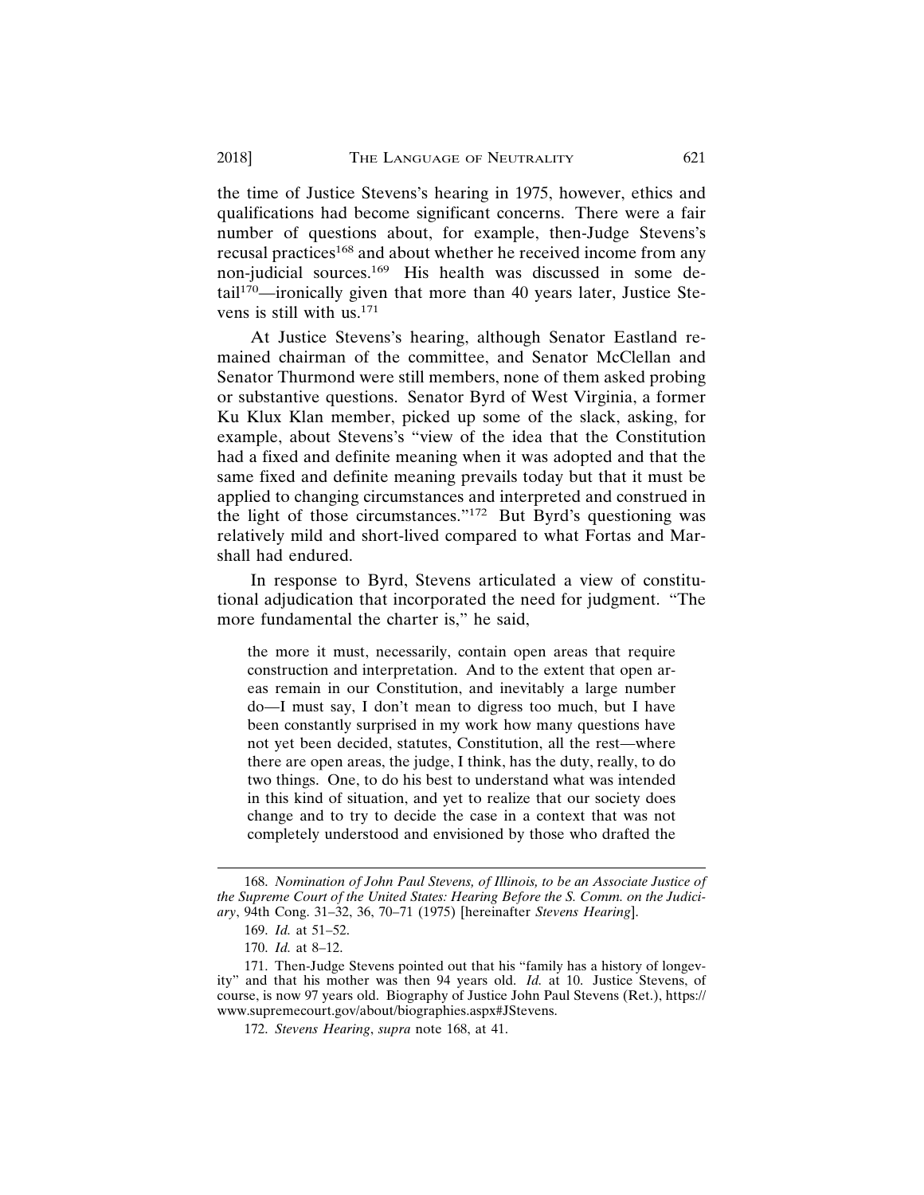the time of Justice Stevens's hearing in 1975, however, ethics and qualifications had become significant concerns. There were a fair number of questions about, for example, then-Judge Stevens's recusal practices[168] and about whether he received income from any non-judicial sources.[169] His health was discussed in some detail[170]—ironically given that more than 40 years later, Justice Stevens is still with us.[171]

At Justice Stevens's hearing, although Senator Eastland remained chairman of the committee, and Senator McClellan and Senator Thurmond were still members, none of them asked probing or substantive questions. Senator Byrd of West Virginia, a former Ku Klux Klan member, picked up some of the slack, asking, for example, about Stevens's "view of the idea that the Constitution had a fixed and definite meaning when it was adopted and that the same fixed and definite meaning prevails today but that it must be applied to changing circumstances and interpreted and construed in the light of those circumstances."[172] But Byrd's questioning was relatively mild and short-lived compared to what Fortas and Marshall had endured.

In response to Byrd, Stevens articulated a view of constitutional adjudication that incorporated the need for judgment. "The more fundamental the charter is," he said,

> the more it must, necessarily, contain open areas that require construction and interpretation. And to the extent that open areas remain in our Constitution, and inevitably a large number do—I must say, I don't mean to digress too much, but I have been constantly surprised in my work how many questions have not yet been decided, statutes, Constitution, all the rest—where there are open areas, the judge, I think, has the duty, really, to do two things. One, to do his best to understand what was intended in this kind of situation, and yet to realize that our society does change and to try to decide the case in a context that was not completely understood and envisioned by those who drafted the

---

168. *Nomination of John Paul Stevens, of Illinois, to be an Associate Justice of the Supreme Court of the United States: Hearing Before the S. Comm. on the Judiciary*, 94th Cong. 31–32, 36, 70–71 (1975) [hereinafter *Stevens Hearing*].

169. *Id.* at 51–52.

170. *Id.* at 8–12.

171. Then-Judge Stevens pointed out that his "family has a history of longevity" and that his mother was then 94 years old. *Id.* at 10. Justice Stevens, of course, is now 97 years old. Biography of Justice John Paul Stevens (Ret.), https://www.supremecourt.gov/about/biographies.aspx#JStevens.

172. *Stevens Hearing*, *supra* note 168, at 41.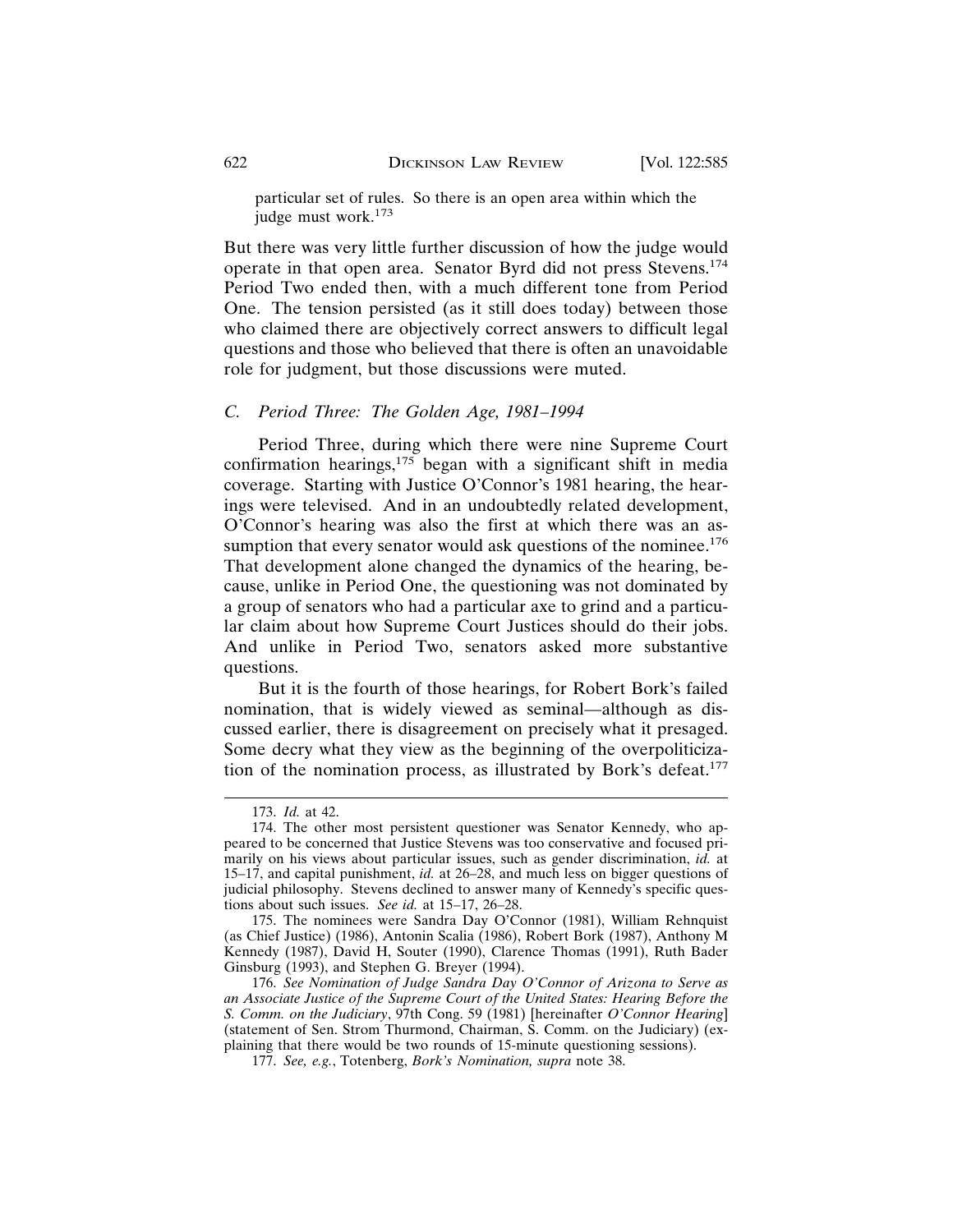particular set of rules. So there is an open area within which the judge must work.[173]

But there was very little further discussion of how the judge would operate in that open area. Senator Byrd did not press Stevens.[174] Period Two ended then, with a much different tone from Period One. The tension persisted (as it still does today) between those who claimed there are objectively correct answers to difficult legal questions and those who believed that there is often an unavoidable role for judgment, but those discussions were muted.

### *C. Period Three: The Golden Age, 1981–1994*

Period Three, during which there were nine Supreme Court confirmation hearings,[175] began with a significant shift in media coverage. Starting with Justice O'Connor's 1981 hearing, the hearings were televised. And in an undoubtedly related development, O'Connor's hearing was also the first at which there was an assumption that every senator would ask questions of the nominee.[176] That development alone changed the dynamics of the hearing, because, unlike in Period One, the questioning was not dominated by a group of senators who had a particular axe to grind and a particular claim about how Supreme Court Justices should do their jobs. And unlike in Period Two, senators asked more substantive questions.

But it is the fourth of those hearings, for Robert Bork's failed nomination, that is widely viewed as seminal—although as discussed earlier, there is disagreement on precisely what it presaged. Some decry what they view as the beginning of the overpoliticization of the nomination process, as illustrated by Bork's defeat.[177]

---

173. *Id.* at 42.

174. The other most persistent questioner was Senator Kennedy, who appeared to be concerned that Justice Stevens was too conservative and focused primarily on his views about particular issues, such as gender discrimination, *id.* at 15–17, and capital punishment, *id.* at 26–28, and much less on bigger questions of judicial philosophy. Stevens declined to answer many of Kennedy's specific questions about such issues. *See id.* at 15–17, 26–28.

175. The nominees were Sandra Day O'Connor (1981), William Rehnquist (as Chief Justice) (1986), Antonin Scalia (1986), Robert Bork (1987), Anthony M Kennedy (1987), David H, Souter (1990), Clarence Thomas (1991), Ruth Bader Ginsburg (1993), and Stephen G. Breyer (1994).

176. *See Nomination of Judge Sandra Day O'Connor of Arizona to Serve as an Associate Justice of the Supreme Court of the United States: Hearing Before the S. Comm. on the Judiciary*, 97th Cong. 59 (1981) [hereinafter *O'Connor Hearing*] (statement of Sen. Strom Thurmond, Chairman, S. Comm. on the Judiciary) (explaining that there would be two rounds of 15-minute questioning sessions).

177. *See, e.g.*, Totenberg, *Bork's Nomination, supra* note 38.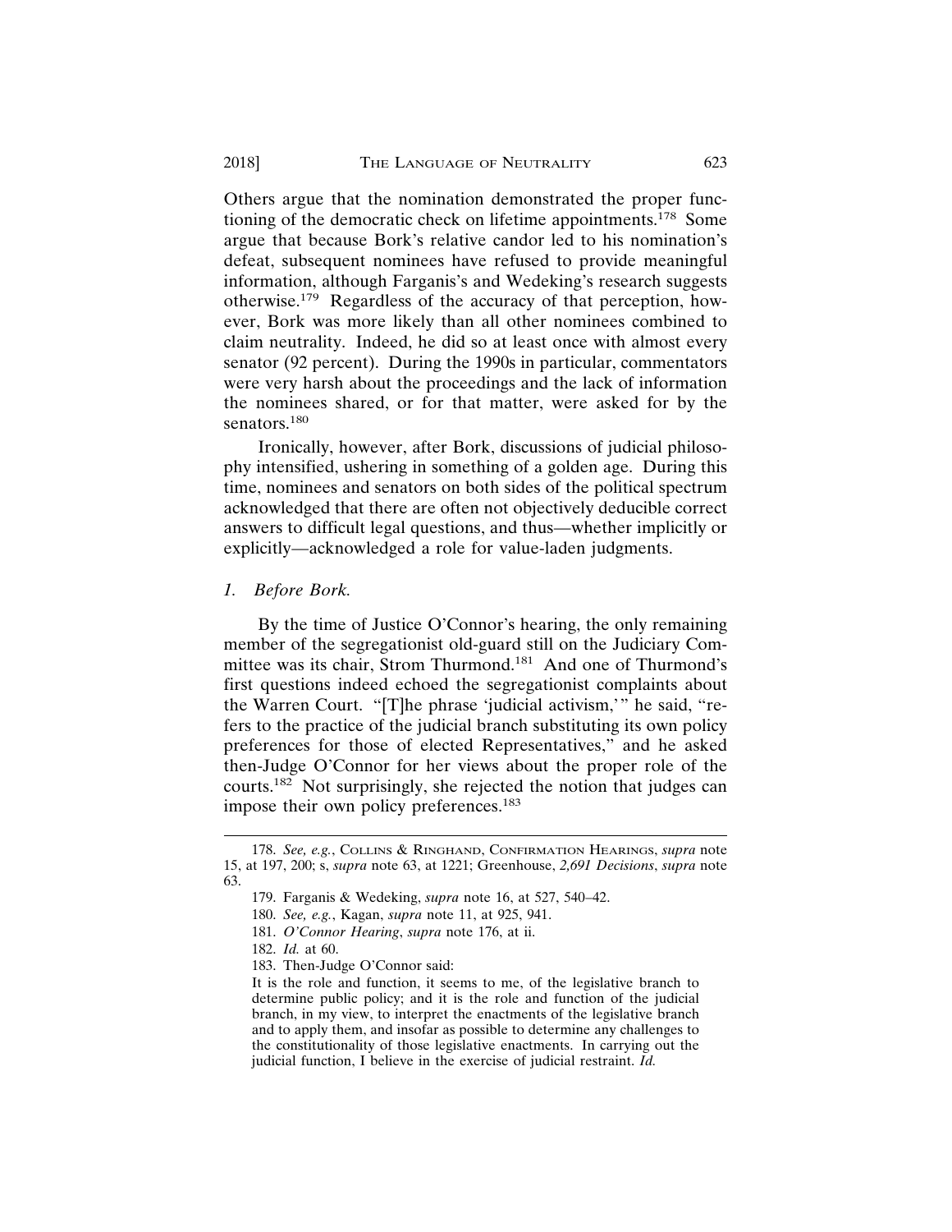Others argue that the nomination demonstrated the proper functioning of the democratic check on lifetime appointments.[178] Some argue that because Bork's relative candor led to his nomination's defeat, subsequent nominees have refused to provide meaningful information, although Farganis's and Wedeking's research suggests otherwise.[179] Regardless of the accuracy of that perception, however, Bork was more likely than all other nominees combined to claim neutrality. Indeed, he did so at least once with almost every senator (92 percent). During the 1990s in particular, commentators were very harsh about the proceedings and the lack of information the nominees shared, or for that matter, were asked for by the senators.[180]

Ironically, however, after Bork, discussions of judicial philosophy intensified, ushering in something of a golden age. During this time, nominees and senators on both sides of the political spectrum acknowledged that there are often not objectively deducible correct answers to difficult legal questions, and thus—whether implicitly or explicitly—acknowledged a role for value-laden judgments.

### *1. Before Bork.*

By the time of Justice O'Connor's hearing, the only remaining member of the segregationist old-guard still on the Judiciary Committee was its chair, Strom Thurmond.[181] And one of Thurmond's first questions indeed echoed the segregationist complaints about the Warren Court. "[T]he phrase 'judicial activism,'" he said, "refers to the practice of the judicial branch substituting its own policy preferences for those of elected Representatives," and he asked then-Judge O'Connor for her views about the proper role of the courts.[182] Not surprisingly, she rejected the notion that judges can impose their own policy preferences.[183]

---

178. *See, e.g.*, Collins & Ringhand, Confirmation Hearings, *supra* note 15, at 197, 200; s, *supra* note 63, at 1221; Greenhouse, *2,691 Decisions*, *supra* note 63.

179. Farganis & Wedeking, *supra* note 16, at 527, 540–42.

180. *See, e.g.*, Kagan, *supra* note 11, at 925, 941.

181. *O'Connor Hearing*, *supra* note 176, at ii.

182. *Id.* at 60.

183. Then-Judge O'Connor said:

It is the role and function, it seems to me, of the legislative branch to determine public policy; and it is the role and function of the judicial branch, in my view, to interpret the enactments of the legislative branch and to apply them, and insofar as possible to determine any challenges to the constitutionality of those legislative enactments. In carrying out the judicial function, I believe in the exercise of judicial restraint. *Id.*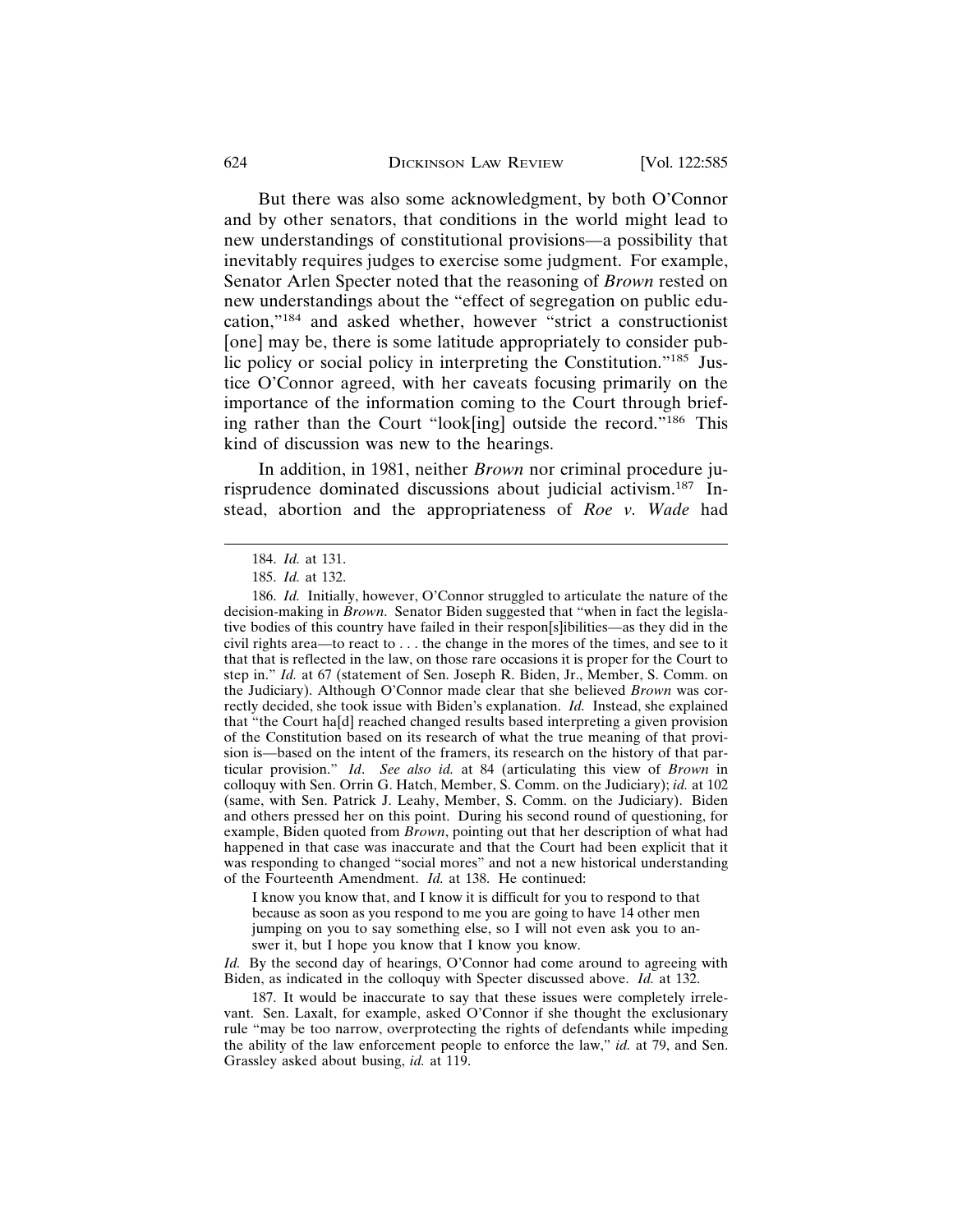But there was also some acknowledgment, by both O'Connor and by other senators, that conditions in the world might lead to new understandings of constitutional provisions—a possibility that inevitably requires judges to exercise some judgment. For example, Senator Arlen Specter noted that the reasoning of *Brown* rested on new understandings about the "effect of segregation on public education,"[184] and asked whether, however "strict a constructionist [one] may be, there is some latitude appropriately to consider public policy or social policy in interpreting the Constitution."[185] Justice O'Connor agreed, with her caveats focusing primarily on the importance of the information coming to the Court through briefing rather than the Court "look[ing] outside the record."[186] This kind of discussion was new to the hearings.

In addition, in 1981, neither *Brown* nor criminal procedure jurisprudence dominated discussions about judicial activism.[187] Instead, abortion and the appropriateness of *Roe v. Wade* had

---

184. *Id.* at 131.

185. *Id.* at 132.

186. *Id.* Initially, however, O'Connor struggled to articulate the nature of the decision-making in *Brown*. Senator Biden suggested that "when in fact the legislative bodies of this country have failed in their respon[s]ibilities—as they did in the civil rights area—to react to . . . the change in the mores of the times, and see to it that that is reflected in the law, on those rare occasions it is proper for the Court to step in." *Id.* at 67 (statement of Sen. Joseph R. Biden, Jr., Member, S. Comm. on the Judiciary). Although O'Connor made clear that she believed *Brown* was correctly decided, she took issue with Biden's explanation. *Id.* Instead, she explained that "the Court ha[d] reached changed results based interpreting a given provision of the Constitution based on its research of what the true meaning of that provision is—based on the intent of the framers, its research on the history of that particular provision." *Id*. *See also id.* at 84 (articulating this view of *Brown* in colloquy with Sen. Orrin G. Hatch, Member, S. Comm. on the Judiciary); *id.* at 102 (same, with Sen. Patrick J. Leahy, Member, S. Comm. on the Judiciary). Biden and others pressed her on this point. During his second round of questioning, for example, Biden quoted from *Brown*, pointing out that her description of what had happened in that case was inaccurate and that the Court had been explicit that it was responding to changed "social mores" and not a new historical understanding of the Fourteenth Amendment. *Id.* at 138. He continued:

> I know you know that, and I know it is difficult for you to respond to that because as soon as you respond to me you are going to have 14 other men jumping on you to say something else, so I will not even ask you to answer it, but I hope you know that I know you know.

*Id.* By the second day of hearings, O'Connor had come around to agreeing with Biden, as indicated in the colloquy with Specter discussed above. *Id.* at 132.

187. It would be inaccurate to say that these issues were completely irrelevant. Sen. Laxalt, for example, asked O'Connor if she thought the exclusionary rule "may be too narrow, overprotecting the rights of defendants while impeding the ability of the law enforcement people to enforce the law," *id.* at 79, and Sen. Grassley asked about busing, *id.* at 119.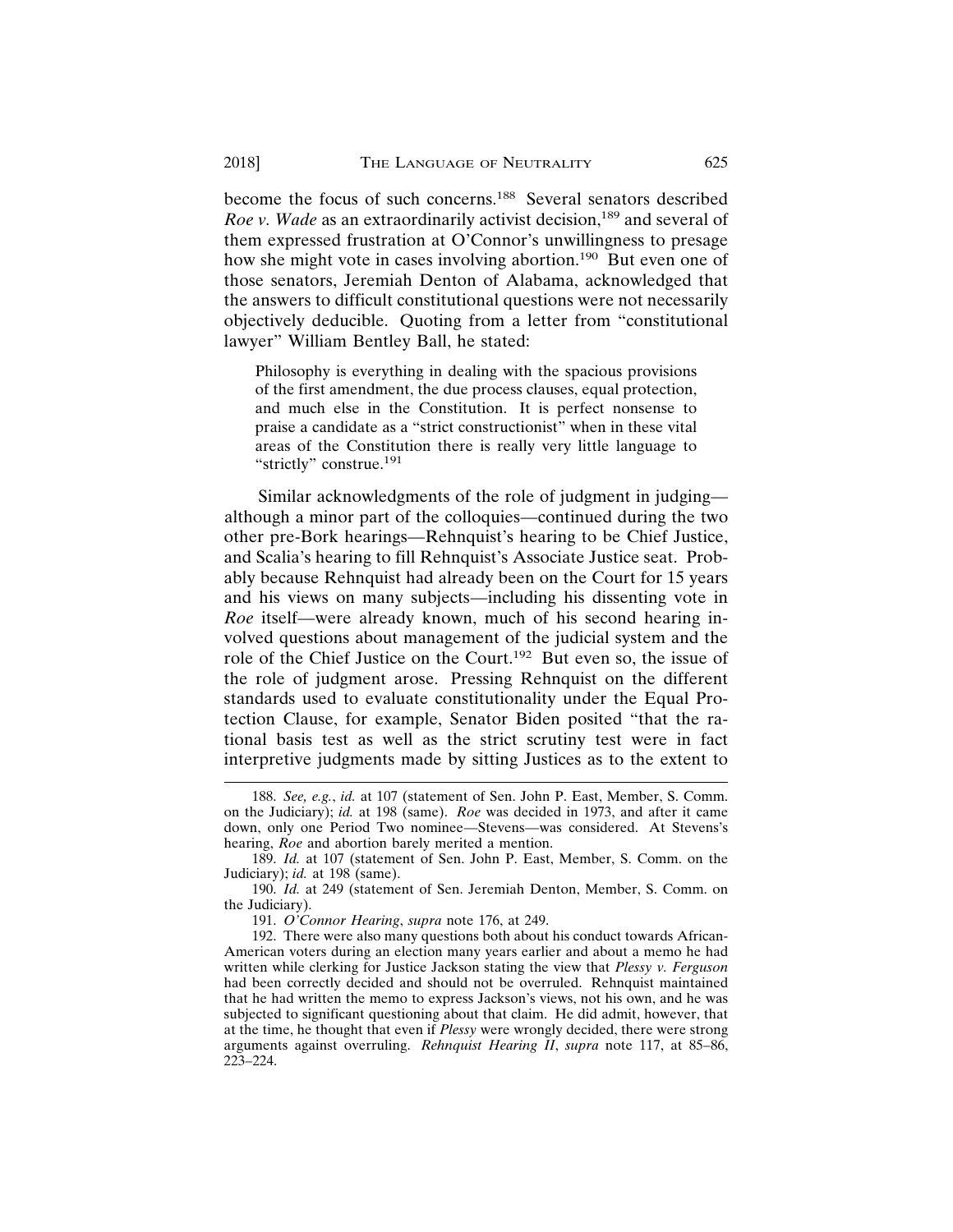become the focus of such concerns.[188] Several senators described *Roe v. Wade* as an extraordinarily activist decision,[189] and several of them expressed frustration at O'Connor's unwillingness to presage how she might vote in cases involving abortion.[190] But even one of those senators, Jeremiah Denton of Alabama, acknowledged that the answers to difficult constitutional questions were not necessarily objectively deducible. Quoting from a letter from "constitutional lawyer" William Bentley Ball, he stated:

> Philosophy is everything in dealing with the spacious provisions of the first amendment, the due process clauses, equal protection, and much else in the Constitution. It is perfect nonsense to praise a candidate as a "strict constructionist" when in these vital areas of the Constitution there is really very little language to "strictly" construe.[191]

Similar acknowledgments of the role of judgment in judging—although a minor part of the colloquies—continued during the two other pre-Bork hearings—Rehnquist's hearing to be Chief Justice, and Scalia's hearing to fill Rehnquist's Associate Justice seat. Probably because Rehnquist had already been on the Court for 15 years and his views on many subjects—including his dissenting vote in *Roe* itself—were already known, much of his second hearing involved questions about management of the judicial system and the role of the Chief Justice on the Court.[192] But even so, the issue of the role of judgment arose. Pressing Rehnquist on the different standards used to evaluate constitutionality under the Equal Protection Clause, for example, Senator Biden posited "that the rational basis test as well as the strict scrutiny test were in fact interpretive judgments made by sitting Justices as to the extent to

---

188. *See, e.g.*, *id.* at 107 (statement of Sen. John P. East, Member, S. Comm. on the Judiciary); *id.* at 198 (same). *Roe* was decided in 1973, and after it came down, only one Period Two nominee—Stevens—was considered. At Stevens's hearing, *Roe* and abortion barely merited a mention.

189. *Id.* at 107 (statement of Sen. John P. East, Member, S. Comm. on the Judiciary); *id.* at 198 (same).

190. *Id.* at 249 (statement of Sen. Jeremiah Denton, Member, S. Comm. on the Judiciary).

191. *O'Connor Hearing*, *supra* note 176, at 249.

192. There were also many questions both about his conduct towards African-American voters during an election many years earlier and about a memo he had written while clerking for Justice Jackson stating the view that *Plessy v. Ferguson* had been correctly decided and should not be overruled. Rehnquist maintained that he had written the memo to express Jackson's views, not his own, and he was subjected to significant questioning about that claim. He did admit, however, that at the time, he thought that even if *Plessy* were wrongly decided, there were strong arguments against overruling. *Rehnquist Hearing II*, *supra* note 117, at 85–86, 223–224.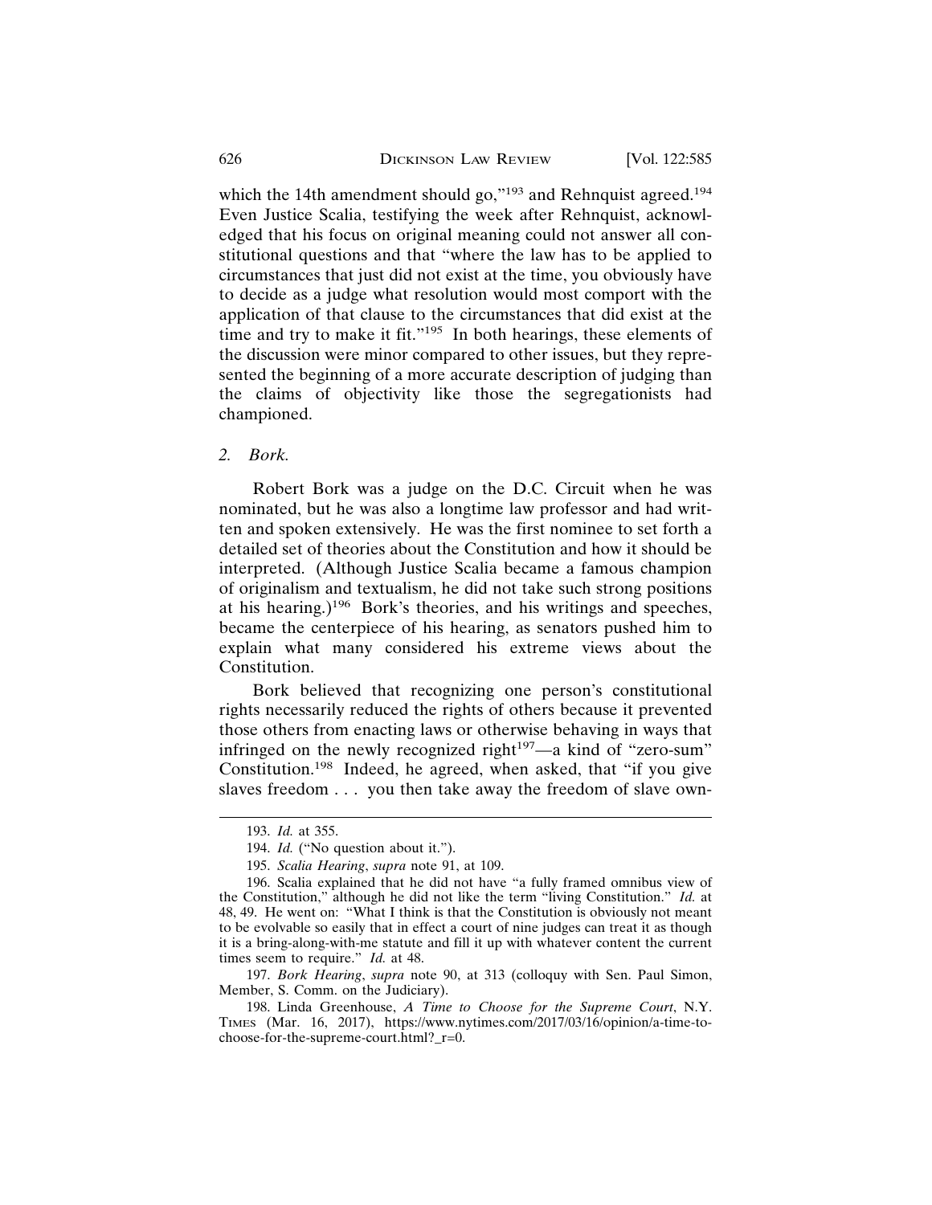which the 14th amendment should go,"[193] and Rehnquist agreed.[194] Even Justice Scalia, testifying the week after Rehnquist, acknowledged that his focus on original meaning could not answer all constitutional questions and that "where the law has to be applied to circumstances that just did not exist at the time, you obviously have to decide as a judge what resolution would most comport with the application of that clause to the circumstances that did exist at the time and try to make it fit."[195] In both hearings, these elements of the discussion were minor compared to other issues, but they represented the beginning of a more accurate description of judging than the claims of objectivity like those the segregationists had championed.

### 2. *Bork.*

Robert Bork was a judge on the D.C. Circuit when he was nominated, but he was also a longtime law professor and had written and spoken extensively. He was the first nominee to set forth a detailed set of theories about the Constitution and how it should be interpreted. (Although Justice Scalia became a famous champion of originalism and textualism, he did not take such strong positions at his hearing.)[196] Bork's theories, and his writings and speeches, became the centerpiece of his hearing, as senators pushed him to explain what many considered his extreme views about the Constitution.

Bork believed that recognizing one person's constitutional rights necessarily reduced the rights of others because it prevented those others from enacting laws or otherwise behaving in ways that infringed on the newly recognized right[197]—a kind of "zero-sum" Constitution.[198] Indeed, he agreed, when asked, that "if you give slaves freedom . . . you then take away the freedom of slave own-

---

193. *Id.* at 355.

194. *Id.* ("No question about it.").

195. *Scalia Hearing*, *supra* note 91, at 109.

196. Scalia explained that he did not have "a fully framed omnibus view of the Constitution," although he did not like the term "living Constitution." *Id.* at 48, 49. He went on: "What I think is that the Constitution is obviously not meant to be evolvable so easily that in effect a court of nine judges can treat it as though it is a bring-along-with-me statute and fill it up with whatever content the current times seem to require." *Id.* at 48.

197. *Bork Hearing*, *supra* note 90, at 313 (colloquy with Sen. Paul Simon, Member, S. Comm. on the Judiciary).

198. Linda Greenhouse, *A Time to Choose for the Supreme Court*, N.Y. TIMES (Mar. 16, 2017), https://www.nytimes.com/2017/03/16/opinion/a-time-to-choose-for-the-supreme-court.html?_r=0.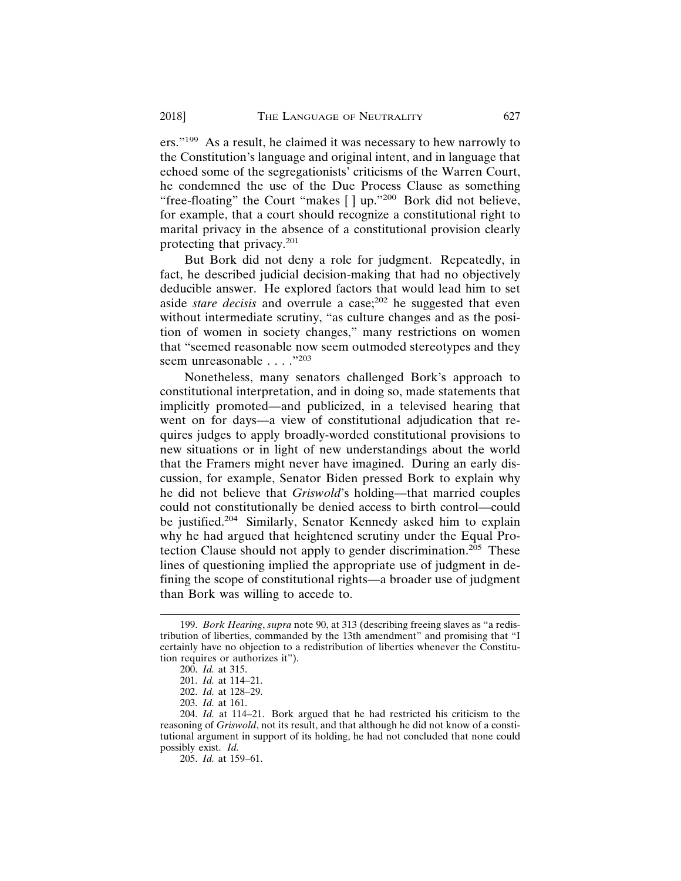ers."[199] As a result, he claimed it was necessary to hew narrowly to the Constitution's language and original intent, and in language that echoed some of the segregationists' criticisms of the Warren Court, he condemned the use of the Due Process Clause as something "free-floating" the Court "makes [ ] up."[200] Bork did not believe, for example, that a court should recognize a constitutional right to marital privacy in the absence of a constitutional provision clearly protecting that privacy.[201]

But Bork did not deny a role for judgment. Repeatedly, in fact, he described judicial decision-making that had no objectively deducible answer. He explored factors that would lead him to set aside *stare decisis* and overrule a case;[202] he suggested that even without intermediate scrutiny, "as culture changes and as the position of women in society changes," many restrictions on women that "seemed reasonable now seem outmoded stereotypes and they seem unreasonable . . . ."[203]

Nonetheless, many senators challenged Bork's approach to constitutional interpretation, and in doing so, made statements that implicitly promoted—and publicized, in a televised hearing that went on for days—a view of constitutional adjudication that requires judges to apply broadly-worded constitutional provisions to new situations or in light of new understandings about the world that the Framers might never have imagined. During an early discussion, for example, Senator Biden pressed Bork to explain why he did not believe that *Griswold*'s holding—that married couples could not constitutionally be denied access to birth control—could be justified.[204] Similarly, Senator Kennedy asked him to explain why he had argued that heightened scrutiny under the Equal Protection Clause should not apply to gender discrimination.[205] These lines of questioning implied the appropriate use of judgment in defining the scope of constitutional rights—a broader use of judgment than Bork was willing to accede to.

---

199. *Bork Hearing*, *supra* note 90, at 313 (describing freeing slaves as "a redistribution of liberties, commanded by the 13th amendment" and promising that "I certainly have no objection to a redistribution of liberties whenever the Constitution requires or authorizes it").

200. *Id.* at 315.

201. *Id.* at 114–21.

202. *Id.* at 128–29.

203. *Id.* at 161.

204. *Id.* at 114–21. Bork argued that he had restricted his criticism to the reasoning of *Griswold*, not its result, and that although he did not know of a constitutional argument in support of its holding, he had not concluded that none could possibly exist. *Id.*

205. *Id.* at 159–61.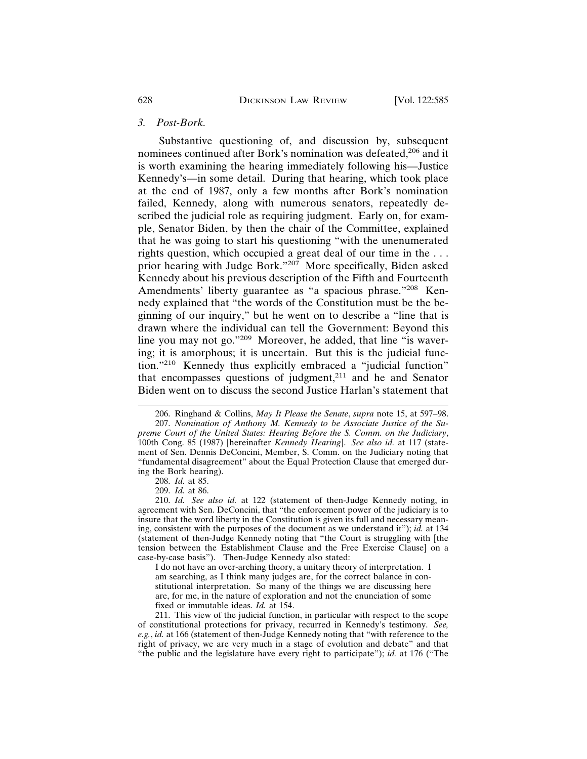### *3. Post-Bork.*

Substantive questioning of, and discussion by, subsequent nominees continued after Bork's nomination was defeated,[206] and it is worth examining the hearing immediately following his—Justice Kennedy's—in some detail. During that hearing, which took place at the end of 1987, only a few months after Bork's nomination failed, Kennedy, along with numerous senators, repeatedly described the judicial role as requiring judgment. Early on, for example, Senator Biden, by then the chair of the Committee, explained that he was going to start his questioning "with the unenumerated rights question, which occupied a great deal of our time in the . . . prior hearing with Judge Bork."[207] More specifically, Biden asked Kennedy about his previous description of the Fifth and Fourteenth Amendments' liberty guarantee as "a spacious phrase."[208] Kennedy explained that "the words of the Constitution must be the beginning of our inquiry," but he went on to describe a "line that is drawn where the individual can tell the Government: Beyond this line you may not go."[209] Moreover, he added, that line "is wavering; it is amorphous; it is uncertain. But this is the judicial function."[210] Kennedy thus explicitly embraced a "judicial function" that encompasses questions of judgment,[211] and he and Senator Biden went on to discuss the second Justice Harlan's statement that

---

206. Ringhand & Collins, *May It Please the Senate*, *supra* note 15, at 597–98.

207. *Nomination of Anthony M. Kennedy to be Associate Justice of the Supreme Court of the United States: Hearing Before the S. Comm. on the Judiciary*, 100th Cong. 85 (1987) [hereinafter *Kennedy Hearing*]. *See also id.* at 117 (statement of Sen. Dennis DeConcini, Member, S. Comm. on the Judiciary noting that "fundamental disagreement" about the Equal Protection Clause that emerged during the Bork hearing).

208. *Id.* at 85.

209. *Id.* at 86.

210. *Id. See also id.* at 122 (statement of then-Judge Kennedy noting, in agreement with Sen. DeConcini, that "the enforcement power of the judiciary is to insure that the word liberty in the Constitution is given its full and necessary meaning, consistent with the purposes of the document as we understand it"); *id.* at 134 (statement of then-Judge Kennedy noting that "the Court is struggling with [the tension between the Establishment Clause and the Free Exercise Clause] on a case-by-case basis"). Then-Judge Kennedy also stated:

> I do not have an over-arching theory, a unitary theory of interpretation. I am searching, as I think many judges are, for the correct balance in constitutional interpretation. So many of the things we are discussing here are, for me, in the nature of exploration and not the enunciation of some fixed or immutable ideas. *Id.* at 154.

211. This view of the judicial function, in particular with respect to the scope of constitutional protections for privacy, recurred in Kennedy's testimony. *See, e.g.*, *id.* at 166 (statement of then-Judge Kennedy noting that "with reference to the right of privacy, we are very much in a stage of evolution and debate" and that "the public and the legislature have every right to participate"); *id.* at 176 ("The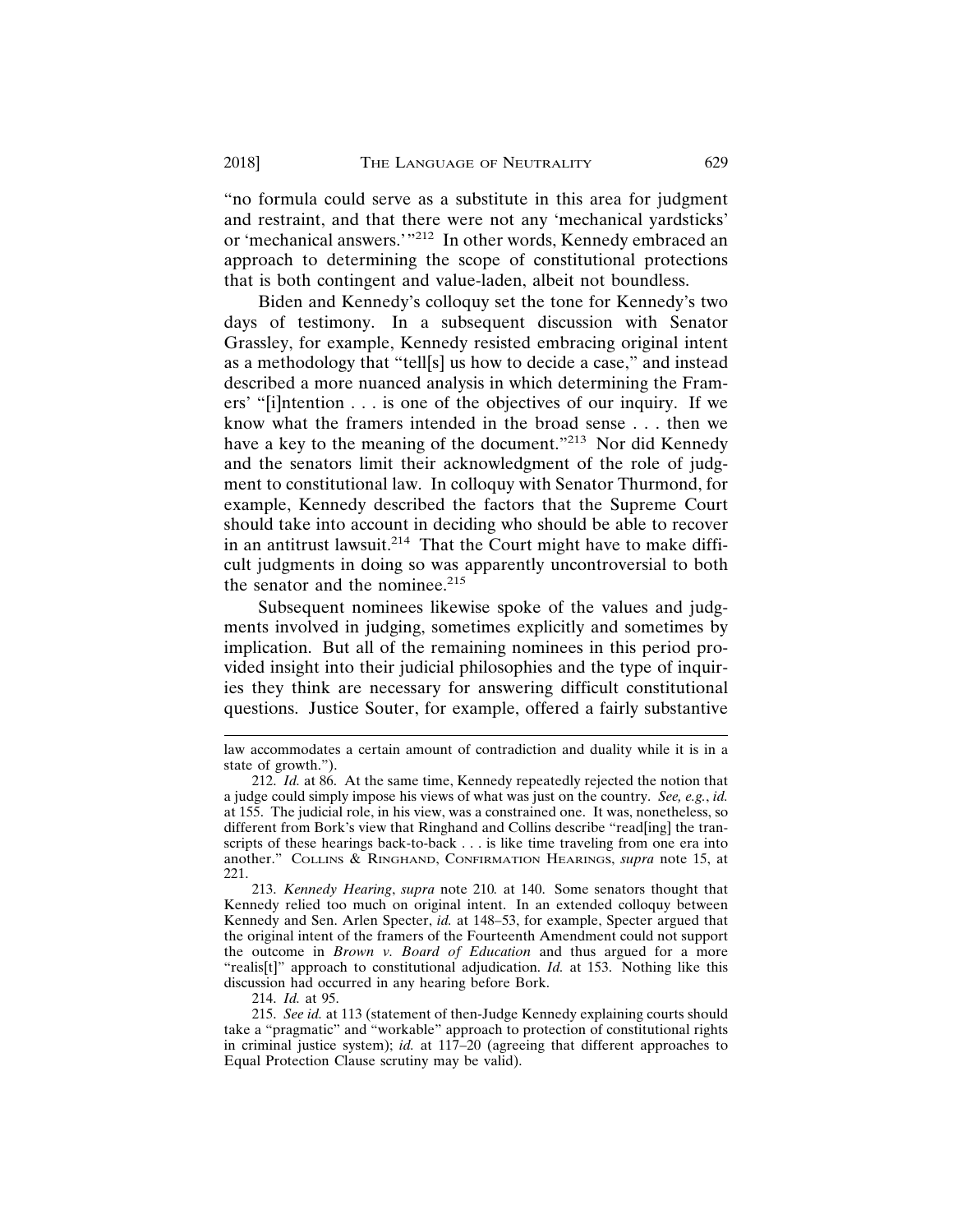"no formula could serve as a substitute in this area for judgment and restraint, and that there were not any 'mechanical yardsticks' or 'mechanical answers.'"[212] In other words, Kennedy embraced an approach to determining the scope of constitutional protections that is both contingent and value-laden, albeit not boundless.

Biden and Kennedy's colloquy set the tone for Kennedy's two days of testimony. In a subsequent discussion with Senator Grassley, for example, Kennedy resisted embracing original intent as a methodology that "tell[s] us how to decide a case," and instead described a more nuanced analysis in which determining the Framers' "[i]ntention . . . is one of the objectives of our inquiry. If we know what the framers intended in the broad sense . . . then we have a key to the meaning of the document."[213] Nor did Kennedy and the senators limit their acknowledgment of the role of judgment to constitutional law. In colloquy with Senator Thurmond, for example, Kennedy described the factors that the Supreme Court should take into account in deciding who should be able to recover in an antitrust lawsuit.[214] That the Court might have to make difficult judgments in doing so was apparently uncontroversial to both the senator and the nominee.[215]

Subsequent nominees likewise spoke of the values and judgments involved in judging, sometimes explicitly and sometimes by implication. But all of the remaining nominees in this period provided insight into their judicial philosophies and the type of inquiries they think are necessary for answering difficult constitutional questions. Justice Souter, for example, offered a fairly substantive

---

law accommodates a certain amount of contradiction and duality while it is in a state of growth.").

212. *Id.* at 86. At the same time, Kennedy repeatedly rejected the notion that a judge could simply impose his views of what was just on the country. *See, e.g.*, *id.* at 155. The judicial role, in his view, was a constrained one. It was, nonetheless, so different from Bork's view that Ringhand and Collins describe "read[ing] the transcripts of these hearings back-to-back . . . is like time traveling from one era into another." COLLINS & RINGHAND, CONFIRMATION HEARINGS, *supra* note 15, at 221.

213. *Kennedy Hearing*, *supra* note 210. at 140. Some senators thought that Kennedy relied too much on original intent. In an extended colloquy between Kennedy and Sen. Arlen Specter, *id.* at 148–53, for example, Specter argued that the original intent of the framers of the Fourteenth Amendment could not support the outcome in *Brown v. Board of Education* and thus argued for a more "realis[t]" approach to constitutional adjudication. *Id.* at 153. Nothing like this discussion had occurred in any hearing before Bork.

214. *Id.* at 95.

215. *See id.* at 113 (statement of then-Judge Kennedy explaining courts should take a "pragmatic" and "workable" approach to protection of constitutional rights in criminal justice system); *id.* at 117–20 (agreeing that different approaches to Equal Protection Clause scrutiny may be valid).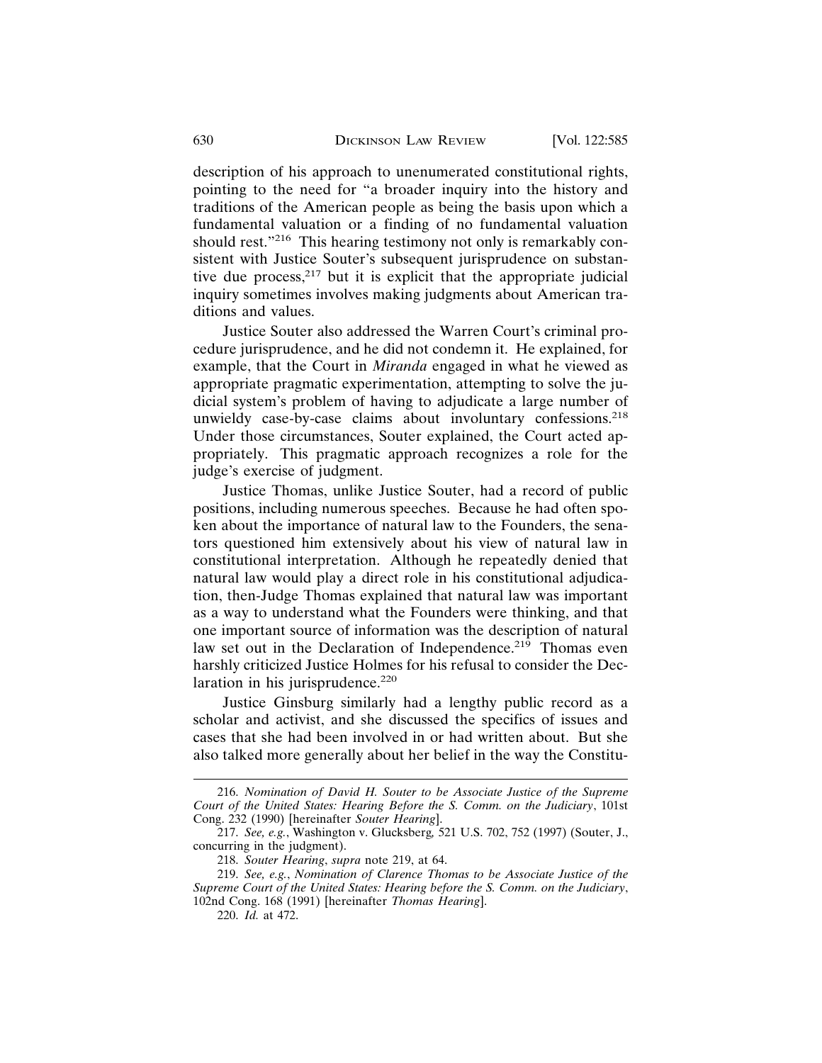description of his approach to unenumerated constitutional rights, pointing to the need for "a broader inquiry into the history and traditions of the American people as being the basis upon which a fundamental valuation or a finding of no fundamental valuation should rest."[216] This hearing testimony not only is remarkably consistent with Justice Souter's subsequent jurisprudence on substantive due process,[217] but it is explicit that the appropriate judicial inquiry sometimes involves making judgments about American traditions and values.

Justice Souter also addressed the Warren Court's criminal procedure jurisprudence, and he did not condemn it. He explained, for example, that the Court in *Miranda* engaged in what he viewed as appropriate pragmatic experimentation, attempting to solve the judicial system's problem of having to adjudicate a large number of unwieldy case-by-case claims about involuntary confessions.[218] Under those circumstances, Souter explained, the Court acted appropriately. This pragmatic approach recognizes a role for the judge's exercise of judgment.

Justice Thomas, unlike Justice Souter, had a record of public positions, including numerous speeches. Because he had often spoken about the importance of natural law to the Founders, the senators questioned him extensively about his view of natural law in constitutional interpretation. Although he repeatedly denied that natural law would play a direct role in his constitutional adjudication, then-Judge Thomas explained that natural law was important as a way to understand what the Founders were thinking, and that one important source of information was the description of natural law set out in the Declaration of Independence.[219] Thomas even harshly criticized Justice Holmes for his refusal to consider the Declaration in his jurisprudence.[220]

Justice Ginsburg similarly had a lengthy public record as a scholar and activist, and she discussed the specifics of issues and cases that she had been involved in or had written about. But she also talked more generally about her belief in the way the Constitu-

---

216. *Nomination of David H. Souter to be Associate Justice of the Supreme Court of the United States: Hearing Before the S. Comm. on the Judiciary*, 101st Cong. 232 (1990) [hereinafter *Souter Hearing*].

217. *See, e.g.*, Washington v. Glucksberg*,* 521 U.S. 702, 752 (1997) (Souter, J., concurring in the judgment).

218. *Souter Hearing*, *supra* note 219, at 64.

219. *See, e.g.*, *Nomination of Clarence Thomas to be Associate Justice of the Supreme Court of the United States: Hearing before the S. Comm. on the Judiciary*, 102nd Cong. 168 (1991) [hereinafter *Thomas Hearing*].

220. *Id.* at 472.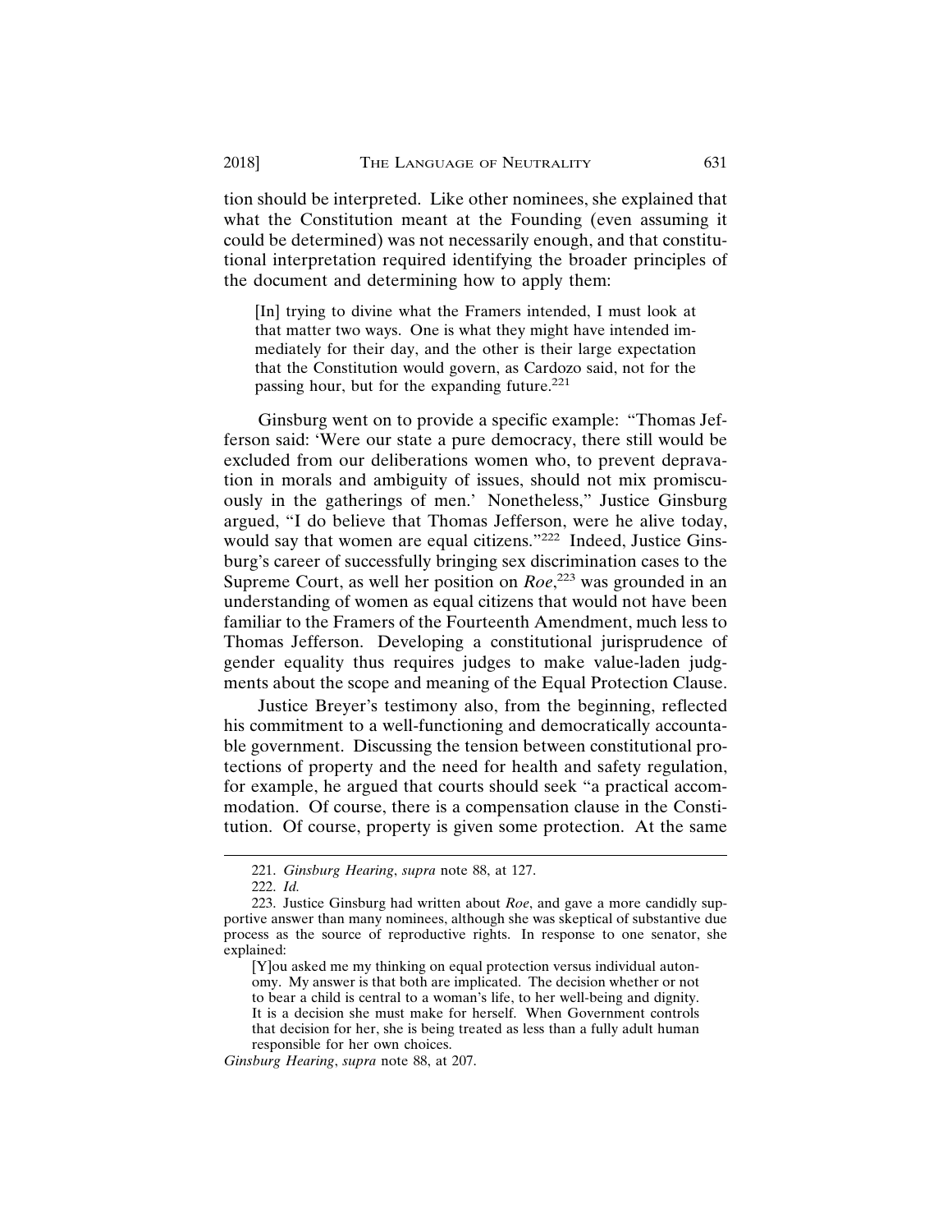tion should be interpreted. Like other nominees, she explained that what the Constitution meant at the Founding (even assuming it could be determined) was not necessarily enough, and that constitutional interpretation required identifying the broader principles of the document and determining how to apply them:

> [In] trying to divine what the Framers intended, I must look at that matter two ways. One is what they might have intended immediately for their day, and the other is their large expectation that the Constitution would govern, as Cardozo said, not for the passing hour, but for the expanding future.[221]

Ginsburg went on to provide a specific example: "Thomas Jefferson said: 'Were our state a pure democracy, there still would be excluded from our deliberations women who, to prevent depravation in morals and ambiguity of issues, should not mix promiscuously in the gatherings of men.' Nonetheless," Justice Ginsburg argued, "I do believe that Thomas Jefferson, were he alive today, would say that women are equal citizens."[222] Indeed, Justice Ginsburg's career of successfully bringing sex discrimination cases to the Supreme Court, as well her position on *Roe*,[223] was grounded in an understanding of women as equal citizens that would not have been familiar to the Framers of the Fourteenth Amendment, much less to Thomas Jefferson. Developing a constitutional jurisprudence of gender equality thus requires judges to make value-laden judgments about the scope and meaning of the Equal Protection Clause.

Justice Breyer's testimony also, from the beginning, reflected his commitment to a well-functioning and democratically accountable government. Discussing the tension between constitutional protections of property and the need for health and safety regulation, for example, he argued that courts should seek "a practical accommodation. Of course, there is a compensation clause in the Constitution. Of course, property is given some protection. At the same

---

221. *Ginsburg Hearing*, *supra* note 88, at 127.

222. *Id.*

223. Justice Ginsburg had written about *Roe*, and gave a more candidly supportive answer than many nominees, although she was skeptical of substantive due process as the source of reproductive rights. In response to one senator, she explained:

> [Y]ou asked me my thinking on equal protection versus individual autonomy. My answer is that both are implicated. The decision whether or not to bear a child is central to a woman's life, to her well-being and dignity. It is a decision she must make for herself. When Government controls that decision for her, she is being treated as less than a fully adult human responsible for her own choices.

*Ginsburg Hearing*, *supra* note 88, at 207.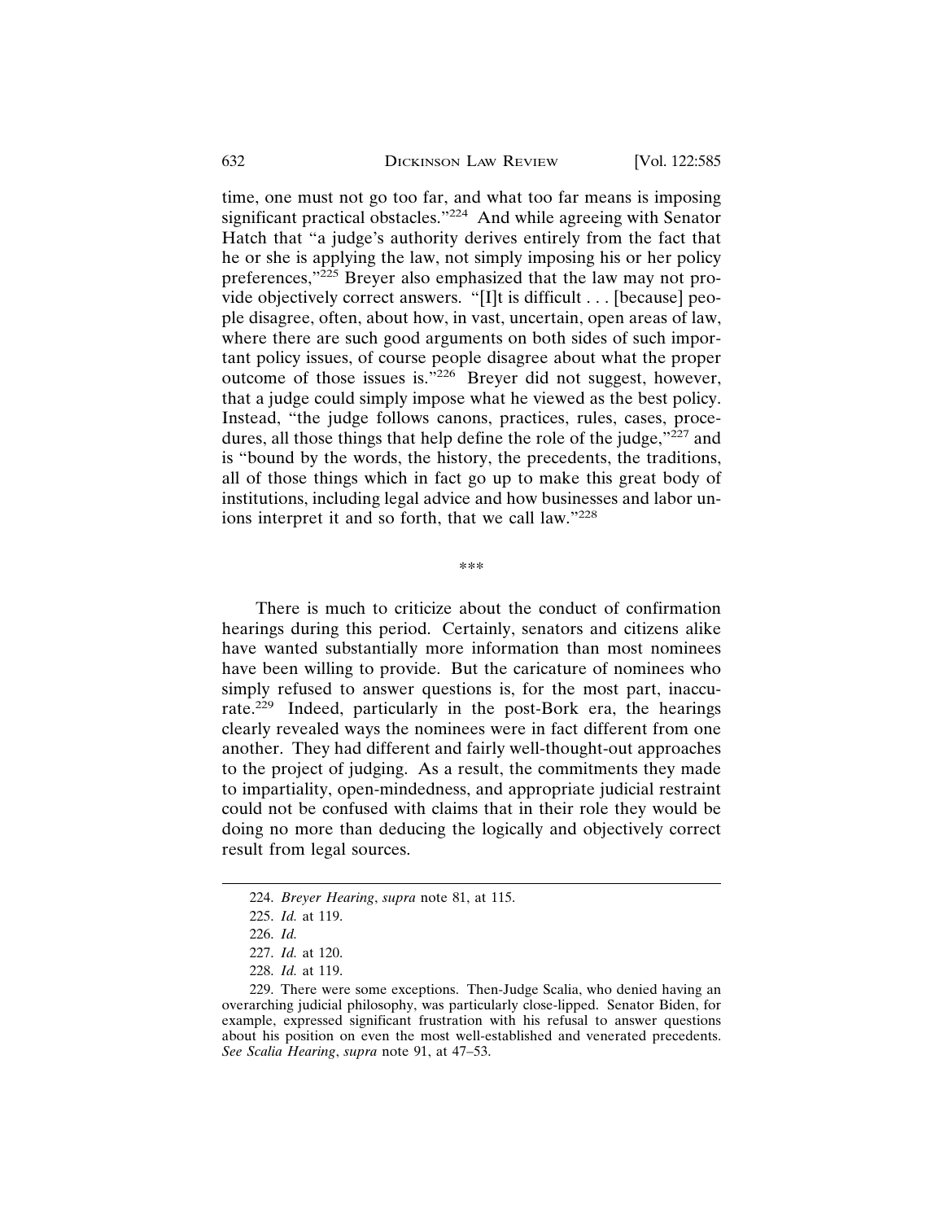time, one must not go too far, and what too far means is imposing significant practical obstacles."[224] And while agreeing with Senator Hatch that "a judge's authority derives entirely from the fact that he or she is applying the law, not simply imposing his or her policy preferences,"[225] Breyer also emphasized that the law may not provide objectively correct answers. "[I]t is difficult . . . [because] people disagree, often, about how, in vast, uncertain, open areas of law, where there are such good arguments on both sides of such important policy issues, of course people disagree about what the proper outcome of those issues is."[226] Breyer did not suggest, however, that a judge could simply impose what he viewed as the best policy. Instead, "the judge follows canons, practices, rules, cases, procedures, all those things that help define the role of the judge,"[227] and is "bound by the words, the history, the precedents, the traditions, all of those things which in fact go up to make this great body of institutions, including legal advice and how businesses and labor unions interpret it and so forth, that we call law."[228]

\*\*\*

There is much to criticize about the conduct of confirmation hearings during this period. Certainly, senators and citizens alike have wanted substantially more information than most nominees have been willing to provide. But the caricature of nominees who simply refused to answer questions is, for the most part, inaccurate.[229] Indeed, particularly in the post-Bork era, the hearings clearly revealed ways the nominees were in fact different from one another. They had different and fairly well-thought-out approaches to the project of judging. As a result, the commitments they made to impartiality, open-mindedness, and appropriate judicial restraint could not be confused with claims that in their role they would be doing no more than deducing the logically and objectively correct result from legal sources.

---

224. *Breyer Hearing*, *supra* note 81, at 115.

225. *Id.* at 119.

226. *Id.*

227. *Id.* at 120.

228. *Id.* at 119.

229. There were some exceptions. Then-Judge Scalia, who denied having an overarching judicial philosophy, was particularly close-lipped. Senator Biden, for example, expressed significant frustration with his refusal to answer questions about his position on even the most well-established and venerated precedents. *See Scalia Hearing*, *supra* note 91, at 47–53.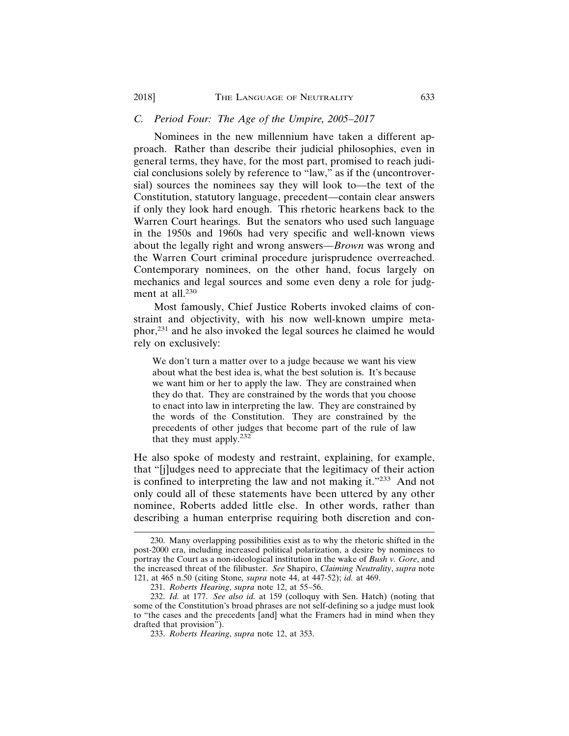### C. *Period Four: The Age of the Umpire, 2005–2017*

Nominees in the new millennium have taken a different approach. Rather than describe their judicial philosophies, even in general terms, they have, for the most part, promised to reach judicial conclusions solely by reference to "law," as if the (uncontroversial) sources the nominees say they will look to—the text of the Constitution, statutory language, precedent—contain clear answers if only they look hard enough. This rhetoric hearkens back to the Warren Court hearings. But the senators who used such language in the 1950s and 1960s had very specific and well-known views about the legally right and wrong answers—*Brown* was wrong and the Warren Court criminal procedure jurisprudence overreached. Contemporary nominees, on the other hand, focus largely on mechanics and legal sources and some even deny a role for judgment at all.[230]

Most famously, Chief Justice Roberts invoked claims of constraint and objectivity, with his now well-known umpire metaphor,[231] and he also invoked the legal sources he claimed he would rely on exclusively:

> We don't turn a matter over to a judge because we want his view about what the best idea is, what the best solution is. It's because we want him or her to apply the law. They are constrained when they do that. They are constrained by the words that you choose to enact into law in interpreting the law. They are constrained by the words of the Constitution. They are constrained by the precedents of other judges that become part of the rule of law that they must apply.[232]

He also spoke of modesty and restraint, explaining, for example, that "[j]udges need to appreciate that the legitimacy of their action is confined to interpreting the law and not making it."[233] And not only could all of these statements have been uttered by any other nominee, Roberts added little else. In other words, rather than describing a human enterprise requiring both discretion and con-

---

230. Many overlapping possibilities exist as to why the rhetoric shifted in the post-2000 era, including increased political polarization, a desire by nominees to portray the Court as a non-ideological institution in the wake of *Bush v. Gore*, and the increased threat of the filibuster. *See* Shapiro, *Claiming Neutrality*, *supra* note 121, at 465 n.50 (citing Stone*, supra* note 44, at 447-52); *id.* at 469.

231. *Roberts Hearing*, *supra* note 12, at 55–56.

232. *Id.* at 177. *See also id.* at 159 (colloquy with Sen. Hatch) (noting that some of the Constitution's broad phrases are not self-defining so a judge must look to "the cases and the precedents [and] what the Framers had in mind when they drafted that provision").

233. *Roberts Hearing*, *supra* note 12, at 353.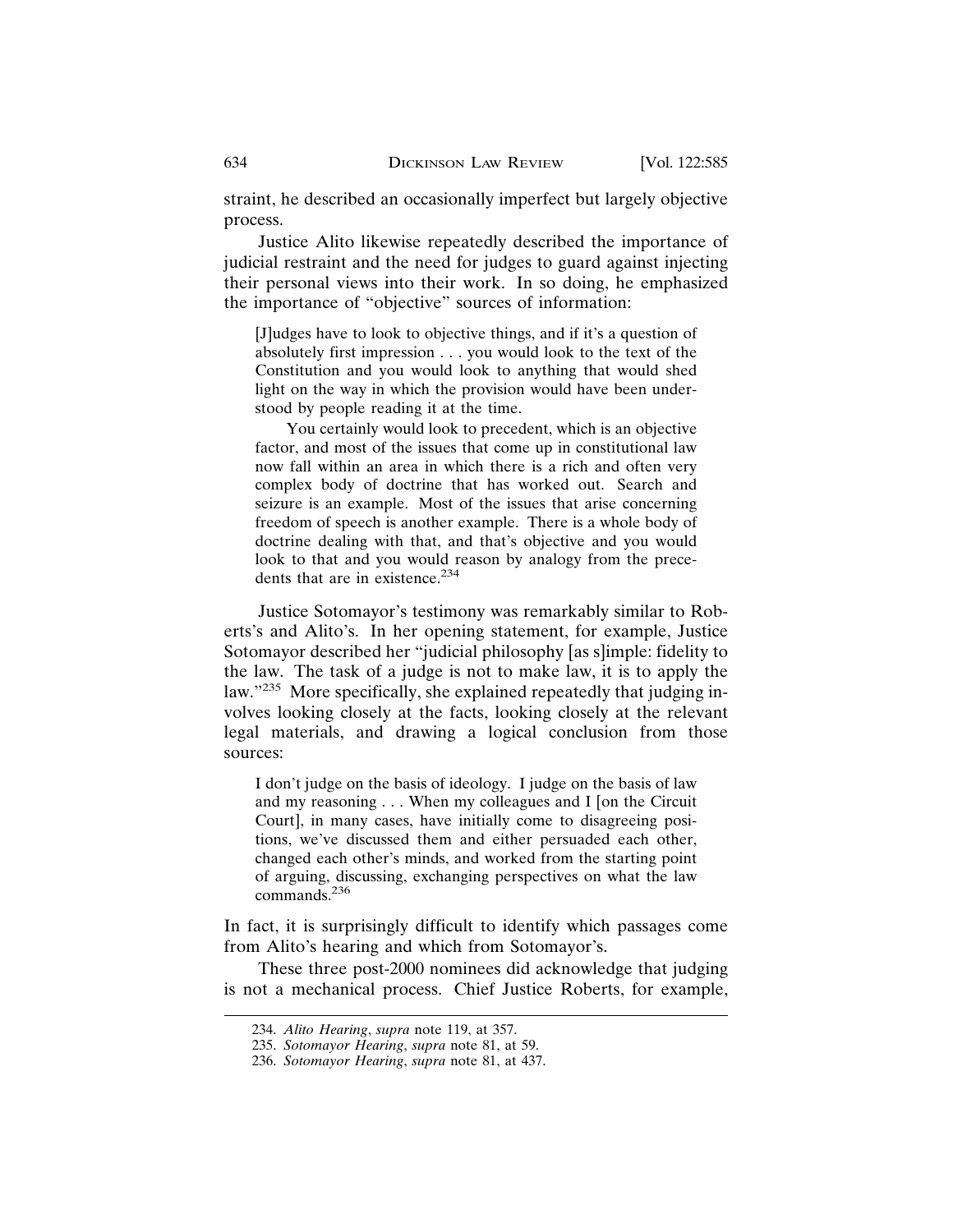straint, he described an occasionally imperfect but largely objective process.

Justice Alito likewise repeatedly described the importance of judicial restraint and the need for judges to guard against injecting their personal views into their work. In so doing, he emphasized the importance of "objective" sources of information:

> [J]udges have to look to objective things, and if it's a question of absolutely first impression . . . you would look to the text of the Constitution and you would look to anything that would shed light on the way in which the provision would have been understood by people reading it at the time.
>
> You certainly would look to precedent, which is an objective factor, and most of the issues that come up in constitutional law now fall within an area in which there is a rich and often very complex body of doctrine that has worked out. Search and seizure is an example. Most of the issues that arise concerning freedom of speech is another example. There is a whole body of doctrine dealing with that, and that's objective and you would look to that and you would reason by analogy from the precedents that are in existence.[234]

Justice Sotomayor's testimony was remarkably similar to Roberts's and Alito's. In her opening statement, for example, Justice Sotomayor described her "judicial philosophy [as s]imple: fidelity to the law. The task of a judge is not to make law, it is to apply the law."[235] More specifically, she explained repeatedly that judging involves looking closely at the facts, looking closely at the relevant legal materials, and drawing a logical conclusion from those sources:

> I don't judge on the basis of ideology. I judge on the basis of law and my reasoning . . . When my colleagues and I [on the Circuit Court], in many cases, have initially come to disagreeing positions, we've discussed them and either persuaded each other, changed each other's minds, and worked from the starting point of arguing, discussing, exchanging perspectives on what the law commands.[236]

In fact, it is surprisingly difficult to identify which passages come from Alito's hearing and which from Sotomayor's.

These three post-2000 nominees did acknowledge that judging is not a mechanical process. Chief Justice Roberts, for example,

---

234. *Alito Hearing*, *supra* note 119, at 357.

235. *Sotomayor Hearing*, *supra* note 81, at 59.

236. *Sotomayor Hearing*, *supra* note 81, at 437.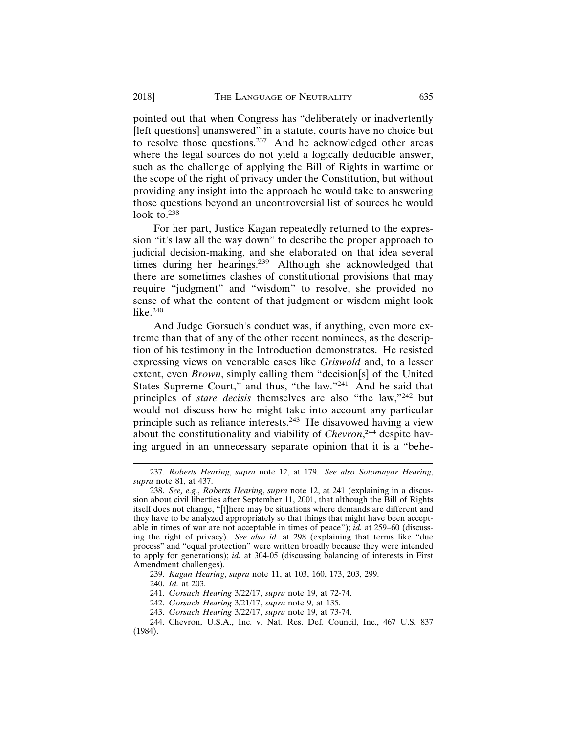pointed out that when Congress has "deliberately or inadvertently [left questions] unanswered" in a statute, courts have no choice but to resolve those questions.[237] And he acknowledged other areas where the legal sources do not yield a logically deducible answer, such as the challenge of applying the Bill of Rights in wartime or the scope of the right of privacy under the Constitution, but without providing any insight into the approach he would take to answering those questions beyond an uncontroversial list of sources he would look to.[238]

For her part, Justice Kagan repeatedly returned to the expression "it's law all the way down" to describe the proper approach to judicial decision-making, and she elaborated on that idea several times during her hearings.[239] Although she acknowledged that there are sometimes clashes of constitutional provisions that may require "judgment" and "wisdom" to resolve, she provided no sense of what the content of that judgment or wisdom might look like.[240]

And Judge Gorsuch's conduct was, if anything, even more extreme than that of any of the other recent nominees, as the description of his testimony in the Introduction demonstrates. He resisted expressing views on venerable cases like *Griswold* and, to a lesser extent, even *Brown*, simply calling them "decision[s] of the United States Supreme Court," and thus, "the law."[241] And he said that principles of *stare decisis* themselves are also "the law,"[242] but would not discuss how he might take into account any particular principle such as reliance interests.[243] He disavowed having a view about the constitutionality and viability of *Chevron*,[244] despite having argued in an unnecessary separate opinion that it is a "behe-

---

237. *Roberts Hearing*, *supra* note 12, at 179. *See also Sotomayor Hearing*, *supra* note 81, at 437.

238. *See, e.g.*, *Roberts Hearing*, *supra* note 12, at 241 (explaining in a discussion about civil liberties after September 11, 2001, that although the Bill of Rights itself does not change, "[t]here may be situations where demands are different and they have to be analyzed appropriately so that things that might have been acceptable in times of war are not acceptable in times of peace"); *id.* at 259–60 (discussing the right of privacy). *See also id.* at 298 (explaining that terms like "due process" and "equal protection" were written broadly because they were intended to apply for generations); *id.* at 304-05 (discussing balancing of interests in First Amendment challenges).

239. *Kagan Hearing*, *supra* note 11, at 103, 160, 173, 203, 299.

240. *Id.* at 203.

241. *Gorsuch Hearing* 3/22/17, *supra* note 19, at 72-74.

242. *Gorsuch Hearing* 3/21/17, *supra* note 9, at 135.

243. *Gorsuch Hearing* 3/22/17, *supra* note 19, at 73-74.

244. Chevron, U.S.A., Inc. v. Nat. Res. Def. Council, Inc., 467 U.S. 837 (1984).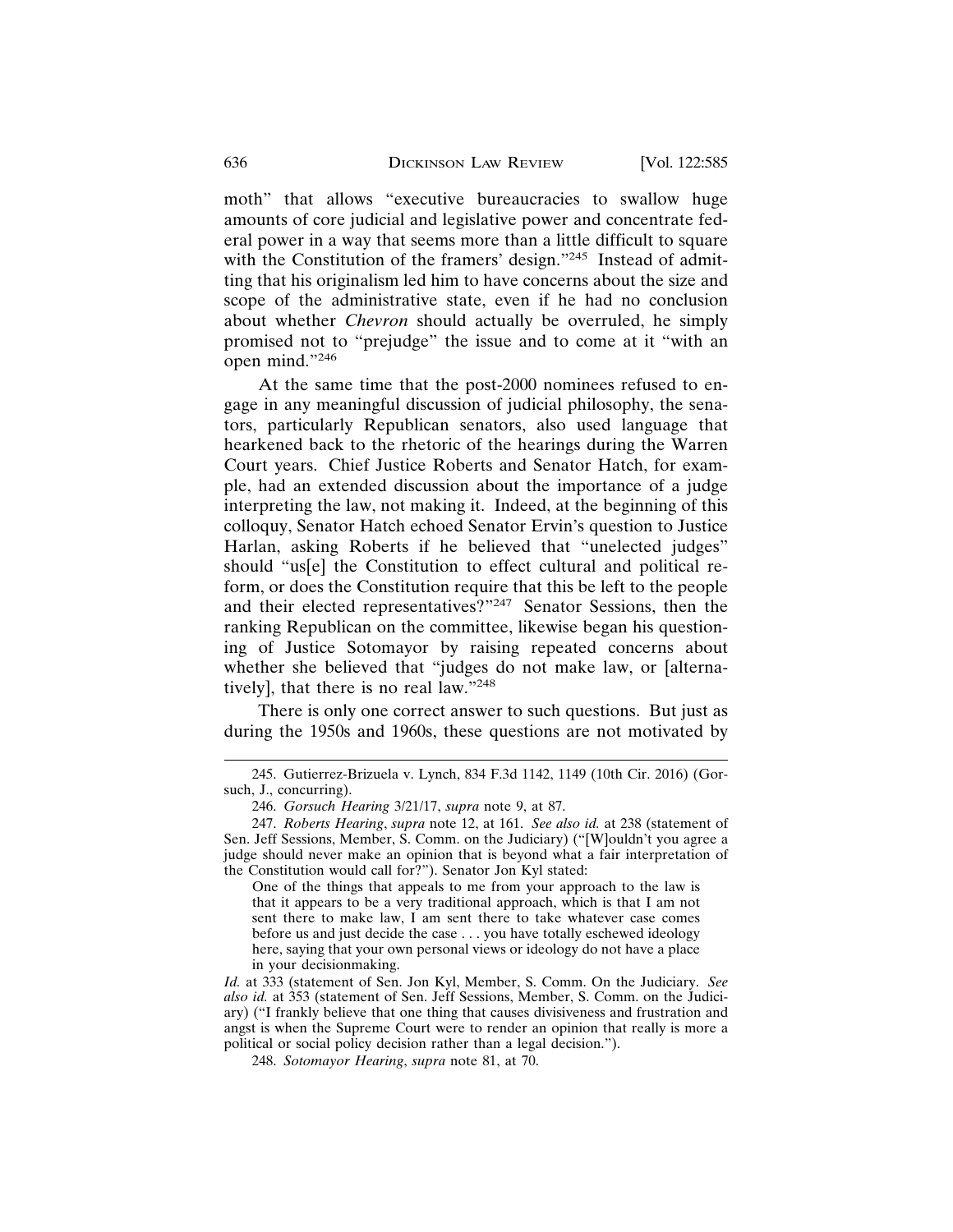moth" that allows "executive bureaucracies to swallow huge amounts of core judicial and legislative power and concentrate federal power in a way that seems more than a little difficult to square with the Constitution of the framers' design."[245] Instead of admitting that his originalism led him to have concerns about the size and scope of the administrative state, even if he had no conclusion about whether *Chevron* should actually be overruled, he simply promised not to "prejudge" the issue and to come at it "with an open mind."[246]

At the same time that the post-2000 nominees refused to engage in any meaningful discussion of judicial philosophy, the senators, particularly Republican senators, also used language that hearkened back to the rhetoric of the hearings during the Warren Court years. Chief Justice Roberts and Senator Hatch, for example, had an extended discussion about the importance of a judge interpreting the law, not making it. Indeed, at the beginning of this colloquy, Senator Hatch echoed Senator Ervin's question to Justice Harlan, asking Roberts if he believed that "unelected judges" should "us[e] the Constitution to effect cultural and political reform, or does the Constitution require that this be left to the people and their elected representatives?"[247] Senator Sessions, then the ranking Republican on the committee, likewise began his questioning of Justice Sotomayor by raising repeated concerns about whether she believed that "judges do not make law, or [alternatively], that there is no real law."[248]

There is only one correct answer to such questions. But just as during the 1950s and 1960s, these questions are not motivated by

---

245. Gutierrez-Brizuela v. Lynch, 834 F.3d 1142, 1149 (10th Cir. 2016) (Gorsuch, J., concurring).

246. *Gorsuch Hearing* 3/21/17, *supra* note 9, at 87.

247. *Roberts Hearing*, *supra* note 12, at 161. *See also id.* at 238 (statement of Sen. Jeff Sessions, Member, S. Comm. on the Judiciary) ("[W]ouldn't you agree a judge should never make an opinion that is beyond what a fair interpretation of the Constitution would call for?"). Senator Jon Kyl stated:

> One of the things that appeals to me from your approach to the law is that it appears to be a very traditional approach, which is that I am not sent there to make law, I am sent there to take whatever case comes before us and just decide the case . . . you have totally eschewed ideology here, saying that your own personal views or ideology do not have a place in your decisionmaking.

*Id.* at 333 (statement of Sen. Jon Kyl, Member, S. Comm. On the Judiciary. *See also id.* at 353 (statement of Sen. Jeff Sessions, Member, S. Comm. on the Judiciary) ("I frankly believe that one thing that causes divisiveness and frustration and angst is when the Supreme Court were to render an opinion that really is more a political or social policy decision rather than a legal decision.").

248. *Sotomayor Hearing*, *supra* note 81, at 70.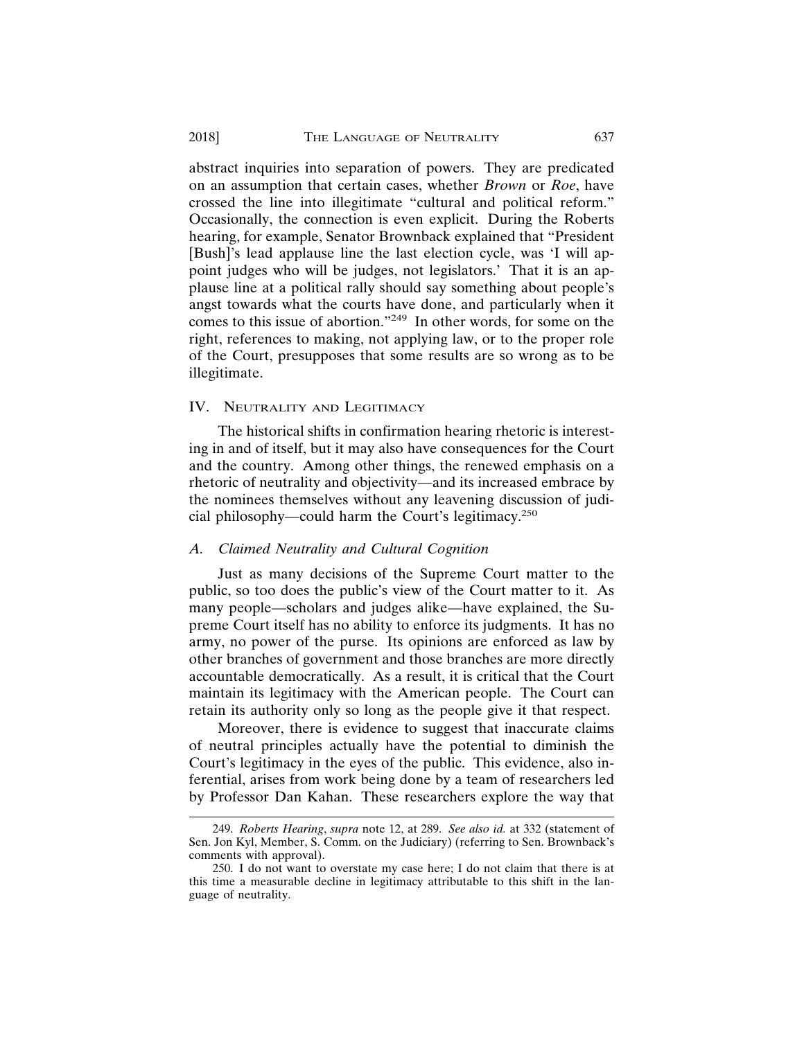abstract inquiries into separation of powers. They are predicated on an assumption that certain cases, whether *Brown* or *Roe*, have crossed the line into illegitimate "cultural and political reform." Occasionally, the connection is even explicit. During the Roberts hearing, for example, Senator Brownback explained that "President [Bush]'s lead applause line the last election cycle, was 'I will appoint judges who will be judges, not legislators.' That it is an applause line at a political rally should say something about people's angst towards what the courts have done, and particularly when it comes to this issue of abortion."[249] In other words, for some on the right, references to making, not applying law, or to the proper role of the Court, presupposes that some results are so wrong as to be illegitimate.

## IV. Neutrality and Legitimacy

The historical shifts in confirmation hearing rhetoric is interesting in and of itself, but it may also have consequences for the Court and the country. Among other things, the renewed emphasis on a rhetoric of neutrality and objectivity—and its increased embrace by the nominees themselves without any leavening discussion of judicial philosophy—could harm the Court's legitimacy.[250]

### *A. Claimed Neutrality and Cultural Cognition*

Just as many decisions of the Supreme Court matter to the public, so too does the public's view of the Court matter to it. As many people—scholars and judges alike—have explained, the Supreme Court itself has no ability to enforce its judgments. It has no army, no power of the purse. Its opinions are enforced as law by other branches of government and those branches are more directly accountable democratically. As a result, it is critical that the Court maintain its legitimacy with the American people. The Court can retain its authority only so long as the people give it that respect.

Moreover, there is evidence to suggest that inaccurate claims of neutral principles actually have the potential to diminish the Court's legitimacy in the eyes of the public. This evidence, also inferential, arises from work being done by a team of researchers led by Professor Dan Kahan. These researchers explore the way that

---

249. *Roberts Hearing*, *supra* note 12, at 289. *See also id.* at 332 (statement of Sen. Jon Kyl, Member, S. Comm. on the Judiciary) (referring to Sen. Brownback's comments with approval).

250. I do not want to overstate my case here; I do not claim that there is at this time a measurable decline in legitimacy attributable to this shift in the language of neutrality.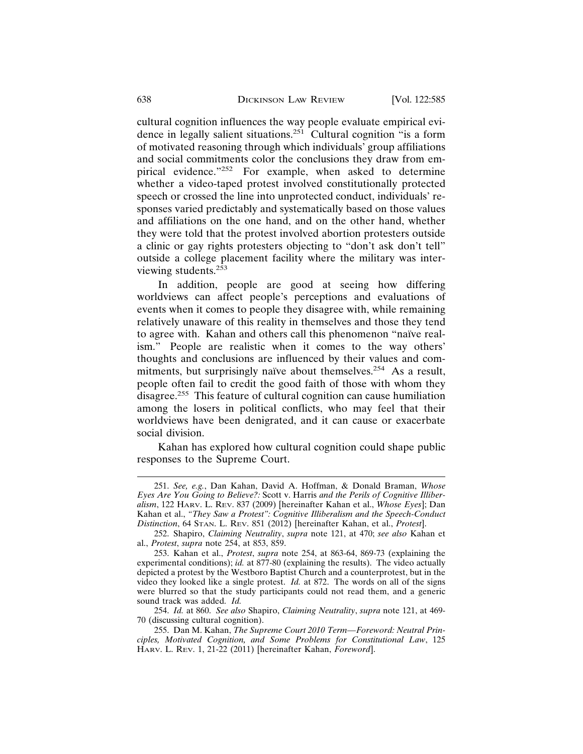cultural cognition influences the way people evaluate empirical evidence in legally salient situations.[251] Cultural cognition "is a form of motivated reasoning through which individuals' group affiliations and social commitments color the conclusions they draw from empirical evidence."[252] For example, when asked to determine whether a video-taped protest involved constitutionally protected speech or crossed the line into unprotected conduct, individuals' responses varied predictably and systematically based on those values and affiliations on the one hand, and on the other hand, whether they were told that the protest involved abortion protesters outside a clinic or gay rights protesters objecting to "don't ask don't tell" outside a college placement facility where the military was interviewing students.[253]

In addition, people are good at seeing how differing worldviews can affect people's perceptions and evaluations of events when it comes to people they disagree with, while remaining relatively unaware of this reality in themselves and those they tend to agree with. Kahan and others call this phenomenon "naïve realism." People are realistic when it comes to the way others' thoughts and conclusions are influenced by their values and commitments, but surprisingly naïve about themselves.[254] As a result, people often fail to credit the good faith of those with whom they disagree.[255] This feature of cultural cognition can cause humiliation among the losers in political conflicts, who may feel that their worldviews have been denigrated, and it can cause or exacerbate social division.

Kahan has explored how cultural cognition could shape public responses to the Supreme Court.

---

251. *See, e.g.*, Dan Kahan, David A. Hoffman, & Donald Braman, *Whose Eyes Are You Going to Believe?:* Scott v. Harris *and the Perils of Cognitive Illiberalism*, 122 HARV. L. REV. 837 (2009) [hereinafter Kahan et al., *Whose Eyes*]; Dan Kahan et al., *"They Saw a Protest": Cognitive Illiberalism and the Speech-Conduct Distinction*, 64 STAN. L. REV. 851 (2012) [hereinafter Kahan, et al., *Protest*].

252. Shapiro, *Claiming Neutrality*, *supra* note 121, at 470; *see also* Kahan et al., *Protest*, *supra* note 254, at 853, 859.

253. Kahan et al., *Protest*, *supra* note 254, at 863-64, 869-73 (explaining the experimental conditions); *id.* at 877-80 (explaining the results). The video actually depicted a protest by the Westboro Baptist Church and a counterprotest, but in the video they looked like a single protest. *Id.* at 872. The words on all of the signs were blurred so that the study participants could not read them, and a generic sound track was added. *Id.*

254. *Id.* at 860. *See also* Shapiro, *Claiming Neutrality*, *supra* note 121, at 469-70 (discussing cultural cognition).

255. Dan M. Kahan, *The Supreme Court 2010 Term—Foreword: Neutral Principles, Motivated Cognition, and Some Problems for Constitutional Law*, 125 HARV. L. REV. 1, 21-22 (2011) [hereinafter Kahan, *Foreword*].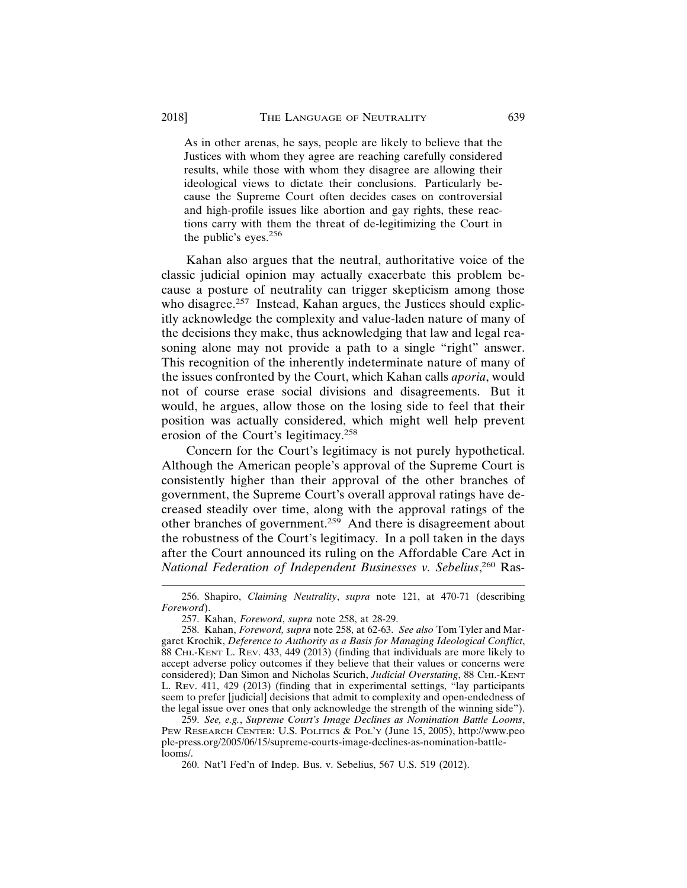As in other arenas, he says, people are likely to believe that the Justices with whom they agree are reaching carefully considered results, while those with whom they disagree are allowing their ideological views to dictate their conclusions. Particularly because the Supreme Court often decides cases on controversial and high-profile issues like abortion and gay rights, these reactions carry with them the threat of de-legitimizing the Court in the public's eyes.[256]

Kahan also argues that the neutral, authoritative voice of the classic judicial opinion may actually exacerbate this problem because a posture of neutrality can trigger skepticism among those who disagree.[257] Instead, Kahan argues, the Justices should explicitly acknowledge the complexity and value-laden nature of many of the decisions they make, thus acknowledging that law and legal reasoning alone may not provide a path to a single "right" answer. This recognition of the inherently indeterminate nature of many of the issues confronted by the Court, which Kahan calls *aporia*, would not of course erase social divisions and disagreements. But it would, he argues, allow those on the losing side to feel that their position was actually considered, which might well help prevent erosion of the Court's legitimacy.[258]

Concern for the Court's legitimacy is not purely hypothetical. Although the American people's approval of the Supreme Court is consistently higher than their approval of the other branches of government, the Supreme Court's overall approval ratings have decreased steadily over time, along with the approval ratings of the other branches of government.[259] And there is disagreement about the robustness of the Court's legitimacy. In a poll taken in the days after the Court announced its ruling on the Affordable Care Act in *National Federation of Independent Businesses v. Sebelius*,[260] Ras-

256. Shapiro, *Claiming Neutrality*, *supra* note 121, at 470-71 (describing *Foreword*).

257. Kahan, *Foreword*, *supra* note 258, at 28-29.

258. Kahan, *Foreword, supra* note 258, at 62-63. *See also* Tom Tyler and Margaret Krochik, *Deference to Authority as a Basis for Managing Ideological Conflict*, 88 CHI.-KENT L. REV. 433, 449 (2013) (finding that individuals are more likely to accept adverse policy outcomes if they believe that their values or concerns were considered); Dan Simon and Nicholas Scurich, *Judicial Overstating*, 88 CHI.-KENT L. REV. 411, 429 (2013) (finding that in experimental settings, "lay participants seem to prefer [judicial] decisions that admit to complexity and open-endedness of the legal issue over ones that only acknowledge the strength of the winning side").

259. *See, e.g.*, *Supreme Court's Image Declines as Nomination Battle Looms*, PEW RESEARCH CENTER: U.S. POLITICS & POL'Y (June 15, 2005), http://www.people-press.org/2005/06/15/supreme-courts-image-declines-as-nomination-battle-looms/.

260. Nat'l Fed'n of Indep. Bus. v. Sebelius, 567 U.S. 519 (2012).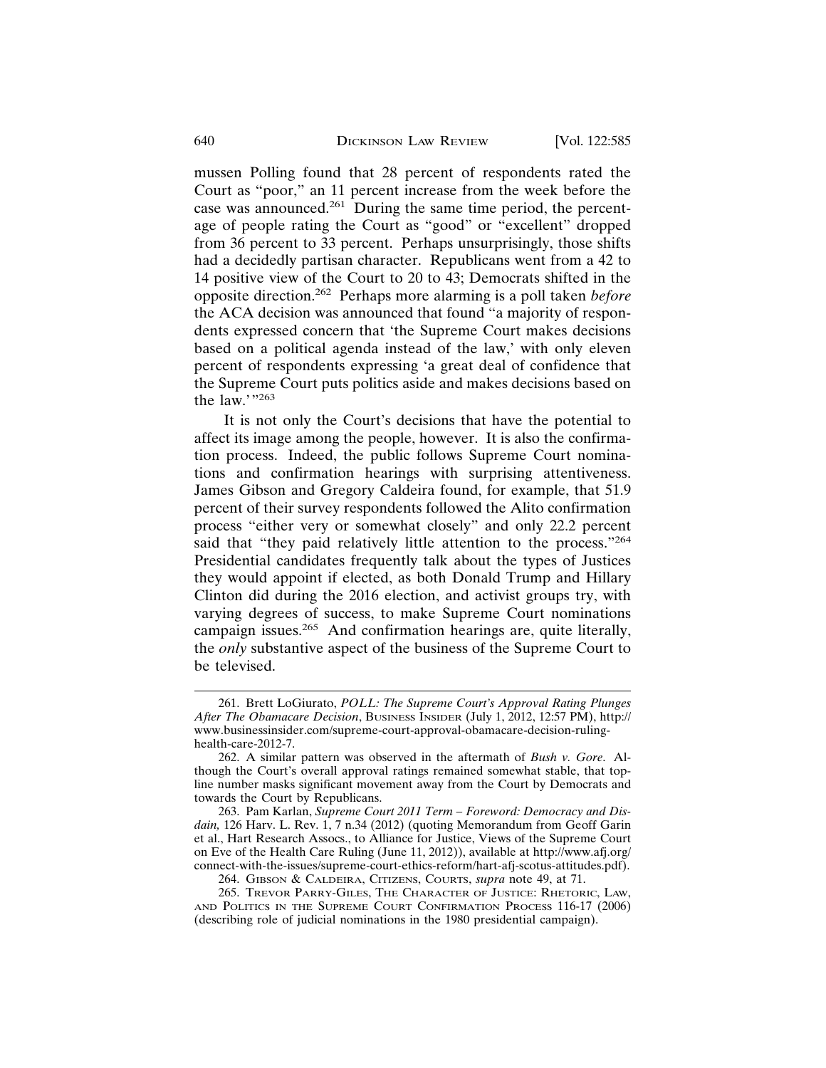mussen Polling found that 28 percent of respondents rated the Court as "poor," an 11 percent increase from the week before the case was announced.[261] During the same time period, the percentage of people rating the Court as "good" or "excellent" dropped from 36 percent to 33 percent. Perhaps unsurprisingly, those shifts had a decidedly partisan character. Republicans went from a 42 to 14 positive view of the Court to 20 to 43; Democrats shifted in the opposite direction.[262] Perhaps more alarming is a poll taken *before* the ACA decision was announced that found "a majority of respondents expressed concern that 'the Supreme Court makes decisions based on a political agenda instead of the law,' with only eleven percent of respondents expressing 'a great deal of confidence that the Supreme Court puts politics aside and makes decisions based on the law.'"[263]

It is not only the Court's decisions that have the potential to affect its image among the people, however. It is also the confirmation process. Indeed, the public follows Supreme Court nominations and confirmation hearings with surprising attentiveness. James Gibson and Gregory Caldeira found, for example, that 51.9 percent of their survey respondents followed the Alito confirmation process "either very or somewhat closely" and only 22.2 percent said that "they paid relatively little attention to the process."[264] Presidential candidates frequently talk about the types of Justices they would appoint if elected, as both Donald Trump and Hillary Clinton did during the 2016 election, and activist groups try, with varying degrees of success, to make Supreme Court nominations campaign issues.[265] And confirmation hearings are, quite literally, the *only* substantive aspect of the business of the Supreme Court to be televised.

261. Brett LoGiurato, *POLL: The Supreme Court's Approval Rating Plunges After The Obamacare Decision*, BUSINESS INSIDER (July 1, 2012, 12:57 PM), http://www.businessinsider.com/supreme-court-approval-obamacare-decision-ruling-health-care-2012-7.

262. A similar pattern was observed in the aftermath of *Bush v. Gore*. Although the Court's overall approval ratings remained somewhat stable, that topline number masks significant movement away from the Court by Democrats and towards the Court by Republicans.

263. Pam Karlan, *Supreme Court 2011 Term – Foreword: Democracy and Disdain,* 126 Harv. L. Rev. 1, 7 n.34 (2012) (quoting Memorandum from Geoff Garin et al., Hart Research Assocs., to Alliance for Justice, Views of the Supreme Court on Eve of the Health Care Ruling (June 11, 2012)), available at http://www.afj.org/connect-with-the-issues/supreme-court-ethics-reform/hart-afj-scotus-attitudes.pdf).

264. GIBSON & CALDEIRA, CITIZENS, COURTS, *supra* note 49, at 71.

265. TREVOR PARRY-GILES, THE CHARACTER OF JUSTICE: RHETORIC, LAW, AND POLITICS IN THE SUPREME COURT CONFIRMATION PROCESS 116-17 (2006) (describing role of judicial nominations in the 1980 presidential campaign).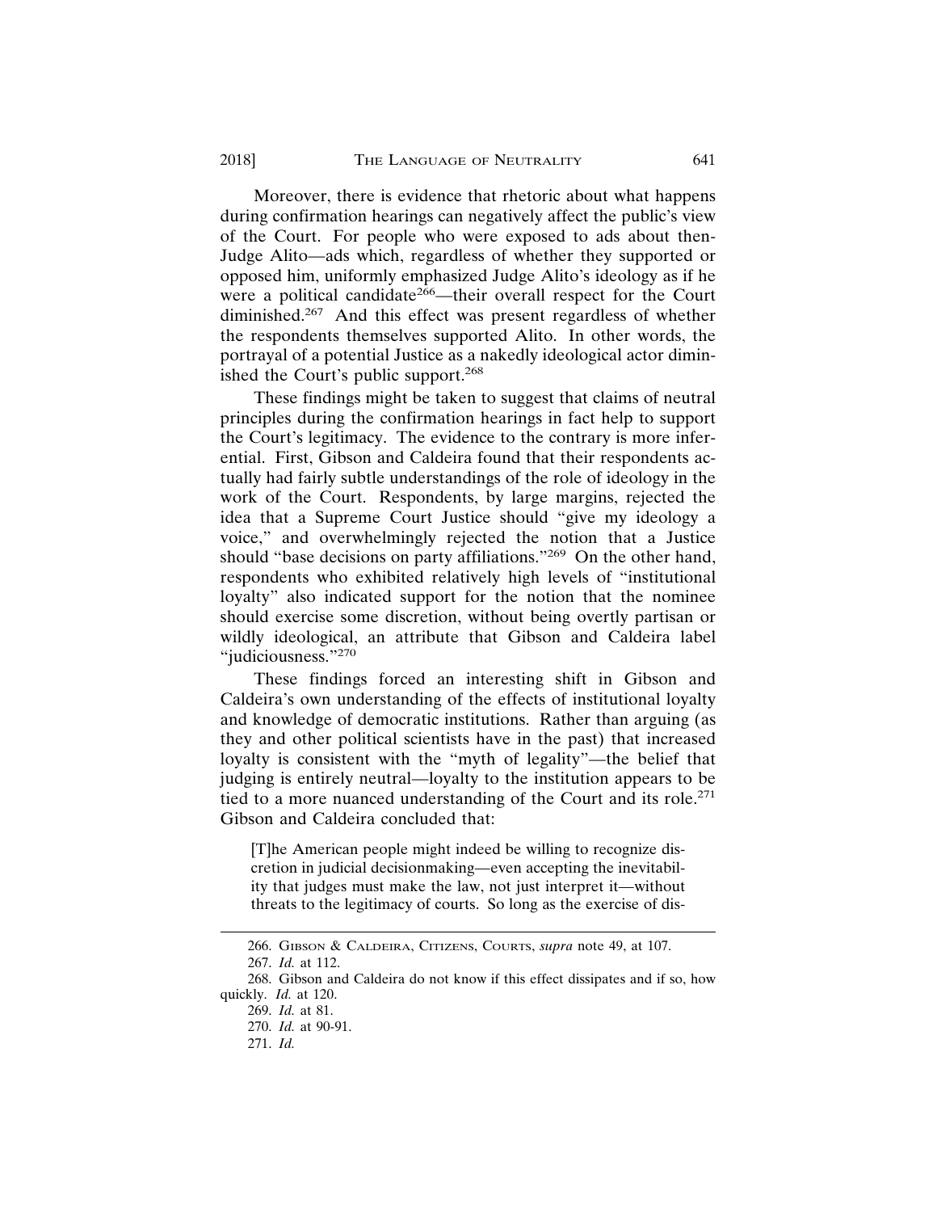Moreover, there is evidence that rhetoric about what happens during confirmation hearings can negatively affect the public's view of the Court. For people who were exposed to ads about then-Judge Alito—ads which, regardless of whether they supported or opposed him, uniformly emphasized Judge Alito's ideology as if he were a political candidate[266]—their overall respect for the Court diminished.[267] And this effect was present regardless of whether the respondents themselves supported Alito. In other words, the portrayal of a potential Justice as a nakedly ideological actor diminished the Court's public support.[268]

These findings might be taken to suggest that claims of neutral principles during the confirmation hearings in fact help to support the Court's legitimacy. The evidence to the contrary is more inferential. First, Gibson and Caldeira found that their respondents actually had fairly subtle understandings of the role of ideology in the work of the Court. Respondents, by large margins, rejected the idea that a Supreme Court Justice should "give my ideology a voice," and overwhelmingly rejected the notion that a Justice should "base decisions on party affiliations."[269] On the other hand, respondents who exhibited relatively high levels of "institutional loyalty" also indicated support for the notion that the nominee should exercise some discretion, without being overtly partisan or wildly ideological, an attribute that Gibson and Caldeira label "judiciousness."[270]

These findings forced an interesting shift in Gibson and Caldeira's own understanding of the effects of institutional loyalty and knowledge of democratic institutions. Rather than arguing (as they and other political scientists have in the past) that increased loyalty is consistent with the "myth of legality"—the belief that judging is entirely neutral—loyalty to the institution appears to be tied to a more nuanced understanding of the Court and its role.[271] Gibson and Caldeira concluded that:

> [T]he American people might indeed be willing to recognize discretion in judicial decisionmaking—even accepting the inevitability that judges must make the law, not just interpret it—without threats to the legitimacy of courts. So long as the exercise of dis-

---

266. Gibson & Caldeira, Citizens, Courts, *supra* note 49, at 107.

267. *Id.* at 112.

268. Gibson and Caldeira do not know if this effect dissipates and if so, how quickly. *Id.* at 120.

269. *Id.* at 81.

270. *Id.* at 90-91.

271. *Id.*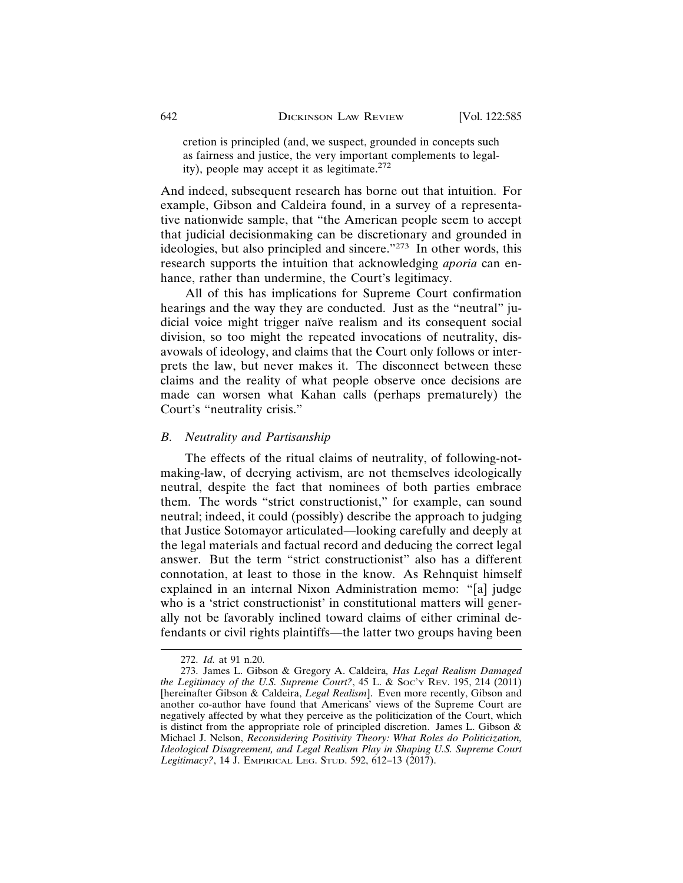> cretion is principled (and, we suspect, grounded in concepts such as fairness and justice, the very important complements to legality), people may accept it as legitimate.[272]

And indeed, subsequent research has borne out that intuition. For example, Gibson and Caldeira found, in a survey of a representative nationwide sample, that "the American people seem to accept that judicial decisionmaking can be discretionary and grounded in ideologies, but also principled and sincere."[273] In other words, this research supports the intuition that acknowledging *aporia* can enhance, rather than undermine, the Court's legitimacy.

All of this has implications for Supreme Court confirmation hearings and the way they are conducted. Just as the "neutral" judicial voice might trigger naïve realism and its consequent social division, so too might the repeated invocations of neutrality, disavowals of ideology, and claims that the Court only follows or interprets the law, but never makes it. The disconnect between these claims and the reality of what people observe once decisions are made can worsen what Kahan calls (perhaps prematurely) the Court's "neutrality crisis."

## *B. Neutrality and Partisanship*

The effects of the ritual claims of neutrality, of following-not-making-law, of decrying activism, are not themselves ideologically neutral, despite the fact that nominees of both parties embrace them. The words "strict constructionist," for example, can sound neutral; indeed, it could (possibly) describe the approach to judging that Justice Sotomayor articulated—looking carefully and deeply at the legal materials and factual record and deducing the correct legal answer. But the term "strict constructionist" also has a different connotation, at least to those in the know. As Rehnquist himself explained in an internal Nixon Administration memo: "[a] judge who is a 'strict constructionist' in constitutional matters will generally not be favorably inclined toward claims of either criminal defendants or civil rights plaintiffs—the latter two groups having been

---

272. *Id.* at 91 n.20.

273. James L. Gibson & Gregory A. Caldeira*, Has Legal Realism Damaged the Legitimacy of the U.S. Supreme Court?*, 45 L. & Soc'y Rev. 195, 214 (2011) [hereinafter Gibson & Caldeira, *Legal Realism*]. Even more recently, Gibson and another co-author have found that Americans' views of the Supreme Court are negatively affected by what they perceive as the politicization of the Court, which is distinct from the appropriate role of principled discretion. James L. Gibson & Michael J. Nelson, *Reconsidering Positivity Theory: What Roles do Politicization, Ideological Disagreement, and Legal Realism Play in Shaping U.S. Supreme Court Legitimacy?*, 14 J. Empirical Leg. Stud. 592, 612–13 (2017).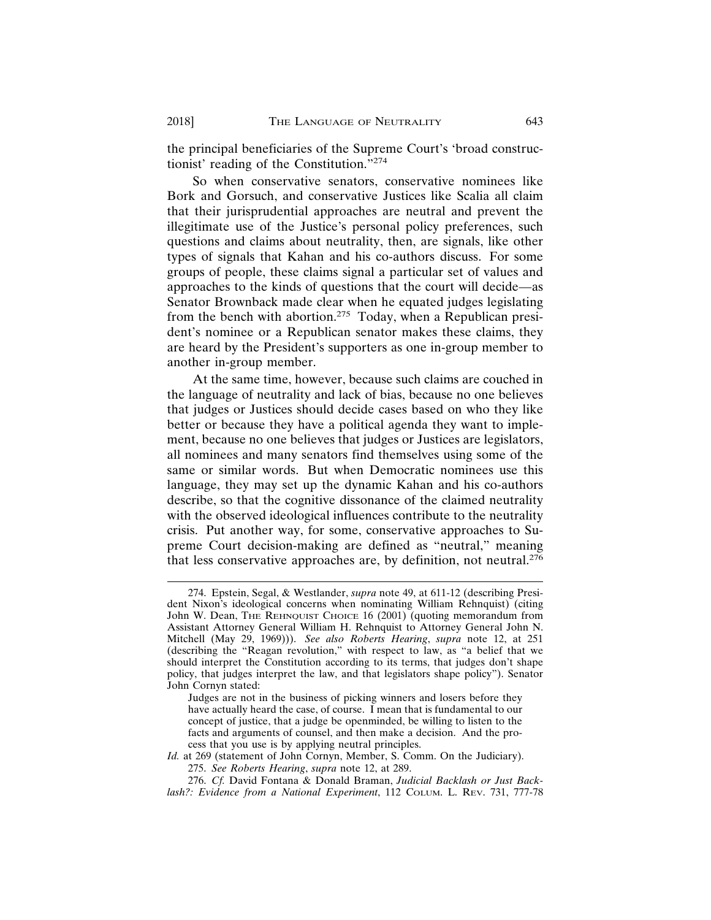the principal beneficiaries of the Supreme Court's 'broad constructionist' reading of the Constitution."[274]

So when conservative senators, conservative nominees like Bork and Gorsuch, and conservative Justices like Scalia all claim that their jurisprudential approaches are neutral and prevent the illegitimate use of the Justice's personal policy preferences, such questions and claims about neutrality, then, are signals, like other types of signals that Kahan and his co-authors discuss. For some groups of people, these claims signal a particular set of values and approaches to the kinds of questions that the court will decide—as Senator Brownback made clear when he equated judges legislating from the bench with abortion.[275] Today, when a Republican president's nominee or a Republican senator makes these claims, they are heard by the President's supporters as one in-group member to another in-group member.

At the same time, however, because such claims are couched in the language of neutrality and lack of bias, because no one believes that judges or Justices should decide cases based on who they like better or because they have a political agenda they want to implement, because no one believes that judges or Justices are legislators, all nominees and many senators find themselves using some of the same or similar words. But when Democratic nominees use this language, they may set up the dynamic Kahan and his co-authors describe, so that the cognitive dissonance of the claimed neutrality with the observed ideological influences contribute to the neutrality crisis. Put another way, for some, conservative approaches to Supreme Court decision-making are defined as "neutral," meaning that less conservative approaches are, by definition, not neutral.[276]

---

274. Epstein, Segal, & Westlander, *supra* note 49, at 611-12 (describing President Nixon's ideological concerns when nominating William Rehnquist) (citing John W. Dean, The Rehnquist Choice 16 (2001) (quoting memorandum from Assistant Attorney General William H. Rehnquist to Attorney General John N. Mitchell (May 29, 1969))). *See also Roberts Hearing*, *supra* note 12, at 251 (describing the "Reagan revolution," with respect to law, as "a belief that we should interpret the Constitution according to its terms, that judges don't shape policy, that judges interpret the law, and that legislators shape policy"). Senator John Cornyn stated:

> Judges are not in the business of picking winners and losers before they have actually heard the case, of course. I mean that is fundamental to our concept of justice, that a judge be openminded, be willing to listen to the facts and arguments of counsel, and then make a decision. And the process that you use is by applying neutral principles.

*Id.* at 269 (statement of John Cornyn, Member, S. Comm. On the Judiciary).

275. *See Roberts Hearing*, *supra* note 12, at 289.

276. *Cf.* David Fontana & Donald Braman, *Judicial Backlash or Just Backlash?: Evidence from a National Experiment*, 112 Colum. L. Rev. 731, 777-78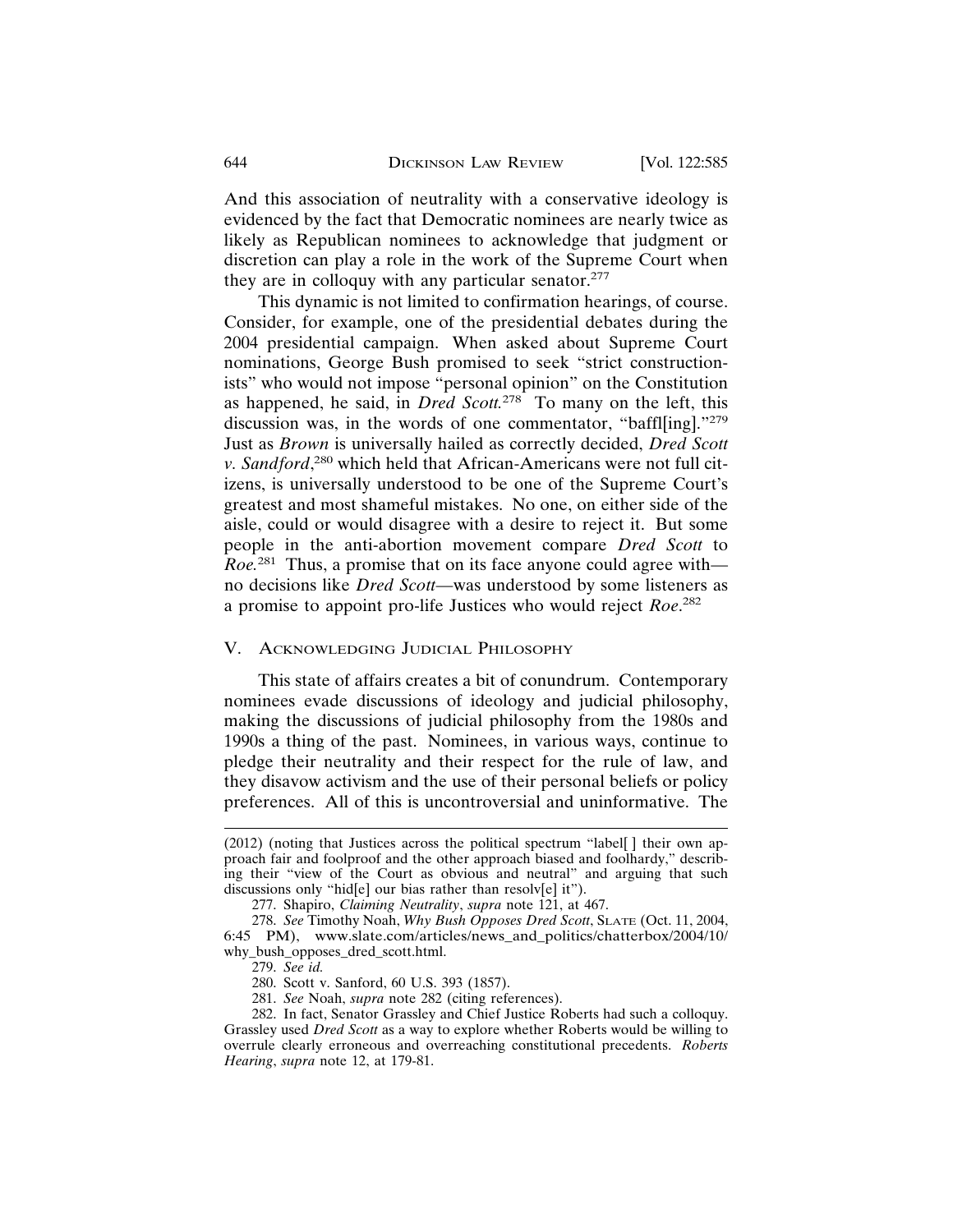And this association of neutrality with a conservative ideology is evidenced by the fact that Democratic nominees are nearly twice as likely as Republican nominees to acknowledge that judgment or discretion can play a role in the work of the Supreme Court when they are in colloquy with any particular senator.[277]

This dynamic is not limited to confirmation hearings, of course. Consider, for example, one of the presidential debates during the 2004 presidential campaign. When asked about Supreme Court nominations, George Bush promised to seek "strict constructionists" who would not impose "personal opinion" on the Constitution as happened, he said, in *Dred Scott*.[278] To many on the left, this discussion was, in the words of one commentator, "baffl[ing]."[279] Just as *Brown* is universally hailed as correctly decided, *Dred Scott v. Sandford*,[280] which held that African-Americans were not full citizens, is universally understood to be one of the Supreme Court's greatest and most shameful mistakes. No one, on either side of the aisle, could or would disagree with a desire to reject it. But some people in the anti-abortion movement compare *Dred Scott* to *Roe*.[281] Thus, a promise that on its face anyone could agree with—no decisions like *Dred Scott*—was understood by some listeners as a promise to appoint pro-life Justices who would reject *Roe*.[282]

## V. Acknowledging Judicial Philosophy

This state of affairs creates a bit of conundrum. Contemporary nominees evade discussions of ideology and judicial philosophy, making the discussions of judicial philosophy from the 1980s and 1990s a thing of the past. Nominees, in various ways, continue to pledge their neutrality and their respect for the rule of law, and they disavow activism and the use of their personal beliefs or policy preferences. All of this is uncontroversial and uninformative. The

---

(2012) (noting that Justices across the political spectrum "label[ ] their own approach fair and foolproof and the other approach biased and foolhardy," describing their "view of the Court as obvious and neutral" and arguing that such discussions only "hid[e] our bias rather than resolv[e] it").

277. Shapiro, *Claiming Neutrality*, *supra* note 121, at 467.

278. *See* Timothy Noah, *Why Bush Opposes Dred Scott*, Slate (Oct. 11, 2004, 6:45 PM), www.slate.com/articles/news_and_politics/chatterbox/2004/10/why_bush_opposes_dred_scott.html.

279. *See id.*

280. Scott v. Sanford, 60 U.S. 393 (1857).

281. *See* Noah, *supra* note 282 (citing references).

282. In fact, Senator Grassley and Chief Justice Roberts had such a colloquy. Grassley used *Dred Scott* as a way to explore whether Roberts would be willing to overrule clearly erroneous and overreaching constitutional precedents. *Roberts Hearing*, *supra* note 12, at 179-81.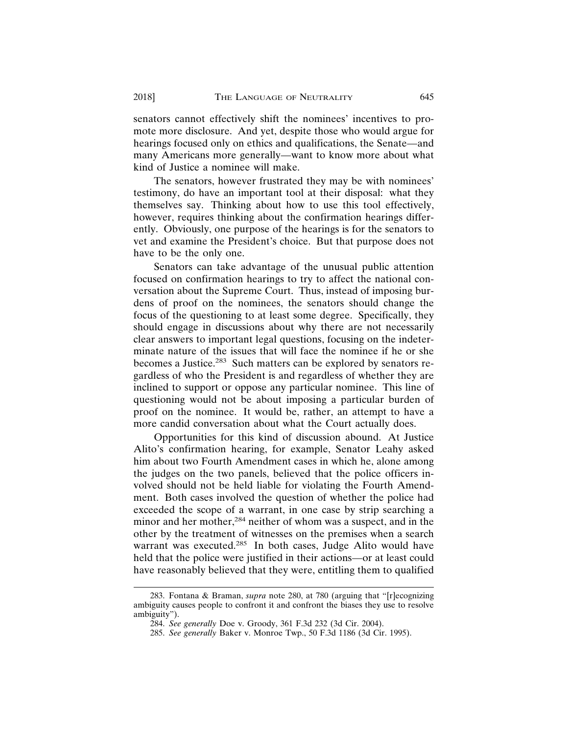senators cannot effectively shift the nominees' incentives to promote more disclosure. And yet, despite those who would argue for hearings focused only on ethics and qualifications, the Senate—and many Americans more generally—want to know more about what kind of Justice a nominee will make.

The senators, however frustrated they may be with nominees' testimony, do have an important tool at their disposal: what they themselves say. Thinking about how to use this tool effectively, however, requires thinking about the confirmation hearings differently. Obviously, one purpose of the hearings is for the senators to vet and examine the President's choice. But that purpose does not have to be the only one.

Senators can take advantage of the unusual public attention focused on confirmation hearings to try to affect the national conversation about the Supreme Court. Thus, instead of imposing burdens of proof on the nominees, the senators should change the focus of the questioning to at least some degree. Specifically, they should engage in discussions about why there are not necessarily clear answers to important legal questions, focusing on the indeterminate nature of the issues that will face the nominee if he or she becomes a Justice.[283] Such matters can be explored by senators regardless of who the President is and regardless of whether they are inclined to support or oppose any particular nominee. This line of questioning would not be about imposing a particular burden of proof on the nominee. It would be, rather, an attempt to have a more candid conversation about what the Court actually does.

Opportunities for this kind of discussion abound. At Justice Alito's confirmation hearing, for example, Senator Leahy asked him about two Fourth Amendment cases in which he, alone among the judges on the two panels, believed that the police officers involved should not be held liable for violating the Fourth Amendment. Both cases involved the question of whether the police had exceeded the scope of a warrant, in one case by strip searching a minor and her mother,[284] neither of whom was a suspect, and in the other by the treatment of witnesses on the premises when a search warrant was executed.[285] In both cases, Judge Alito would have held that the police were justified in their actions—or at least could have reasonably believed that they were, entitling them to qualified

---

283. Fontana & Braman, *supra* note 280, at 780 (arguing that "[r]ecognizing ambiguity causes people to confront it and confront the biases they use to resolve ambiguity").

284. *See generally* Doe v. Groody, 361 F.3d 232 (3d Cir. 2004).

285. *See generally* Baker v. Monroe Twp., 50 F.3d 1186 (3d Cir. 1995).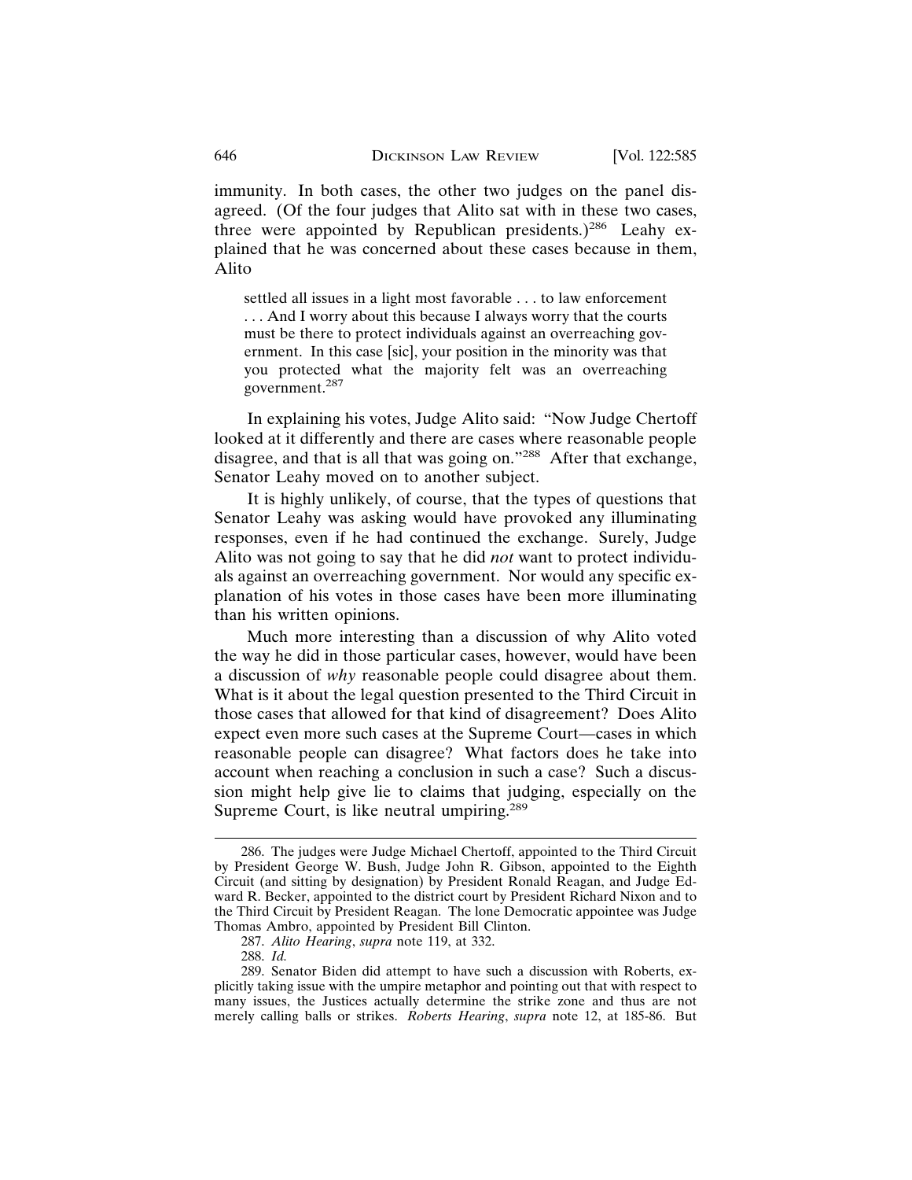immunity. In both cases, the other two judges on the panel disagreed. (Of the four judges that Alito sat with in these two cases, three were appointed by Republican presidents.)[286] Leahy explained that he was concerned about these cases because in them, Alito

> settled all issues in a light most favorable . . . to law enforcement . . . And I worry about this because I always worry that the courts must be there to protect individuals against an overreaching government. In this case [sic], your position in the minority was that you protected what the majority felt was an overreaching government.[287]

In explaining his votes, Judge Alito said: "Now Judge Chertoff looked at it differently and there are cases where reasonable people disagree, and that is all that was going on."[288] After that exchange, Senator Leahy moved on to another subject.

It is highly unlikely, of course, that the types of questions that Senator Leahy was asking would have provoked any illuminating responses, even if he had continued the exchange. Surely, Judge Alito was not going to say that he did *not* want to protect individuals against an overreaching government. Nor would any specific explanation of his votes in those cases have been more illuminating than his written opinions.

Much more interesting than a discussion of why Alito voted the way he did in those particular cases, however, would have been a discussion of *why* reasonable people could disagree about them. What is it about the legal question presented to the Third Circuit in those cases that allowed for that kind of disagreement? Does Alito expect even more such cases at the Supreme Court—cases in which reasonable people can disagree? What factors does he take into account when reaching a conclusion in such a case? Such a discussion might help give lie to claims that judging, especially on the Supreme Court, is like neutral umpiring.[289]

---

286. The judges were Judge Michael Chertoff, appointed to the Third Circuit by President George W. Bush, Judge John R. Gibson, appointed to the Eighth Circuit (and sitting by designation) by President Ronald Reagan, and Judge Edward R. Becker, appointed to the district court by President Richard Nixon and to the Third Circuit by President Reagan. The lone Democratic appointee was Judge Thomas Ambro, appointed by President Bill Clinton.

287. *Alito Hearing*, *supra* note 119, at 332.

288. *Id.*

289. Senator Biden did attempt to have such a discussion with Roberts, explicitly taking issue with the umpire metaphor and pointing out that with respect to many issues, the Justices actually determine the strike zone and thus are not merely calling balls or strikes. *Roberts Hearing*, *supra* note 12, at 185-86. But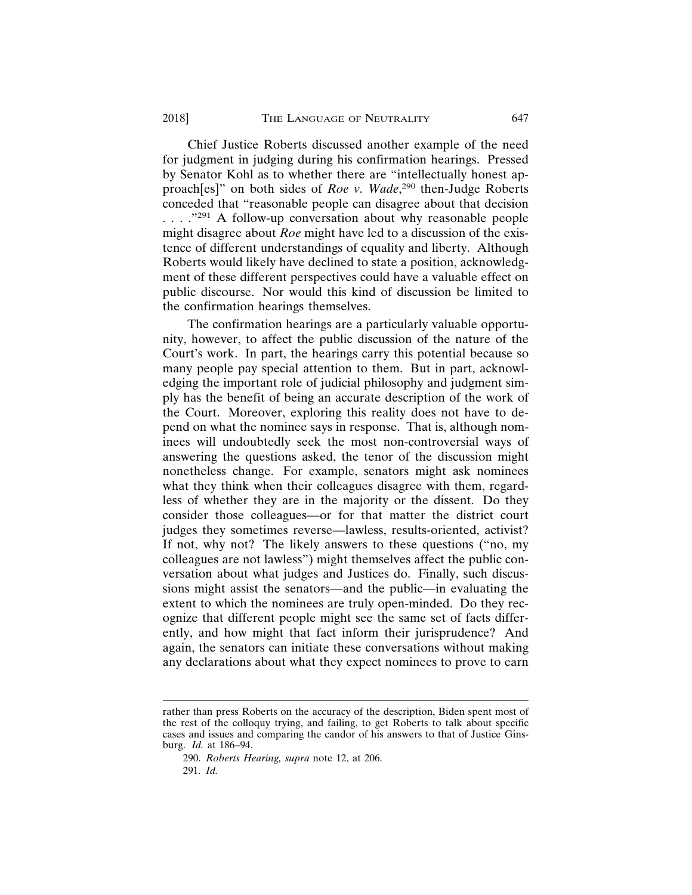Chief Justice Roberts discussed another example of the need for judgment in judging during his confirmation hearings. Pressed by Senator Kohl as to whether there are "intellectually honest approach[es]" on both sides of *Roe v. Wade*,[290] then-Judge Roberts conceded that "reasonable people can disagree about that decision . . . ."[291] A follow-up conversation about why reasonable people might disagree about *Roe* might have led to a discussion of the existence of different understandings of equality and liberty. Although Roberts would likely have declined to state a position, acknowledgment of these different perspectives could have a valuable effect on public discourse. Nor would this kind of discussion be limited to the confirmation hearings themselves.

The confirmation hearings are a particularly valuable opportunity, however, to affect the public discussion of the nature of the Court's work. In part, the hearings carry this potential because so many people pay special attention to them. But in part, acknowledging the important role of judicial philosophy and judgment simply has the benefit of being an accurate description of the work of the Court. Moreover, exploring this reality does not have to depend on what the nominee says in response. That is, although nominees will undoubtedly seek the most non-controversial ways of answering the questions asked, the tenor of the discussion might nonetheless change. For example, senators might ask nominees what they think when their colleagues disagree with them, regardless of whether they are in the majority or the dissent. Do they consider those colleagues—or for that matter the district court judges they sometimes reverse—lawless, results-oriented, activist? If not, why not? The likely answers to these questions ("no, my colleagues are not lawless") might themselves affect the public conversation about what judges and Justices do. Finally, such discussions might assist the senators—and the public—in evaluating the extent to which the nominees are truly open-minded. Do they recognize that different people might see the same set of facts differently, and how might that fact inform their jurisprudence? And again, the senators can initiate these conversations without making any declarations about what they expect nominees to prove to earn

---

rather than press Roberts on the accuracy of the description, Biden spent most of the rest of the colloquy trying, and failing, to get Roberts to talk about specific cases and issues and comparing the candor of his answers to that of Justice Ginsburg. *Id.* at 186–94.

290. *Roberts Hearing, supra* note 12, at 206.

291. *Id.*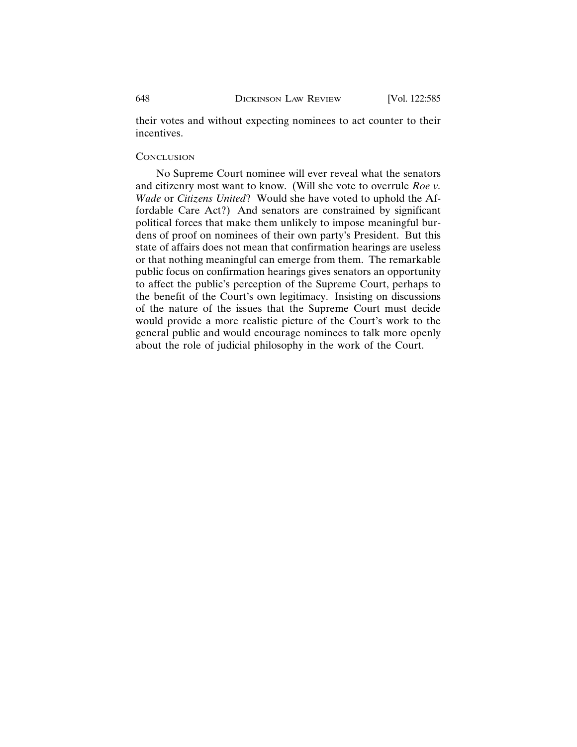their votes and without expecting nominees to act counter to their incentives.

## CONCLUSION

No Supreme Court nominee will ever reveal what the senators and citizenry most want to know. (Will she vote to overrule *Roe v. Wade* or *Citizens United*? Would she have voted to uphold the Affordable Care Act?) And senators are constrained by significant political forces that make them unlikely to impose meaningful burdens of proof on nominees of their own party's President. But this state of affairs does not mean that confirmation hearings are useless or that nothing meaningful can emerge from them. The remarkable public focus on confirmation hearings gives senators an opportunity to affect the public's perception of the Supreme Court, perhaps to the benefit of the Court's own legitimacy. Insisting on discussions of the nature of the issues that the Supreme Court must decide would provide a more realistic picture of the Court's work to the general public and would encourage nominees to talk more openly about the role of judicial philosophy in the work of the Court.